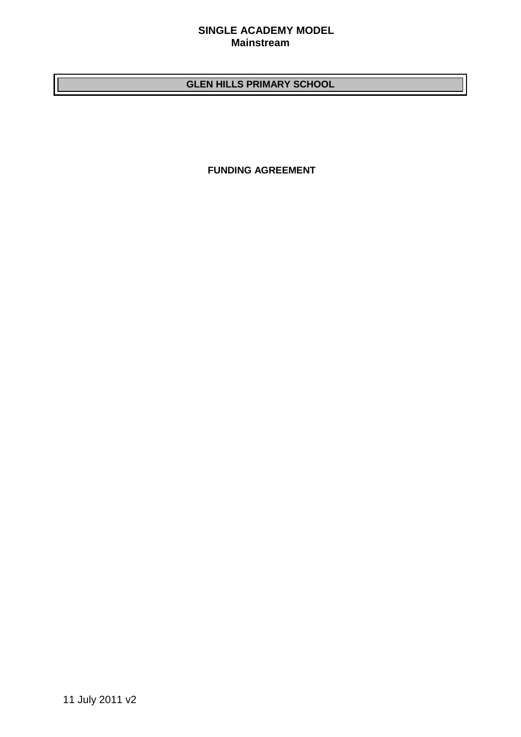**SINGLE ACADEMY MODEL**
**Mainstream**

# GLEN HILLS PRIMARY SCHOOL

**FUNDING AGREEMENT**

11 July 2011 v2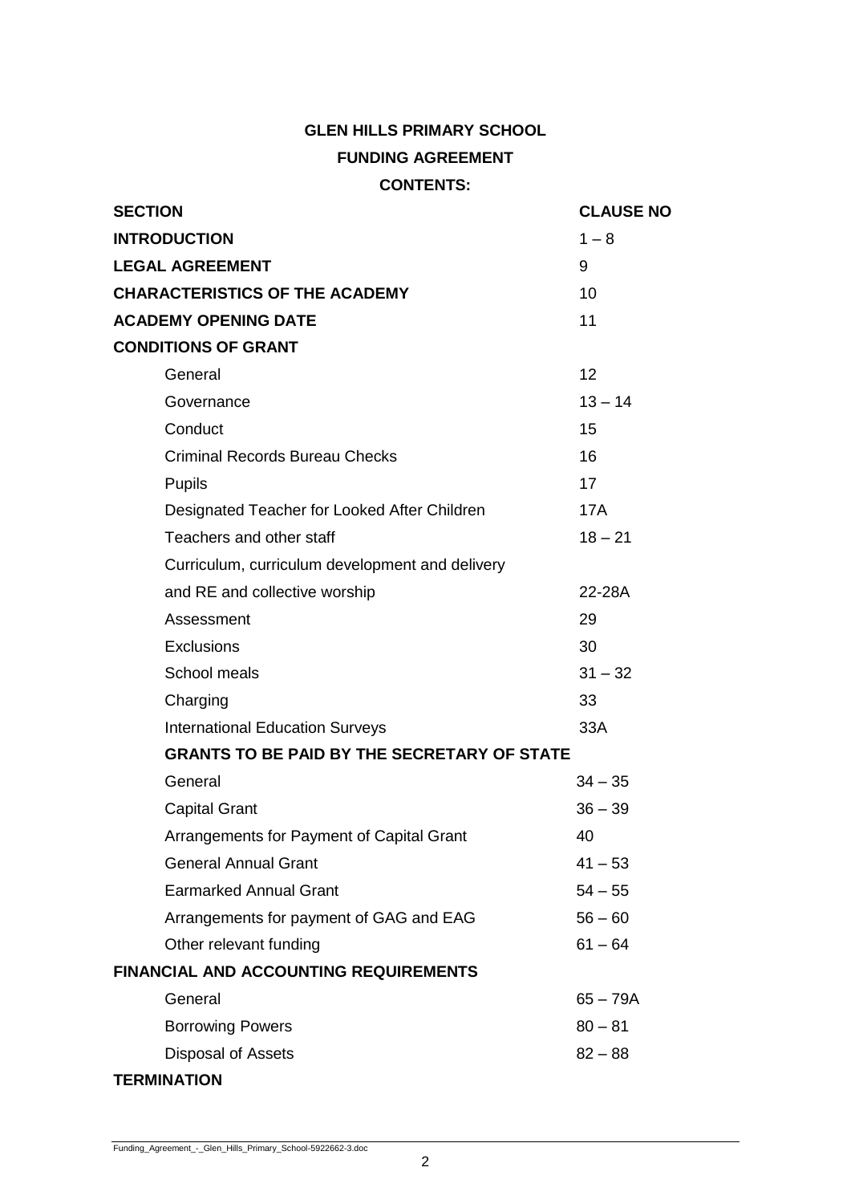# GLEN HILLS PRIMARY SCHOOL

## FUNDING AGREEMENT

### CONTENTS:

| SECTION | CLAUSE NO |
|---|---|
| **INTRODUCTION** | 1 – 8 |
| **LEGAL AGREEMENT** | 9 |
| **CHARACTERISTICS OF THE ACADEMY** | 10 |
| **ACADEMY OPENING DATE** | 11 |
| **CONDITIONS OF GRANT** | |
| General | 12 |
| Governance | 13 – 14 |
| Conduct | 15 |
| Criminal Records Bureau Checks | 16 |
| Pupils | 17 |
| Designated Teacher for Looked After Children | 17A |
| Teachers and other staff | 18 – 21 |
| Curriculum, curriculum development and delivery and RE and collective worship | 22-28A |
| Assessment | 29 |
| Exclusions | 30 |
| School meals | 31 – 32 |
| Charging | 33 |
| International Education Surveys | 33A |
| **GRANTS TO BE PAID BY THE SECRETARY OF STATE** | |
| General | 34 – 35 |
| Capital Grant | 36 – 39 |
| Arrangements for Payment of Capital Grant | 40 |
| General Annual Grant | 41 – 53 |
| Earmarked Annual Grant | 54 – 55 |
| Arrangements for payment of GAG and EAG | 56 – 60 |
| Other relevant funding | 61 – 64 |
| **FINANCIAL AND ACCOUNTING REQUIREMENTS** | |
| General | 65 – 79A |
| Borrowing Powers | 80 – 81 |
| Disposal of Assets | 82 – 88 |
| **TERMINATION** | |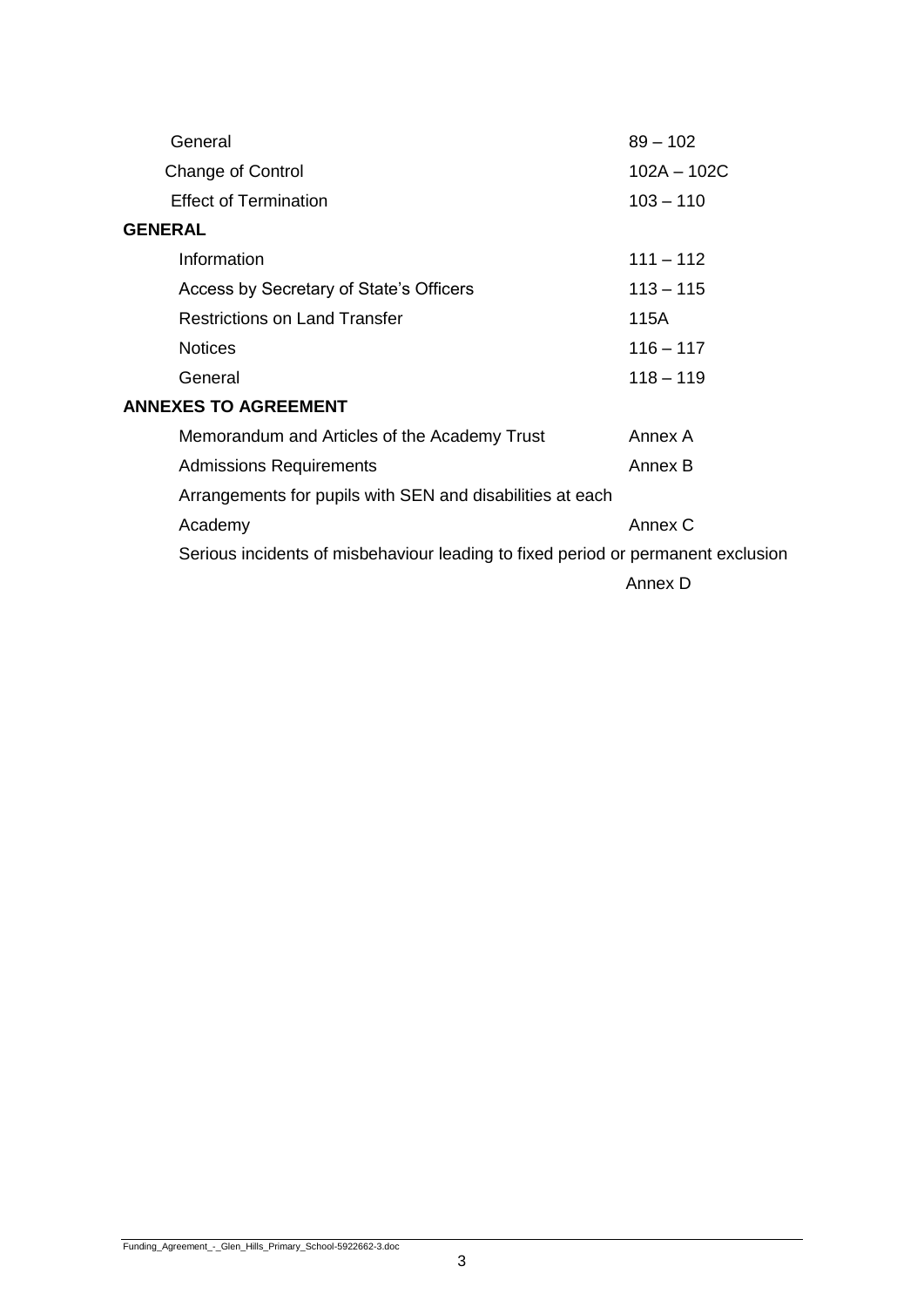| | |
|---|---|
| General | 89 – 102 |
| Change of Control | 102A – 102C |
| Effect of Termination | 103 – 110 |
| **GENERAL** | |
| Information | 111 – 112 |
| Access by Secretary of State's Officers | 113 – 115 |
| Restrictions on Land Transfer | 115A |
| Notices | 116 – 117 |
| General | 118 – 119 |
| **ANNEXES TO AGREEMENT** | |
| Memorandum and Articles of the Academy Trust | Annex A |
| Admissions Requirements | Annex B |
| Arrangements for pupils with SEN and disabilities at each Academy | Annex C |
| Serious incidents of misbehaviour leading to fixed period or permanent exclusion | Annex D |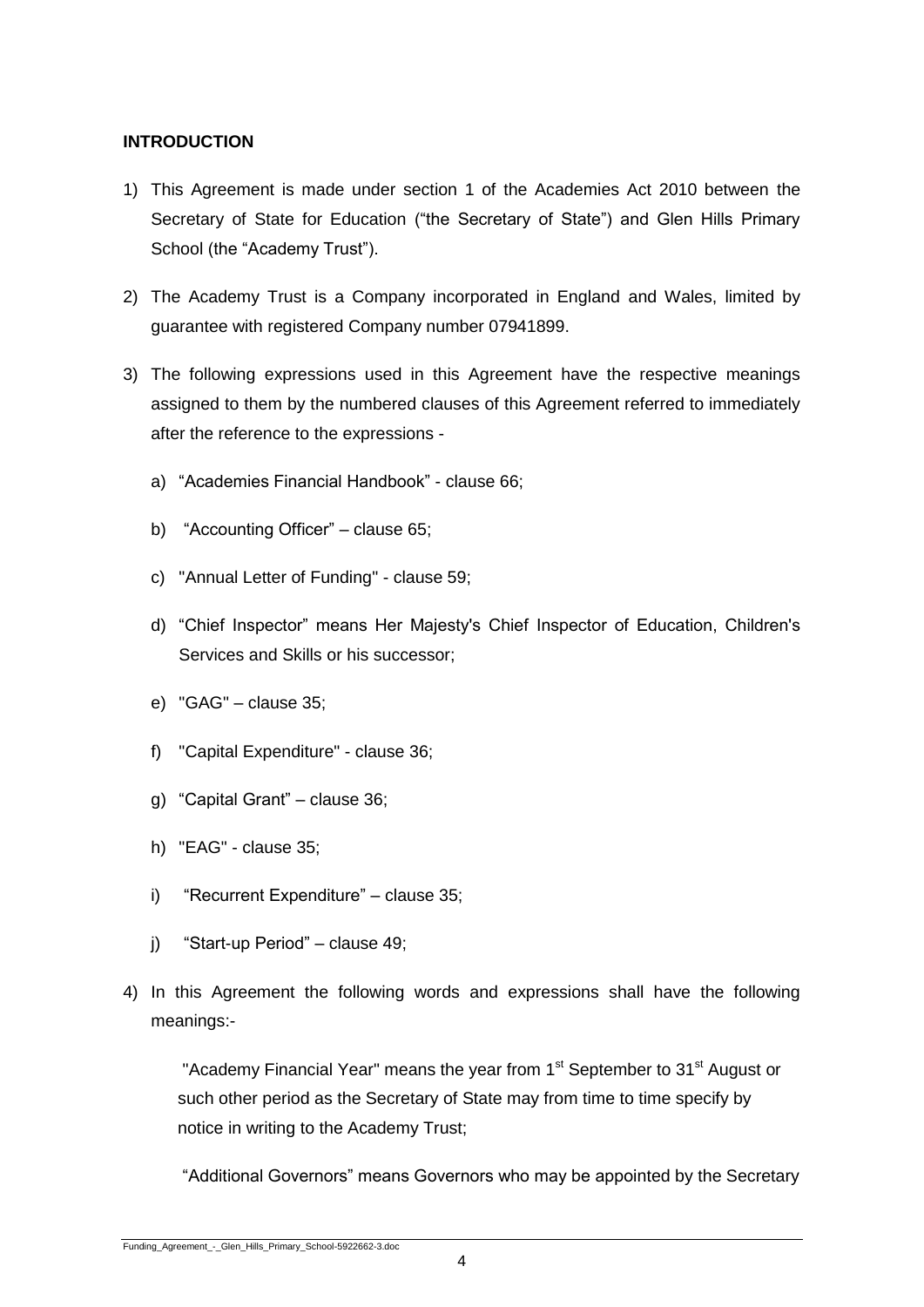**INTRODUCTION**

1) This Agreement is made under section 1 of the Academies Act 2010 between the Secretary of State for Education ("the Secretary of State") and Glen Hills Primary School (the "Academy Trust").

2) The Academy Trust is a Company incorporated in England and Wales, limited by guarantee with registered Company number 07941899.

3) The following expressions used in this Agreement have the respective meanings assigned to them by the numbered clauses of this Agreement referred to immediately after the reference to the expressions -

   a) "Academies Financial Handbook" - clause 66;

   b) "Accounting Officer" – clause 65;

   c) "Annual Letter of Funding" - clause 59;

   d) "Chief Inspector" means Her Majesty's Chief Inspector of Education, Children's Services and Skills or his successor;

   e) "GAG" – clause 35;

   f) "Capital Expenditure" - clause 36;

   g) "Capital Grant" – clause 36;

   h) "EAG" - clause 35;

   i) "Recurrent Expenditure" – clause 35;

   j) "Start-up Period" – clause 49;

4) In this Agreement the following words and expressions shall have the following meanings:-

   "Academy Financial Year" means the year from 1st September to 31st August or such other period as the Secretary of State may from time to time specify by notice in writing to the Academy Trust;

   "Additional Governors" means Governors who may be appointed by the Secretary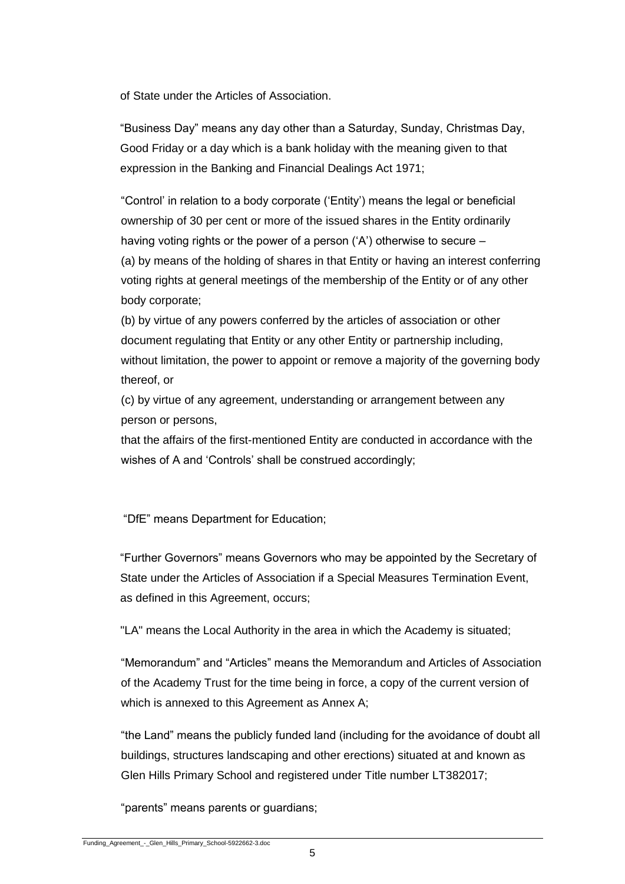of State under the Articles of Association.

“Business Day” means any day other than a Saturday, Sunday, Christmas Day, Good Friday or a day which is a bank holiday with the meaning given to that expression in the Banking and Financial Dealings Act 1971;

“Control’ in relation to a body corporate (‘Entity’) means the legal or beneficial ownership of 30 per cent or more of the issued shares in the Entity ordinarily having voting rights or the power of a person (‘A’) otherwise to secure –

(a) by means of the holding of shares in that Entity or having an interest conferring voting rights at general meetings of the membership of the Entity or of any other body corporate;

(b) by virtue of any powers conferred by the articles of association or other document regulating that Entity or any other Entity or partnership including, without limitation, the power to appoint or remove a majority of the governing body thereof, or

(c) by virtue of any agreement, understanding or arrangement between any person or persons,

that the affairs of the first-mentioned Entity are conducted in accordance with the wishes of A and ‘Controls’ shall be construed accordingly;

“DfE” means Department for Education;

“Further Governors” means Governors who may be appointed by the Secretary of State under the Articles of Association if a Special Measures Termination Event, as defined in this Agreement, occurs;

"LA" means the Local Authority in the area in which the Academy is situated;

“Memorandum” and “Articles” means the Memorandum and Articles of Association of the Academy Trust for the time being in force, a copy of the current version of which is annexed to this Agreement as Annex A;

“the Land” means the publicly funded land (including for the avoidance of doubt all buildings, structures landscaping and other erections) situated at and known as Glen Hills Primary School and registered under Title number LT382017;

“parents” means parents or guardians;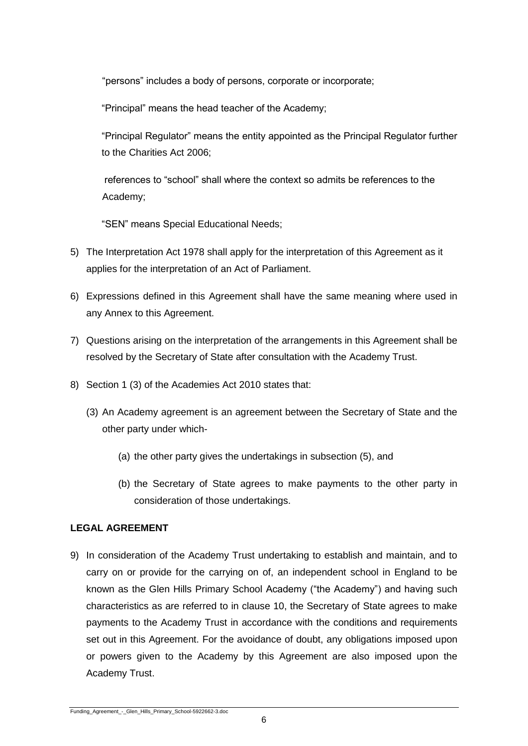"persons" includes a body of persons, corporate or incorporate;

"Principal" means the head teacher of the Academy;

"Principal Regulator" means the entity appointed as the Principal Regulator further to the Charities Act 2006;

references to "school" shall where the context so admits be references to the Academy;

"SEN" means Special Educational Needs;

5) The Interpretation Act 1978 shall apply for the interpretation of this Agreement as it applies for the interpretation of an Act of Parliament.

6) Expressions defined in this Agreement shall have the same meaning where used in any Annex to this Agreement.

7) Questions arising on the interpretation of the arrangements in this Agreement shall be resolved by the Secretary of State after consultation with the Academy Trust.

8) Section 1 (3) of the Academies Act 2010 states that:

   (3) An Academy agreement is an agreement between the Secretary of State and the other party under which-

      (a) the other party gives the undertakings in subsection (5), and

      (b) the Secretary of State agrees to make payments to the other party in consideration of those undertakings.

**LEGAL AGREEMENT**

9) In consideration of the Academy Trust undertaking to establish and maintain, and to carry on or provide for the carrying on of, an independent school in England to be known as the Glen Hills Primary School Academy ("the Academy") and having such characteristics as are referred to in clause 10, the Secretary of State agrees to make payments to the Academy Trust in accordance with the conditions and requirements set out in this Agreement. For the avoidance of doubt, any obligations imposed upon or powers given to the Academy by this Agreement are also imposed upon the Academy Trust.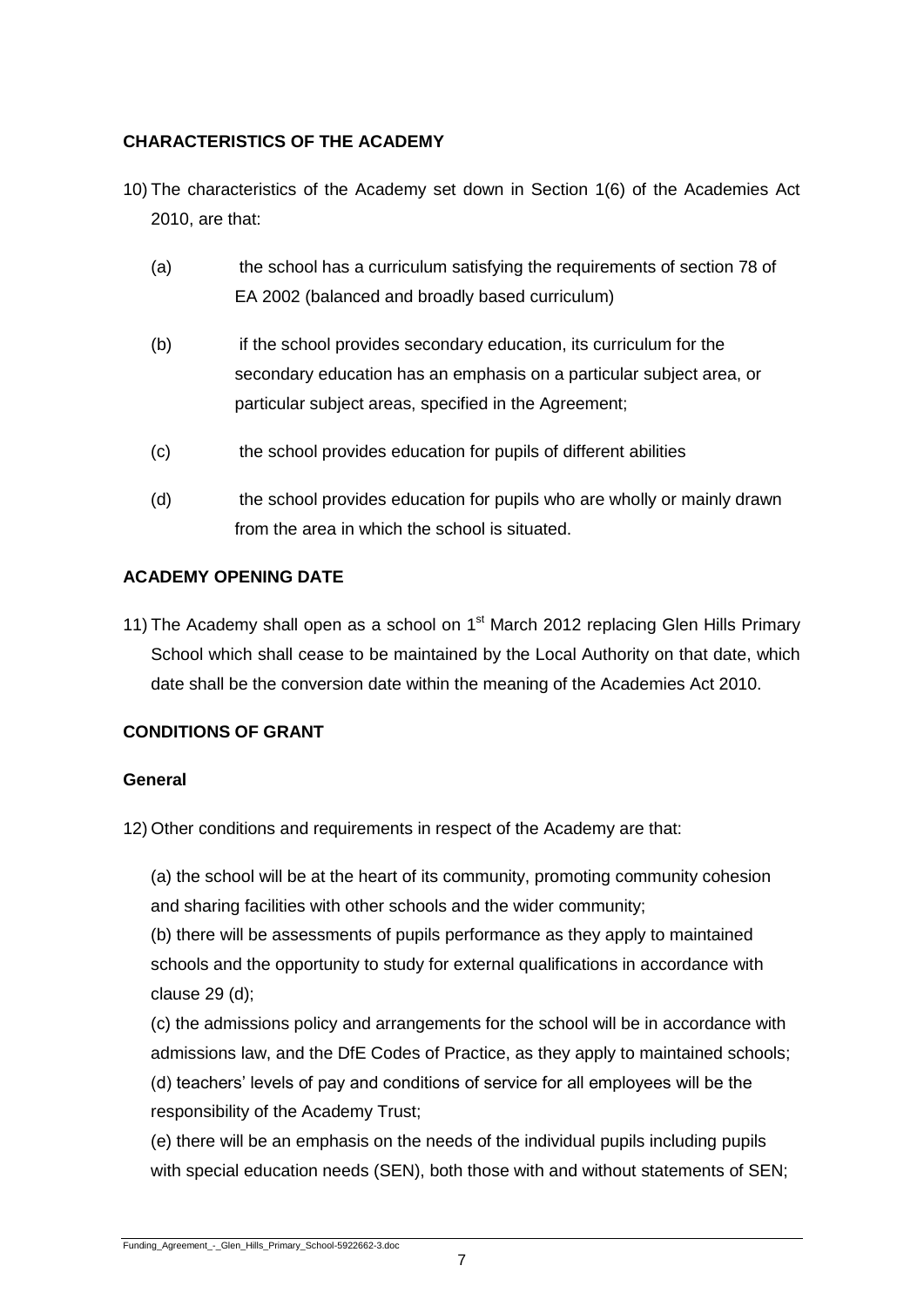## CHARACTERISTICS OF THE ACADEMY

10) The characteristics of the Academy set down in Section 1(6) of the Academies Act 2010, are that:

(a) the school has a curriculum satisfying the requirements of section 78 of EA 2002 (balanced and broadly based curriculum)

(b) if the school provides secondary education, its curriculum for the secondary education has an emphasis on a particular subject area, or particular subject areas, specified in the Agreement;

(c) the school provides education for pupils of different abilities

(d) the school provides education for pupils who are wholly or mainly drawn from the area in which the school is situated.

## ACADEMY OPENING DATE

11) The Academy shall open as a school on 1st March 2012 replacing Glen Hills Primary School which shall cease to be maintained by the Local Authority on that date, which date shall be the conversion date within the meaning of the Academies Act 2010.

## CONDITIONS OF GRANT

### General

12) Other conditions and requirements in respect of the Academy are that:

(a) the school will be at the heart of its community, promoting community cohesion and sharing facilities with other schools and the wider community;

(b) there will be assessments of pupils performance as they apply to maintained schools and the opportunity to study for external qualifications in accordance with clause 29 (d);

(c) the admissions policy and arrangements for the school will be in accordance with admissions law, and the DfE Codes of Practice, as they apply to maintained schools;

(d) teachers' levels of pay and conditions of service for all employees will be the responsibility of the Academy Trust;

(e) there will be an emphasis on the needs of the individual pupils including pupils with special education needs (SEN), both those with and without statements of SEN;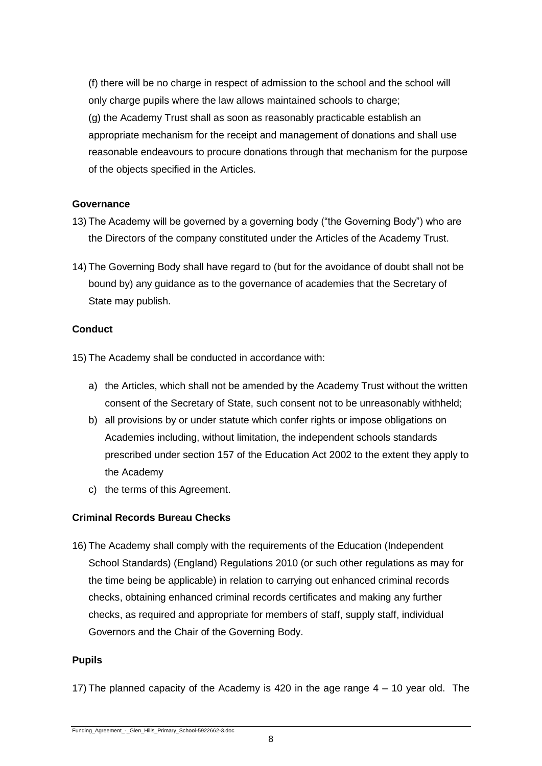(f) there will be no charge in respect of admission to the school and the school will only charge pupils where the law allows maintained schools to charge;

(g) the Academy Trust shall as soon as reasonably practicable establish an appropriate mechanism for the receipt and management of donations and shall use reasonable endeavours to procure donations through that mechanism for the purpose of the objects specified in the Articles.

**Governance**

13) The Academy will be governed by a governing body ("the Governing Body") who are the Directors of the company constituted under the Articles of the Academy Trust.

14) The Governing Body shall have regard to (but for the avoidance of doubt shall not be bound by) any guidance as to the governance of academies that the Secretary of State may publish.

**Conduct**

15) The Academy shall be conducted in accordance with:

   a) the Articles, which shall not be amended by the Academy Trust without the written consent of the Secretary of State, such consent not to be unreasonably withheld;
   b) all provisions by or under statute which confer rights or impose obligations on Academies including, without limitation, the independent schools standards prescribed under section 157 of the Education Act 2002 to the extent they apply to the Academy
   c) the terms of this Agreement.

**Criminal Records Bureau Checks**

16) The Academy shall comply with the requirements of the Education (Independent School Standards) (England) Regulations 2010 (or such other regulations as may for the time being be applicable) in relation to carrying out enhanced criminal records checks, obtaining enhanced criminal records certificates and making any further checks, as required and appropriate for members of staff, supply staff, individual Governors and the Chair of the Governing Body.

**Pupils**

17) The planned capacity of the Academy is 420 in the age range 4 – 10 year old. The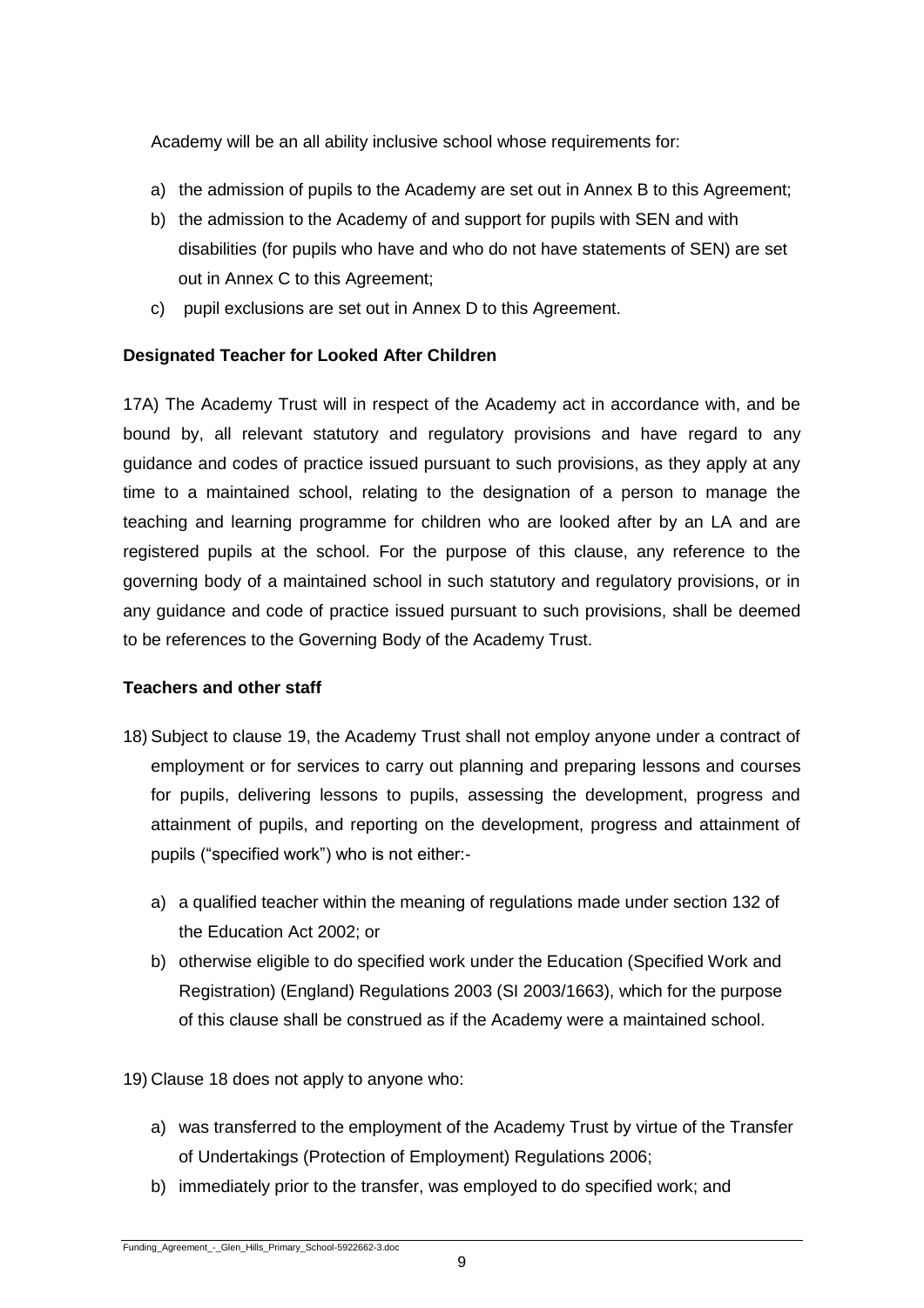Academy will be an all ability inclusive school whose requirements for:

a) the admission of pupils to the Academy are set out in Annex B to this Agreement;
b) the admission to the Academy of and support for pupils with SEN and with disabilities (for pupils who have and who do not have statements of SEN) are set out in Annex C to this Agreement;
c) pupil exclusions are set out in Annex D to this Agreement.

**Designated Teacher for Looked After Children**

17A) The Academy Trust will in respect of the Academy act in accordance with, and be bound by, all relevant statutory and regulatory provisions and have regard to any guidance and codes of practice issued pursuant to such provisions, as they apply at any time to a maintained school, relating to the designation of a person to manage the teaching and learning programme for children who are looked after by an LA and are registered pupils at the school. For the purpose of this clause, any reference to the governing body of a maintained school in such statutory and regulatory provisions, or in any guidance and code of practice issued pursuant to such provisions, shall be deemed to be references to the Governing Body of the Academy Trust.

**Teachers and other staff**

18) Subject to clause 19, the Academy Trust shall not employ anyone under a contract of employment or for services to carry out planning and preparing lessons and courses for pupils, delivering lessons to pupils, assessing the development, progress and attainment of pupils, and reporting on the development, progress and attainment of pupils ("specified work") who is not either:-

   a) a qualified teacher within the meaning of regulations made under section 132 of the Education Act 2002; or
   b) otherwise eligible to do specified work under the Education (Specified Work and Registration) (England) Regulations 2003 (SI 2003/1663), which for the purpose of this clause shall be construed as if the Academy were a maintained school.

19) Clause 18 does not apply to anyone who:

   a) was transferred to the employment of the Academy Trust by virtue of the Transfer of Undertakings (Protection of Employment) Regulations 2006;
   b) immediately prior to the transfer, was employed to do specified work; and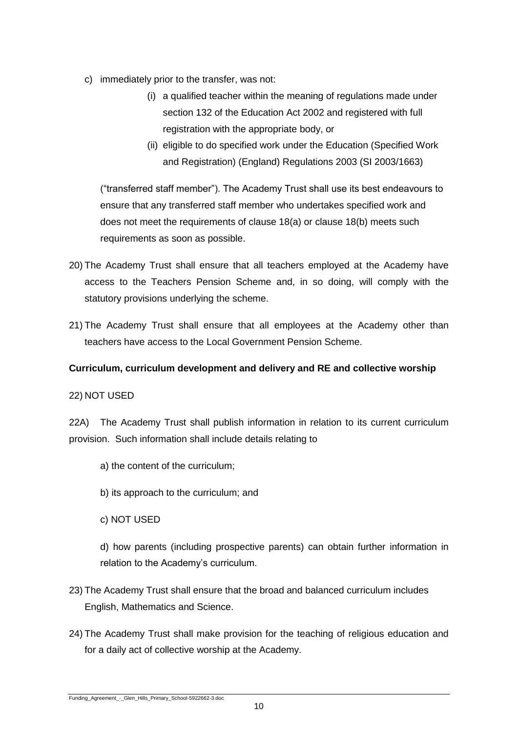c) immediately prior to the transfer, was not:

   (i) a qualified teacher within the meaning of regulations made under section 132 of the Education Act 2002 and registered with full registration with the appropriate body, or

   (ii) eligible to do specified work under the Education (Specified Work and Registration) (England) Regulations 2003 (SI 2003/1663)

("transferred staff member"). The Academy Trust shall use its best endeavours to ensure that any transferred staff member who undertakes specified work and does not meet the requirements of clause 18(a) or clause 18(b) meets such requirements as soon as possible.

20) The Academy Trust shall ensure that all teachers employed at the Academy have access to the Teachers Pension Scheme and, in so doing, will comply with the statutory provisions underlying the scheme.

21) The Academy Trust shall ensure that all employees at the Academy other than teachers have access to the Local Government Pension Scheme.

**Curriculum, curriculum development and delivery and RE and collective worship**

22) NOT USED

22A) The Academy Trust shall publish information in relation to its current curriculum provision. Such information shall include details relating to

a) the content of the curriculum;

b) its approach to the curriculum; and

c) NOT USED

d) how parents (including prospective parents) can obtain further information in relation to the Academy's curriculum.

23) The Academy Trust shall ensure that the broad and balanced curriculum includes English, Mathematics and Science.

24) The Academy Trust shall make provision for the teaching of religious education and for a daily act of collective worship at the Academy.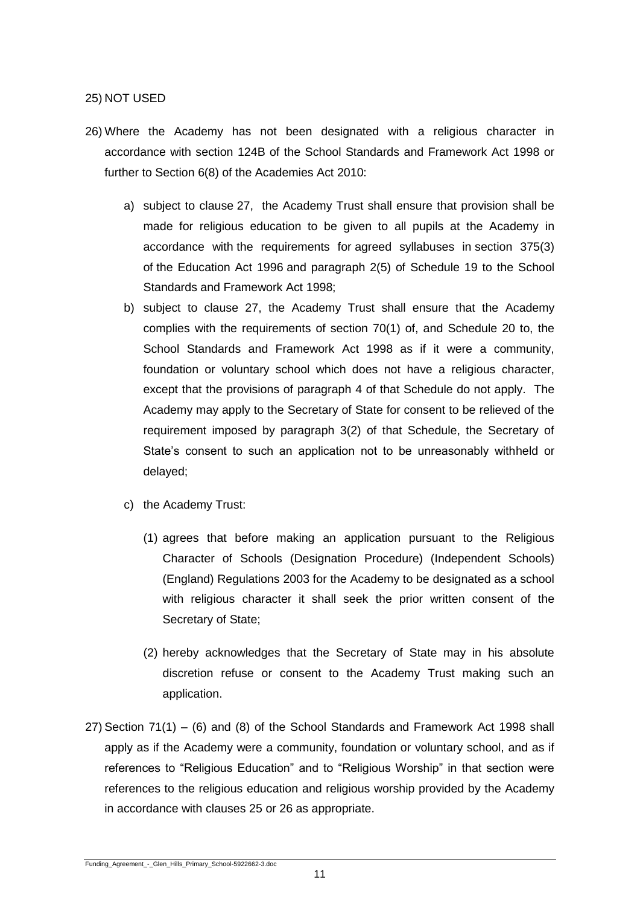25) NOT USED

26) Where the Academy has not been designated with a religious character in accordance with section 124B of the School Standards and Framework Act 1998 or further to Section 6(8) of the Academies Act 2010:

   a) subject to clause 27, the Academy Trust shall ensure that provision shall be made for religious education to be given to all pupils at the Academy in accordance with the requirements for agreed syllabuses in section 375(3) of the Education Act 1996 and paragraph 2(5) of Schedule 19 to the School Standards and Framework Act 1998;

   b) subject to clause 27, the Academy Trust shall ensure that the Academy complies with the requirements of section 70(1) of, and Schedule 20 to, the School Standards and Framework Act 1998 as if it were a community, foundation or voluntary school which does not have a religious character, except that the provisions of paragraph 4 of that Schedule do not apply. The Academy may apply to the Secretary of State for consent to be relieved of the requirement imposed by paragraph 3(2) of that Schedule, the Secretary of State's consent to such an application not to be unreasonably withheld or delayed;

   c) the Academy Trust:

      (1) agrees that before making an application pursuant to the Religious Character of Schools (Designation Procedure) (Independent Schools) (England) Regulations 2003 for the Academy to be designated as a school with religious character it shall seek the prior written consent of the Secretary of State;

      (2) hereby acknowledges that the Secretary of State may in his absolute discretion refuse or consent to the Academy Trust making such an application.

27) Section 71(1) – (6) and (8) of the School Standards and Framework Act 1998 shall apply as if the Academy were a community, foundation or voluntary school, and as if references to "Religious Education" and to "Religious Worship" in that section were references to the religious education and religious worship provided by the Academy in accordance with clauses 25 or 26 as appropriate.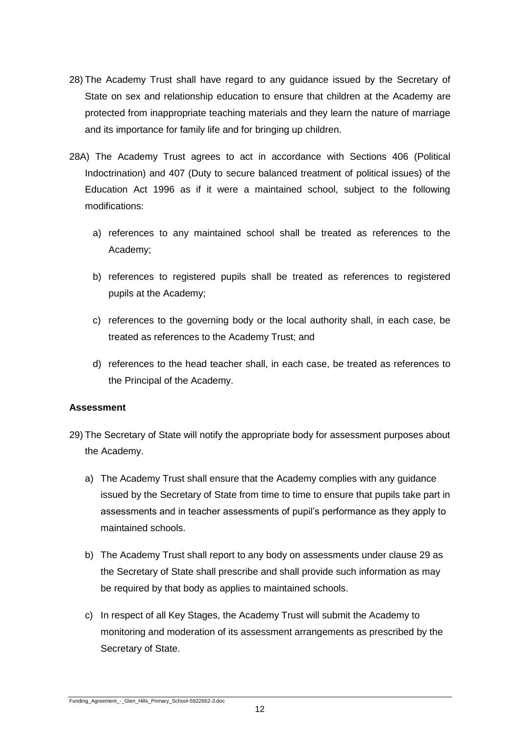28) The Academy Trust shall have regard to any guidance issued by the Secretary of State on sex and relationship education to ensure that children at the Academy are protected from inappropriate teaching materials and they learn the nature of marriage and its importance for family life and for bringing up children.

28A) The Academy Trust agrees to act in accordance with Sections 406 (Political Indoctrination) and 407 (Duty to secure balanced treatment of political issues) of the Education Act 1996 as if it were a maintained school, subject to the following modifications:

a) references to any maintained school shall be treated as references to the Academy;

b) references to registered pupils shall be treated as references to registered pupils at the Academy;

c) references to the governing body or the local authority shall, in each case, be treated as references to the Academy Trust; and

d) references to the head teacher shall, in each case, be treated as references to the Principal of the Academy.

**Assessment**

29) The Secretary of State will notify the appropriate body for assessment purposes about the Academy.

a) The Academy Trust shall ensure that the Academy complies with any guidance issued by the Secretary of State from time to time to ensure that pupils take part in assessments and in teacher assessments of pupil's performance as they apply to maintained schools.

b) The Academy Trust shall report to any body on assessments under clause 29 as the Secretary of State shall prescribe and shall provide such information as may be required by that body as applies to maintained schools.

c) In respect of all Key Stages, the Academy Trust will submit the Academy to monitoring and moderation of its assessment arrangements as prescribed by the Secretary of State.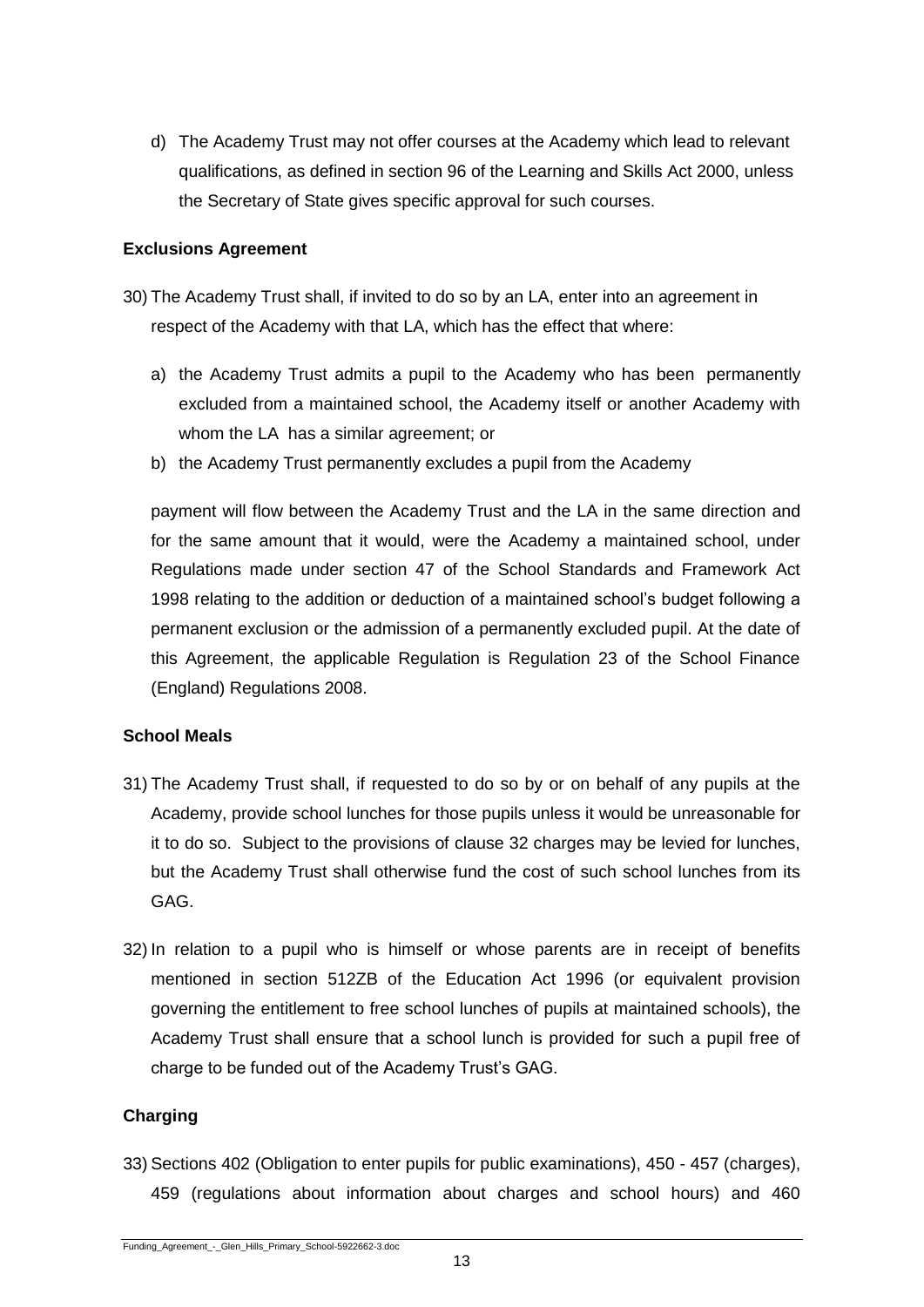d) The Academy Trust may not offer courses at the Academy which lead to relevant qualifications, as defined in section 96 of the Learning and Skills Act 2000, unless the Secretary of State gives specific approval for such courses.

**Exclusions Agreement**

30) The Academy Trust shall, if invited to do so by an LA, enter into an agreement in respect of the Academy with that LA, which has the effect that where:

a) the Academy Trust admits a pupil to the Academy who has been permanently excluded from a maintained school, the Academy itself or another Academy with whom the LA has a similar agreement; or

b) the Academy Trust permanently excludes a pupil from the Academy

payment will flow between the Academy Trust and the LA in the same direction and for the same amount that it would, were the Academy a maintained school, under Regulations made under section 47 of the School Standards and Framework Act 1998 relating to the addition or deduction of a maintained school's budget following a permanent exclusion or the admission of a permanently excluded pupil. At the date of this Agreement, the applicable Regulation is Regulation 23 of the School Finance (England) Regulations 2008.

**School Meals**

31) The Academy Trust shall, if requested to do so by or on behalf of any pupils at the Academy, provide school lunches for those pupils unless it would be unreasonable for it to do so. Subject to the provisions of clause 32 charges may be levied for lunches, but the Academy Trust shall otherwise fund the cost of such school lunches from its GAG.

32) In relation to a pupil who is himself or whose parents are in receipt of benefits mentioned in section 512ZB of the Education Act 1996 (or equivalent provision governing the entitlement to free school lunches of pupils at maintained schools), the Academy Trust shall ensure that a school lunch is provided for such a pupil free of charge to be funded out of the Academy Trust's GAG.

**Charging**

33) Sections 402 (Obligation to enter pupils for public examinations), 450 - 457 (charges), 459 (regulations about information about charges and school hours) and 460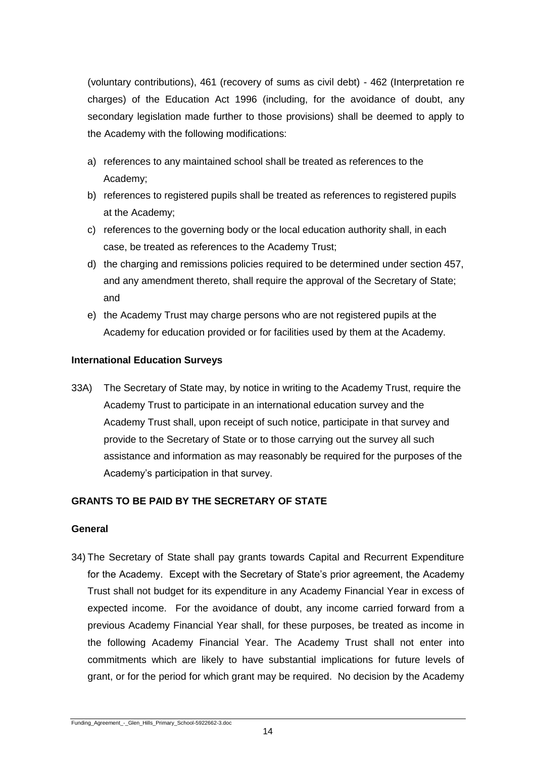(voluntary contributions), 461 (recovery of sums as civil debt) - 462 (Interpretation re charges) of the Education Act 1996 (including, for the avoidance of doubt, any secondary legislation made further to those provisions) shall be deemed to apply to the Academy with the following modifications:

a) references to any maintained school shall be treated as references to the Academy;
b) references to registered pupils shall be treated as references to registered pupils at the Academy;
c) references to the governing body or the local education authority shall, in each case, be treated as references to the Academy Trust;
d) the charging and remissions policies required to be determined under section 457, and any amendment thereto, shall require the approval of the Secretary of State; and
e) the Academy Trust may charge persons who are not registered pupils at the Academy for education provided or for facilities used by them at the Academy.

**International Education Surveys**

33A) The Secretary of State may, by notice in writing to the Academy Trust, require the Academy Trust to participate in an international education survey and the Academy Trust shall, upon receipt of such notice, participate in that survey and provide to the Secretary of State or to those carrying out the survey all such assistance and information as may reasonably be required for the purposes of the Academy's participation in that survey.

**GRANTS TO BE PAID BY THE SECRETARY OF STATE**

**General**

34) The Secretary of State shall pay grants towards Capital and Recurrent Expenditure for the Academy. Except with the Secretary of State's prior agreement, the Academy Trust shall not budget for its expenditure in any Academy Financial Year in excess of expected income. For the avoidance of doubt, any income carried forward from a previous Academy Financial Year shall, for these purposes, be treated as income in the following Academy Financial Year. The Academy Trust shall not enter into commitments which are likely to have substantial implications for future levels of grant, or for the period for which grant may be required. No decision by the Academy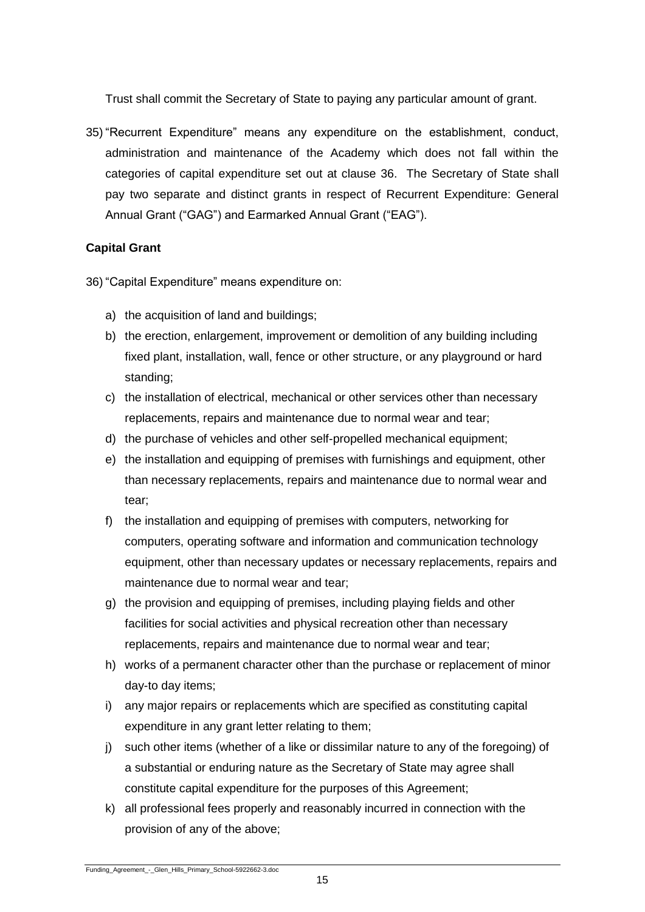Trust shall commit the Secretary of State to paying any particular amount of grant.

35) "Recurrent Expenditure" means any expenditure on the establishment, conduct, administration and maintenance of the Academy which does not fall within the categories of capital expenditure set out at clause 36. The Secretary of State shall pay two separate and distinct grants in respect of Recurrent Expenditure: General Annual Grant ("GAG") and Earmarked Annual Grant ("EAG").

**Capital Grant**

36) "Capital Expenditure" means expenditure on:

a) the acquisition of land and buildings;
b) the erection, enlargement, improvement or demolition of any building including fixed plant, installation, wall, fence or other structure, or any playground or hard standing;
c) the installation of electrical, mechanical or other services other than necessary replacements, repairs and maintenance due to normal wear and tear;
d) the purchase of vehicles and other self-propelled mechanical equipment;
e) the installation and equipping of premises with furnishings and equipment, other than necessary replacements, repairs and maintenance due to normal wear and tear;
f) the installation and equipping of premises with computers, networking for computers, operating software and information and communication technology equipment, other than necessary updates or necessary replacements, repairs and maintenance due to normal wear and tear;
g) the provision and equipping of premises, including playing fields and other facilities for social activities and physical recreation other than necessary replacements, repairs and maintenance due to normal wear and tear;
h) works of a permanent character other than the purchase or replacement of minor day-to day items;
i) any major repairs or replacements which are specified as constituting capital expenditure in any grant letter relating to them;
j) such other items (whether of a like or dissimilar nature to any of the foregoing) of a substantial or enduring nature as the Secretary of State may agree shall constitute capital expenditure for the purposes of this Agreement;
k) all professional fees properly and reasonably incurred in connection with the provision of any of the above;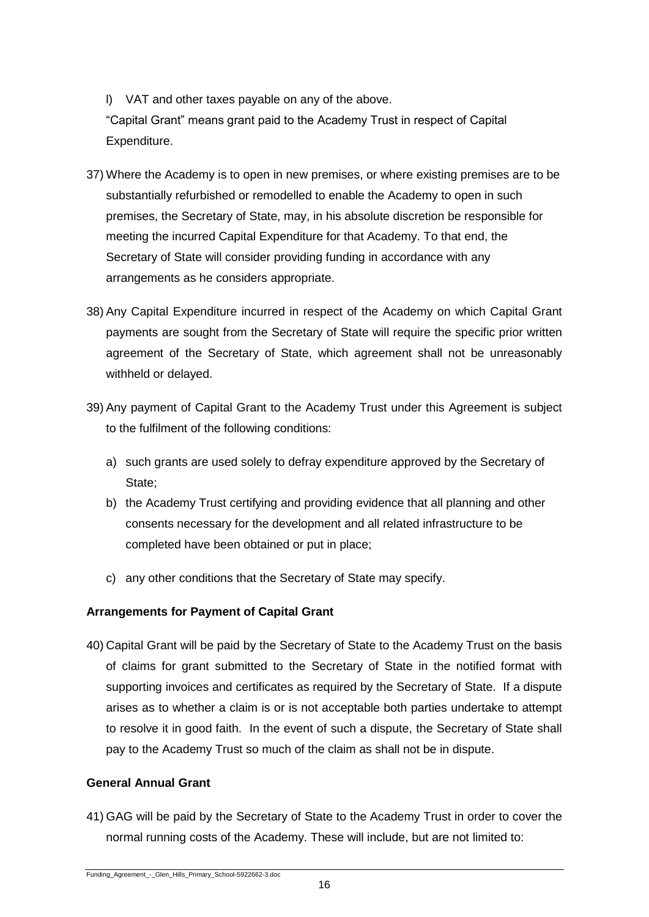l) VAT and other taxes payable on any of the above.

"Capital Grant" means grant paid to the Academy Trust in respect of Capital Expenditure.

37) Where the Academy is to open in new premises, or where existing premises are to be substantially refurbished or remodelled to enable the Academy to open in such premises, the Secretary of State, may, in his absolute discretion be responsible for meeting the incurred Capital Expenditure for that Academy. To that end, the Secretary of State will consider providing funding in accordance with any arrangements as he considers appropriate.

38) Any Capital Expenditure incurred in respect of the Academy on which Capital Grant payments are sought from the Secretary of State will require the specific prior written agreement of the Secretary of State, which agreement shall not be unreasonably withheld or delayed.

39) Any payment of Capital Grant to the Academy Trust under this Agreement is subject to the fulfilment of the following conditions:

   a) such grants are used solely to defray expenditure approved by the Secretary of State;
   b) the Academy Trust certifying and providing evidence that all planning and other consents necessary for the development and all related infrastructure to be completed have been obtained or put in place;
   c) any other conditions that the Secretary of State may specify.

**Arrangements for Payment of Capital Grant**

40) Capital Grant will be paid by the Secretary of State to the Academy Trust on the basis of claims for grant submitted to the Secretary of State in the notified format with supporting invoices and certificates as required by the Secretary of State. If a dispute arises as to whether a claim is or is not acceptable both parties undertake to attempt to resolve it in good faith. In the event of such a dispute, the Secretary of State shall pay to the Academy Trust so much of the claim as shall not be in dispute.

**General Annual Grant**

41) GAG will be paid by the Secretary of State to the Academy Trust in order to cover the normal running costs of the Academy. These will include, but are not limited to: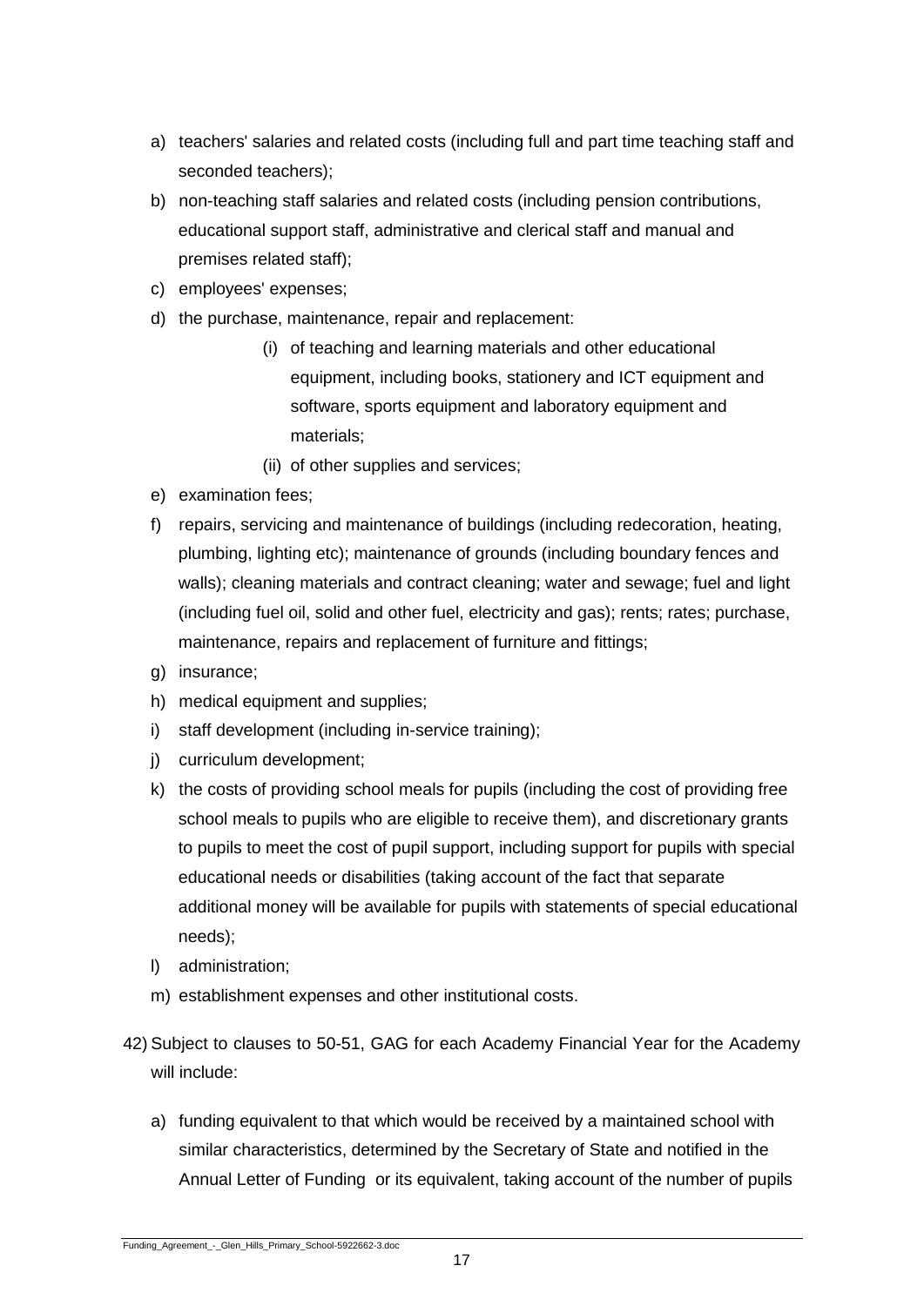a) teachers' salaries and related costs (including full and part time teaching staff and seconded teachers);
b) non-teaching staff salaries and related costs (including pension contributions, educational support staff, administrative and clerical staff and manual and premises related staff);
c) employees' expenses;
d) the purchase, maintenance, repair and replacement:
    - (i) of teaching and learning materials and other educational equipment, including books, stationery and ICT equipment and software, sports equipment and laboratory equipment and materials;
    - (ii) of other supplies and services;
e) examination fees;
f) repairs, servicing and maintenance of buildings (including redecoration, heating, plumbing, lighting etc); maintenance of grounds (including boundary fences and walls); cleaning materials and contract cleaning; water and sewage; fuel and light (including fuel oil, solid and other fuel, electricity and gas); rents; rates; purchase, maintenance, repairs and replacement of furniture and fittings;
g) insurance;
h) medical equipment and supplies;
i) staff development (including in-service training);
j) curriculum development;
k) the costs of providing school meals for pupils (including the cost of providing free school meals to pupils who are eligible to receive them), and discretionary grants to pupils to meet the cost of pupil support, including support for pupils with special educational needs or disabilities (taking account of the fact that separate additional money will be available for pupils with statements of special educational needs);
l) administration;
m) establishment expenses and other institutional costs.

42) Subject to clauses to 50-51, GAG for each Academy Financial Year for the Academy will include:

a) funding equivalent to that which would be received by a maintained school with similar characteristics, determined by the Secretary of State and notified in the Annual Letter of Funding or its equivalent, taking account of the number of pupils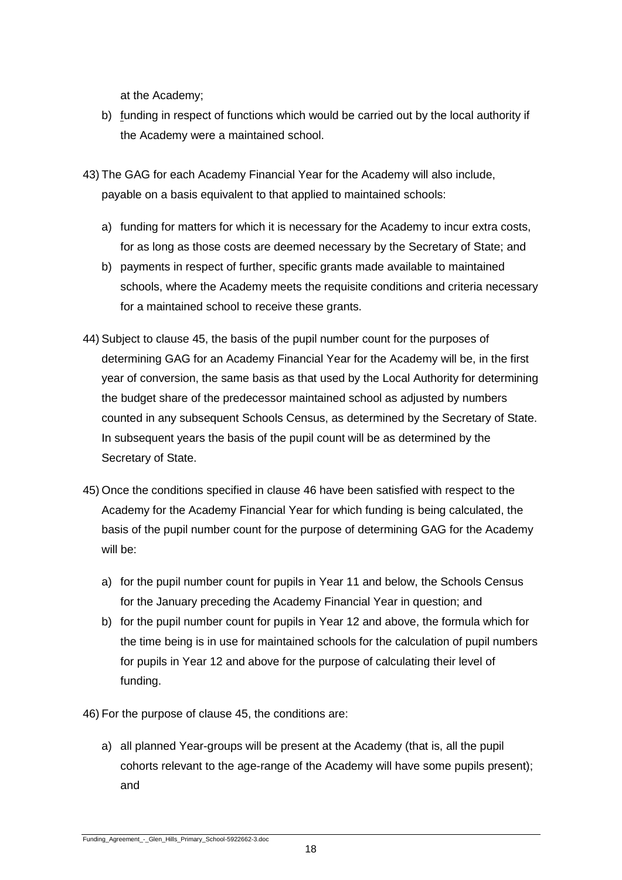at the Academy;

b) funding in respect of functions which would be carried out by the local authority if the Academy were a maintained school.

43) The GAG for each Academy Financial Year for the Academy will also include, payable on a basis equivalent to that applied to maintained schools:

a) funding for matters for which it is necessary for the Academy to incur extra costs, for as long as those costs are deemed necessary by the Secretary of State; and

b) payments in respect of further, specific grants made available to maintained schools, where the Academy meets the requisite conditions and criteria necessary for a maintained school to receive these grants.

44) Subject to clause 45, the basis of the pupil number count for the purposes of determining GAG for an Academy Financial Year for the Academy will be, in the first year of conversion, the same basis as that used by the Local Authority for determining the budget share of the predecessor maintained school as adjusted by numbers counted in any subsequent Schools Census, as determined by the Secretary of State. In subsequent years the basis of the pupil count will be as determined by the Secretary of State.

45) Once the conditions specified in clause 46 have been satisfied with respect to the Academy for the Academy Financial Year for which funding is being calculated, the basis of the pupil number count for the purpose of determining GAG for the Academy will be:

a) for the pupil number count for pupils in Year 11 and below, the Schools Census for the January preceding the Academy Financial Year in question; and

b) for the pupil number count for pupils in Year 12 and above, the formula which for the time being is in use for maintained schools for the calculation of pupil numbers for pupils in Year 12 and above for the purpose of calculating their level of funding.

46) For the purpose of clause 45, the conditions are:

a) all planned Year-groups will be present at the Academy (that is, all the pupil cohorts relevant to the age-range of the Academy will have some pupils present); and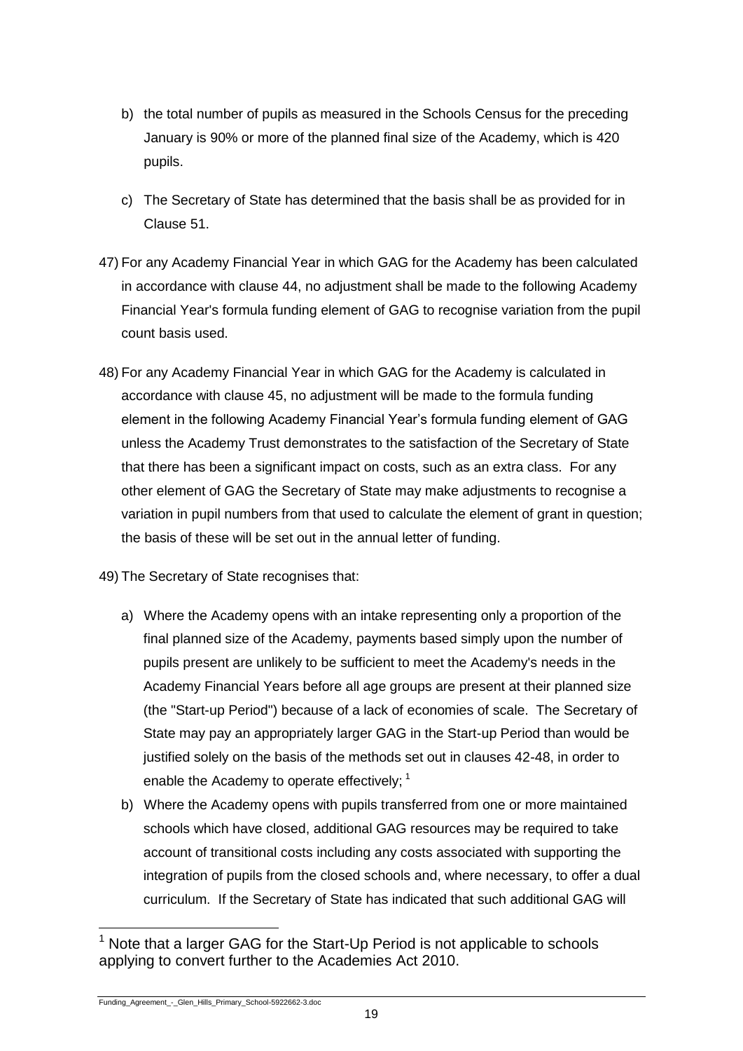b) the total number of pupils as measured in the Schools Census for the preceding January is 90% or more of the planned final size of the Academy, which is 420 pupils.

c) The Secretary of State has determined that the basis shall be as provided for in Clause 51.

47) For any Academy Financial Year in which GAG for the Academy has been calculated in accordance with clause 44, no adjustment shall be made to the following Academy Financial Year's formula funding element of GAG to recognise variation from the pupil count basis used.

48) For any Academy Financial Year in which GAG for the Academy is calculated in accordance with clause 45, no adjustment will be made to the formula funding element in the following Academy Financial Year's formula funding element of GAG unless the Academy Trust demonstrates to the satisfaction of the Secretary of State that there has been a significant impact on costs, such as an extra class. For any other element of GAG the Secretary of State may make adjustments to recognise a variation in pupil numbers from that used to calculate the element of grant in question; the basis of these will be set out in the annual letter of funding.

49) The Secretary of State recognises that:

a) Where the Academy opens with an intake representing only a proportion of the final planned size of the Academy, payments based simply upon the number of pupils present are unlikely to be sufficient to meet the Academy's needs in the Academy Financial Years before all age groups are present at their planned size (the "Start-up Period") because of a lack of economies of scale. The Secretary of State may pay an appropriately larger GAG in the Start-up Period than would be justified solely on the basis of the methods set out in clauses 42-48, in order to enable the Academy to operate effectively; [1]

b) Where the Academy opens with pupils transferred from one or more maintained schools which have closed, additional GAG resources may be required to take account of transitional costs including any costs associated with supporting the integration of pupils from the closed schools and, where necessary, to offer a dual curriculum. If the Secretary of State has indicated that such additional GAG will

[1] Note that a larger GAG for the Start-Up Period is not applicable to schools applying to convert further to the Academies Act 2010.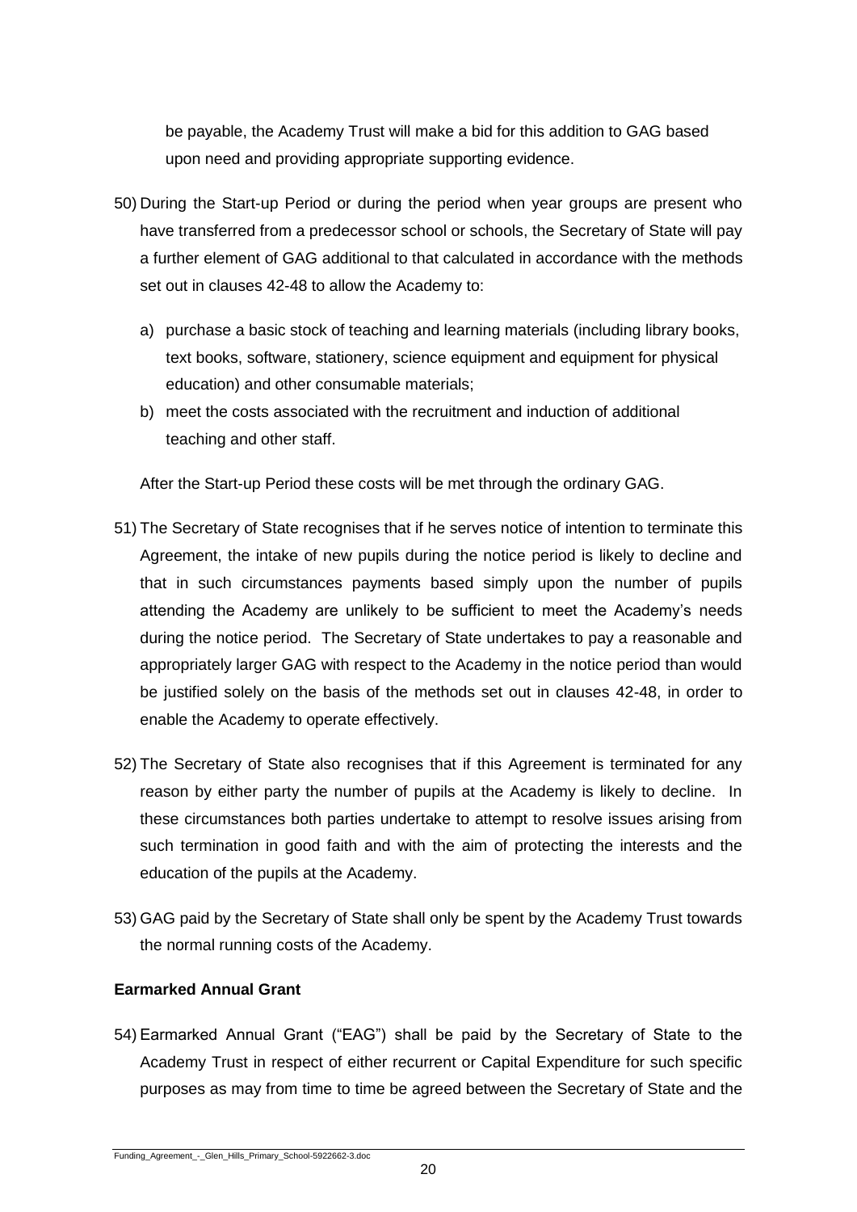be payable, the Academy Trust will make a bid for this addition to GAG based upon need and providing appropriate supporting evidence.

50) During the Start-up Period or during the period when year groups are present who have transferred from a predecessor school or schools, the Secretary of State will pay a further element of GAG additional to that calculated in accordance with the methods set out in clauses 42-48 to allow the Academy to:

   a) purchase a basic stock of teaching and learning materials (including library books, text books, software, stationery, science equipment and equipment for physical education) and other consumable materials;

   b) meet the costs associated with the recruitment and induction of additional teaching and other staff.

   After the Start-up Period these costs will be met through the ordinary GAG.

51) The Secretary of State recognises that if he serves notice of intention to terminate this Agreement, the intake of new pupils during the notice period is likely to decline and that in such circumstances payments based simply upon the number of pupils attending the Academy are unlikely to be sufficient to meet the Academy's needs during the notice period. The Secretary of State undertakes to pay a reasonable and appropriately larger GAG with respect to the Academy in the notice period than would be justified solely on the basis of the methods set out in clauses 42-48, in order to enable the Academy to operate effectively.

52) The Secretary of State also recognises that if this Agreement is terminated for any reason by either party the number of pupils at the Academy is likely to decline. In these circumstances both parties undertake to attempt to resolve issues arising from such termination in good faith and with the aim of protecting the interests and the education of the pupils at the Academy.

53) GAG paid by the Secretary of State shall only be spent by the Academy Trust towards the normal running costs of the Academy.

**Earmarked Annual Grant**

54) Earmarked Annual Grant ("EAG") shall be paid by the Secretary of State to the Academy Trust in respect of either recurrent or Capital Expenditure for such specific purposes as may from time to time be agreed between the Secretary of State and the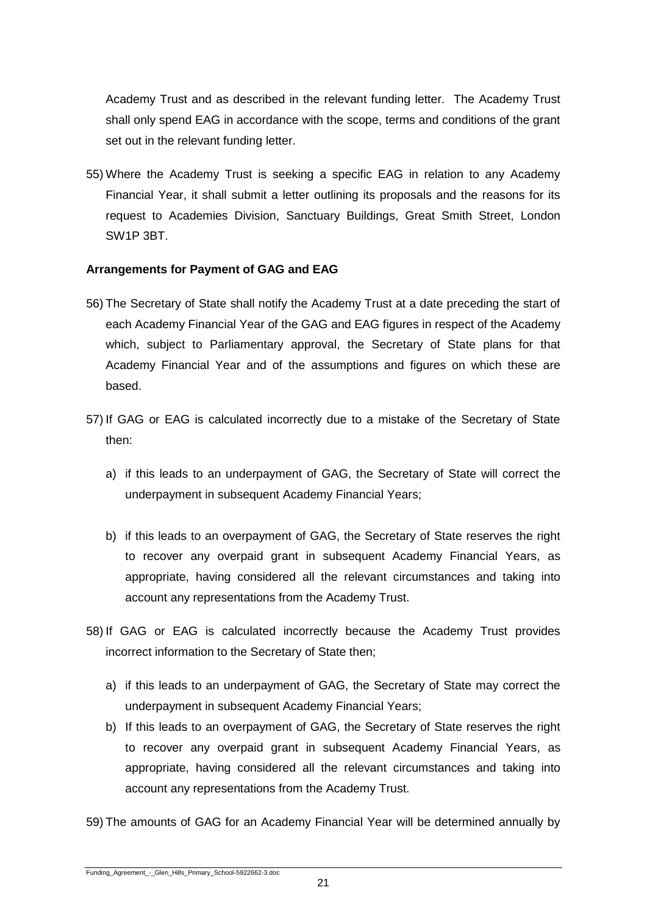Academy Trust and as described in the relevant funding letter. The Academy Trust shall only spend EAG in accordance with the scope, terms and conditions of the grant set out in the relevant funding letter.

55) Where the Academy Trust is seeking a specific EAG in relation to any Academy Financial Year, it shall submit a letter outlining its proposals and the reasons for its request to Academies Division, Sanctuary Buildings, Great Smith Street, London SW1P 3BT.

**Arrangements for Payment of GAG and EAG**

56) The Secretary of State shall notify the Academy Trust at a date preceding the start of each Academy Financial Year of the GAG and EAG figures in respect of the Academy which, subject to Parliamentary approval, the Secretary of State plans for that Academy Financial Year and of the assumptions and figures on which these are based.

57) If GAG or EAG is calculated incorrectly due to a mistake of the Secretary of State then:

   a) if this leads to an underpayment of GAG, the Secretary of State will correct the underpayment in subsequent Academy Financial Years;

   b) if this leads to an overpayment of GAG, the Secretary of State reserves the right to recover any overpaid grant in subsequent Academy Financial Years, as appropriate, having considered all the relevant circumstances and taking into account any representations from the Academy Trust.

58) If GAG or EAG is calculated incorrectly because the Academy Trust provides incorrect information to the Secretary of State then;

   a) if this leads to an underpayment of GAG, the Secretary of State may correct the underpayment in subsequent Academy Financial Years;

   b) If this leads to an overpayment of GAG, the Secretary of State reserves the right to recover any overpaid grant in subsequent Academy Financial Years, as appropriate, having considered all the relevant circumstances and taking into account any representations from the Academy Trust.

59) The amounts of GAG for an Academy Financial Year will be determined annually by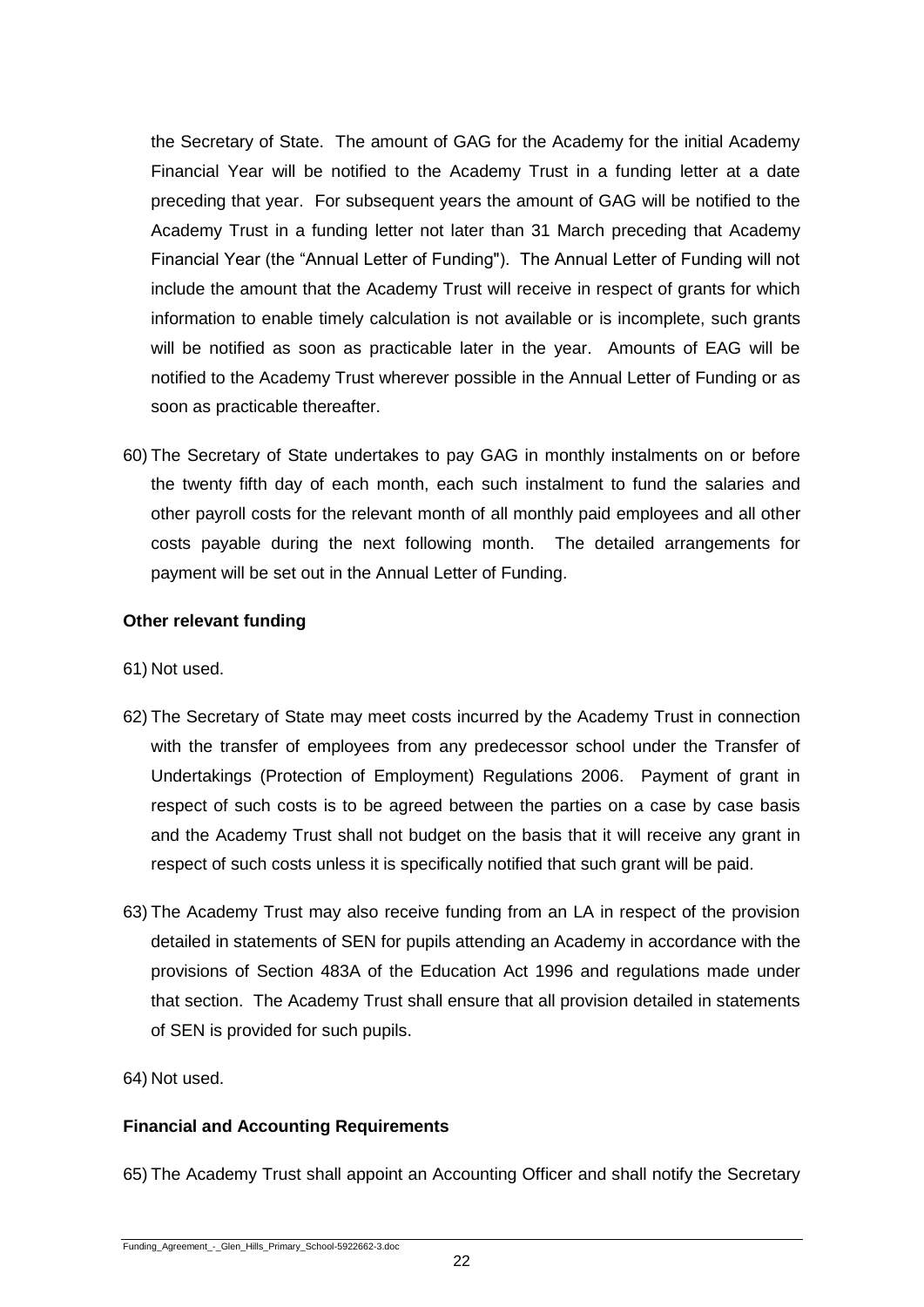the Secretary of State. The amount of GAG for the Academy for the initial Academy Financial Year will be notified to the Academy Trust in a funding letter at a date preceding that year. For subsequent years the amount of GAG will be notified to the Academy Trust in a funding letter not later than 31 March preceding that Academy Financial Year (the "Annual Letter of Funding"). The Annual Letter of Funding will not include the amount that the Academy Trust will receive in respect of grants for which information to enable timely calculation is not available or is incomplete, such grants will be notified as soon as practicable later in the year. Amounts of EAG will be notified to the Academy Trust wherever possible in the Annual Letter of Funding or as soon as practicable thereafter.

60) The Secretary of State undertakes to pay GAG in monthly instalments on or before the twenty fifth day of each month, each such instalment to fund the salaries and other payroll costs for the relevant month of all monthly paid employees and all other costs payable during the next following month. The detailed arrangements for payment will be set out in the Annual Letter of Funding.

**Other relevant funding**

61) Not used.

62) The Secretary of State may meet costs incurred by the Academy Trust in connection with the transfer of employees from any predecessor school under the Transfer of Undertakings (Protection of Employment) Regulations 2006. Payment of grant in respect of such costs is to be agreed between the parties on a case by case basis and the Academy Trust shall not budget on the basis that it will receive any grant in respect of such costs unless it is specifically notified that such grant will be paid.

63) The Academy Trust may also receive funding from an LA in respect of the provision detailed in statements of SEN for pupils attending an Academy in accordance with the provisions of Section 483A of the Education Act 1996 and regulations made under that section. The Academy Trust shall ensure that all provision detailed in statements of SEN is provided for such pupils.

64) Not used.

**Financial and Accounting Requirements**

65) The Academy Trust shall appoint an Accounting Officer and shall notify the Secretary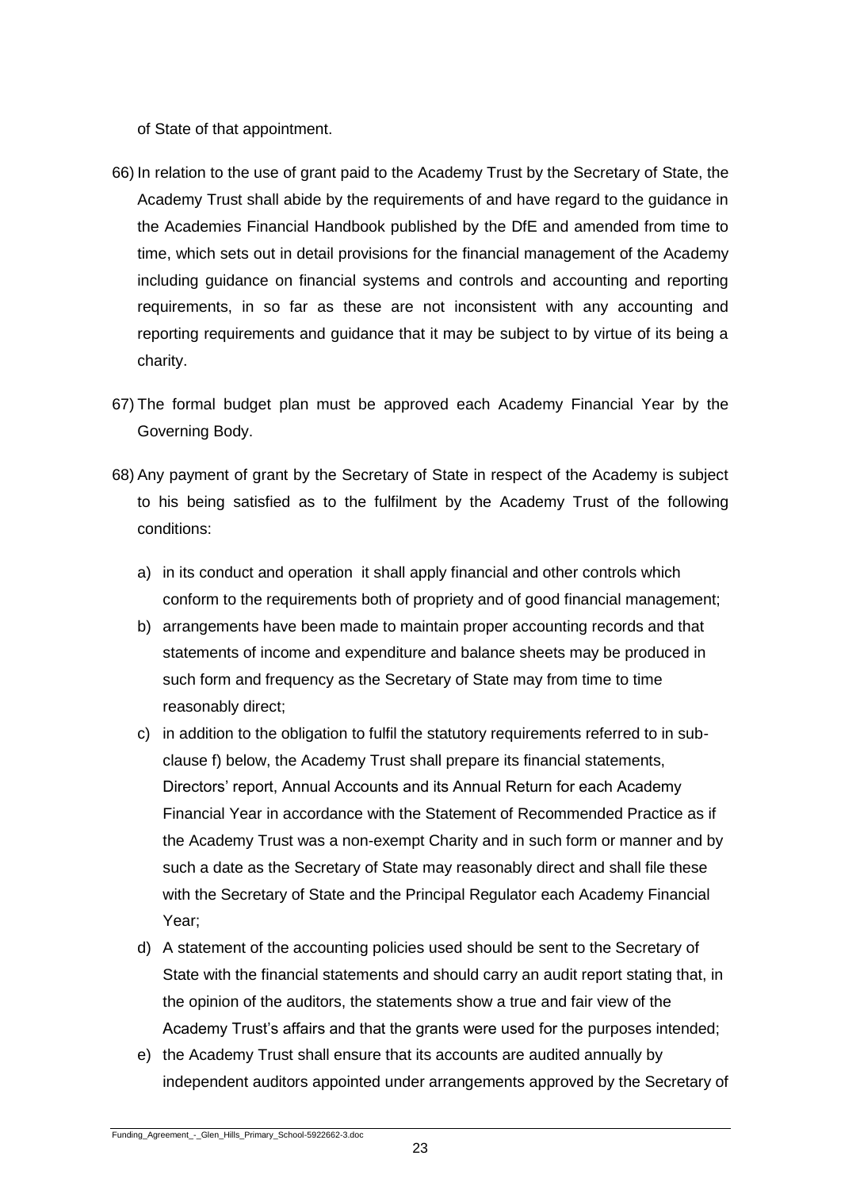of State of that appointment.

66) In relation to the use of grant paid to the Academy Trust by the Secretary of State, the Academy Trust shall abide by the requirements of and have regard to the guidance in the Academies Financial Handbook published by the DfE and amended from time to time, which sets out in detail provisions for the financial management of the Academy including guidance on financial systems and controls and accounting and reporting requirements, in so far as these are not inconsistent with any accounting and reporting requirements and guidance that it may be subject to by virtue of its being a charity.

67) The formal budget plan must be approved each Academy Financial Year by the Governing Body.

68) Any payment of grant by the Secretary of State in respect of the Academy is subject to his being satisfied as to the fulfilment by the Academy Trust of the following conditions:

   a) in its conduct and operation it shall apply financial and other controls which conform to the requirements both of propriety and of good financial management;

   b) arrangements have been made to maintain proper accounting records and that statements of income and expenditure and balance sheets may be produced in such form and frequency as the Secretary of State may from time to time reasonably direct;

   c) in addition to the obligation to fulfil the statutory requirements referred to in sub-clause f) below, the Academy Trust shall prepare its financial statements, Directors' report, Annual Accounts and its Annual Return for each Academy Financial Year in accordance with the Statement of Recommended Practice as if the Academy Trust was a non-exempt Charity and in such form or manner and by such a date as the Secretary of State may reasonably direct and shall file these with the Secretary of State and the Principal Regulator each Academy Financial Year;

   d) A statement of the accounting policies used should be sent to the Secretary of State with the financial statements and should carry an audit report stating that, in the opinion of the auditors, the statements show a true and fair view of the Academy Trust's affairs and that the grants were used for the purposes intended;

   e) the Academy Trust shall ensure that its accounts are audited annually by independent auditors appointed under arrangements approved by the Secretary of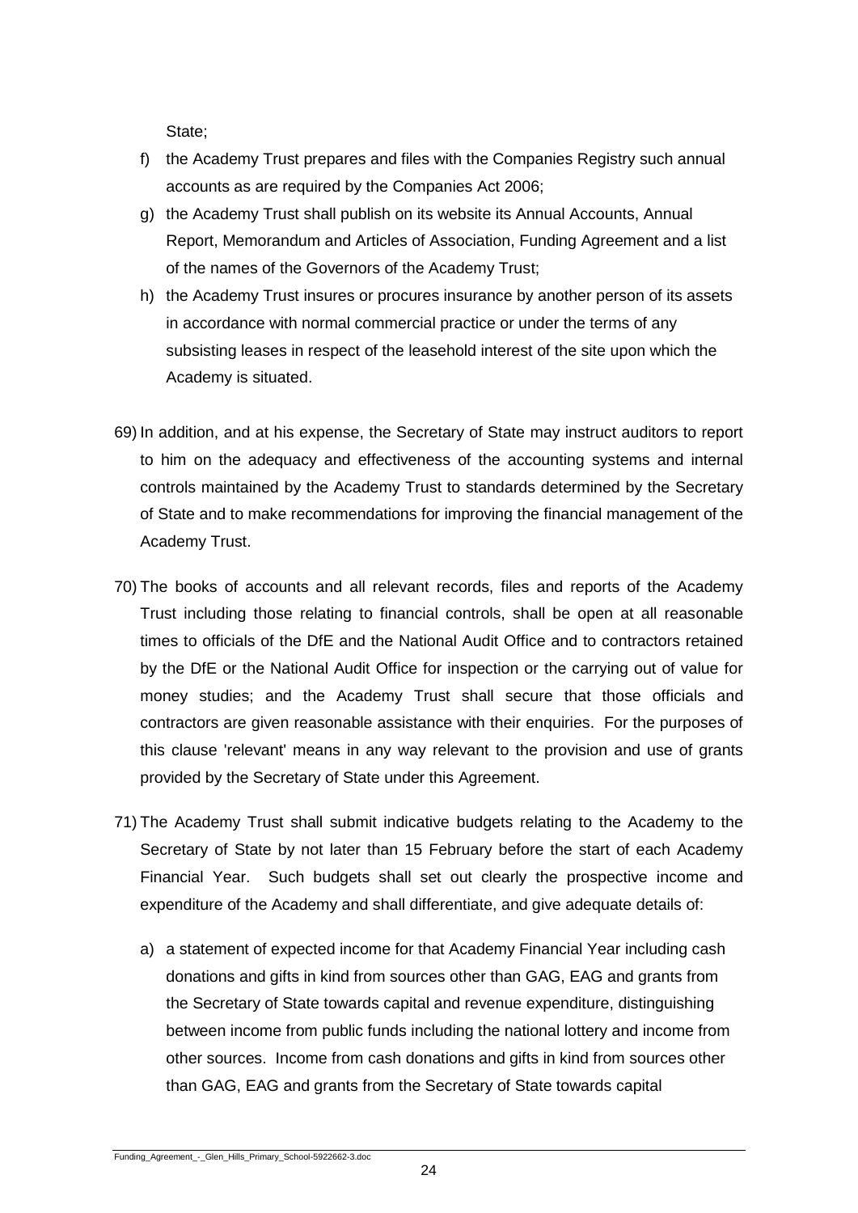State;

f) the Academy Trust prepares and files with the Companies Registry such annual accounts as are required by the Companies Act 2006;

g) the Academy Trust shall publish on its website its Annual Accounts, Annual Report, Memorandum and Articles of Association, Funding Agreement and a list of the names of the Governors of the Academy Trust;

h) the Academy Trust insures or procures insurance by another person of its assets in accordance with normal commercial practice or under the terms of any subsisting leases in respect of the leasehold interest of the site upon which the Academy is situated.

69) In addition, and at his expense, the Secretary of State may instruct auditors to report to him on the adequacy and effectiveness of the accounting systems and internal controls maintained by the Academy Trust to standards determined by the Secretary of State and to make recommendations for improving the financial management of the Academy Trust.

70) The books of accounts and all relevant records, files and reports of the Academy Trust including those relating to financial controls, shall be open at all reasonable times to officials of the DfE and the National Audit Office and to contractors retained by the DfE or the National Audit Office for inspection or the carrying out of value for money studies; and the Academy Trust shall secure that those officials and contractors are given reasonable assistance with their enquiries. For the purposes of this clause 'relevant' means in any way relevant to the provision and use of grants provided by the Secretary of State under this Agreement.

71) The Academy Trust shall submit indicative budgets relating to the Academy to the Secretary of State by not later than 15 February before the start of each Academy Financial Year. Such budgets shall set out clearly the prospective income and expenditure of the Academy and shall differentiate, and give adequate details of:

a) a statement of expected income for that Academy Financial Year including cash donations and gifts in kind from sources other than GAG, EAG and grants from the Secretary of State towards capital and revenue expenditure, distinguishing between income from public funds including the national lottery and income from other sources. Income from cash donations and gifts in kind from sources other than GAG, EAG and grants from the Secretary of State towards capital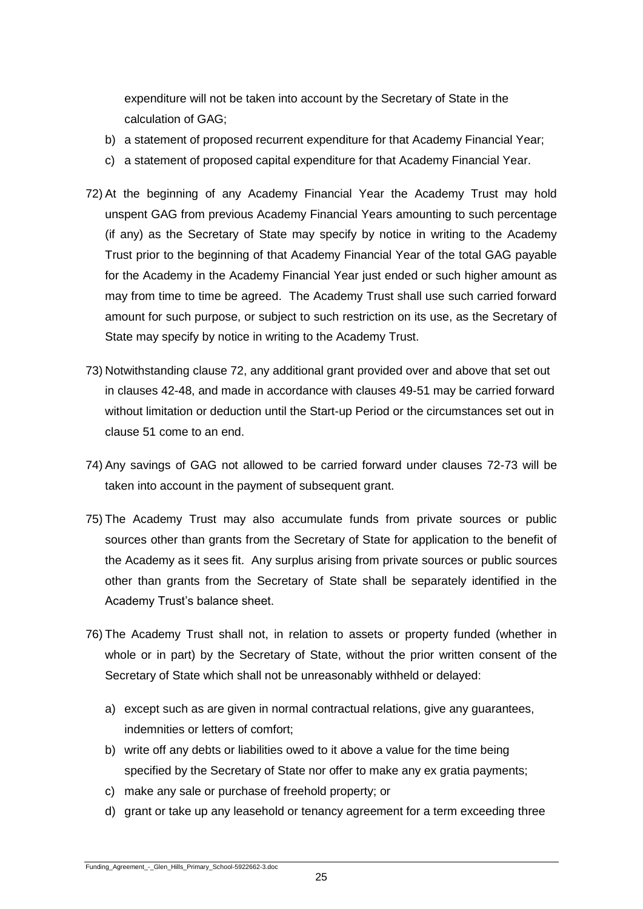expenditure will not be taken into account by the Secretary of State in the calculation of GAG;

b) a statement of proposed recurrent expenditure for that Academy Financial Year;

c) a statement of proposed capital expenditure for that Academy Financial Year.

72) At the beginning of any Academy Financial Year the Academy Trust may hold unspent GAG from previous Academy Financial Years amounting to such percentage (if any) as the Secretary of State may specify by notice in writing to the Academy Trust prior to the beginning of that Academy Financial Year of the total GAG payable for the Academy in the Academy Financial Year just ended or such higher amount as may from time to time be agreed. The Academy Trust shall use such carried forward amount for such purpose, or subject to such restriction on its use, as the Secretary of State may specify by notice in writing to the Academy Trust.

73) Notwithstanding clause 72, any additional grant provided over and above that set out in clauses 42-48, and made in accordance with clauses 49-51 may be carried forward without limitation or deduction until the Start-up Period or the circumstances set out in clause 51 come to an end.

74) Any savings of GAG not allowed to be carried forward under clauses 72-73 will be taken into account in the payment of subsequent grant.

75) The Academy Trust may also accumulate funds from private sources or public sources other than grants from the Secretary of State for application to the benefit of the Academy as it sees fit. Any surplus arising from private sources or public sources other than grants from the Secretary of State shall be separately identified in the Academy Trust's balance sheet.

76) The Academy Trust shall not, in relation to assets or property funded (whether in whole or in part) by the Secretary of State, without the prior written consent of the Secretary of State which shall not be unreasonably withheld or delayed:

a) except such as are given in normal contractual relations, give any guarantees, indemnities or letters of comfort;

b) write off any debts or liabilities owed to it above a value for the time being specified by the Secretary of State nor offer to make any ex gratia payments;

c) make any sale or purchase of freehold property; or

d) grant or take up any leasehold or tenancy agreement for a term exceeding three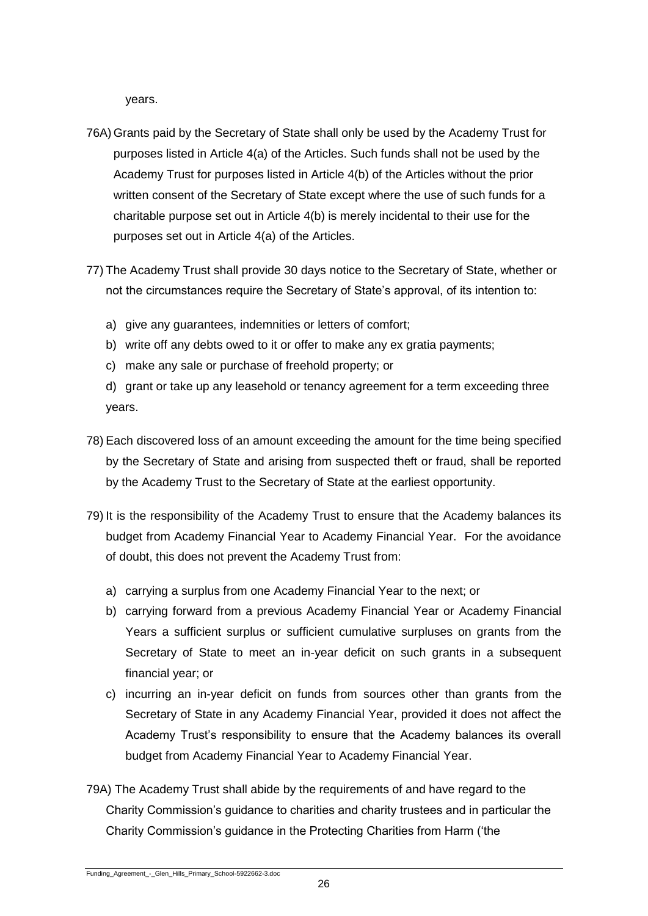years.

76A) Grants paid by the Secretary of State shall only be used by the Academy Trust for purposes listed in Article 4(a) of the Articles. Such funds shall not be used by the Academy Trust for purposes listed in Article 4(b) of the Articles without the prior written consent of the Secretary of State except where the use of such funds for a charitable purpose set out in Article 4(b) is merely incidental to their use for the purposes set out in Article 4(a) of the Articles.

77) The Academy Trust shall provide 30 days notice to the Secretary of State, whether or not the circumstances require the Secretary of State's approval, of its intention to:

a) give any guarantees, indemnities or letters of comfort;
b) write off any debts owed to it or offer to make any ex gratia payments;
c) make any sale or purchase of freehold property; or
d) grant or take up any leasehold or tenancy agreement for a term exceeding three years.

78) Each discovered loss of an amount exceeding the amount for the time being specified by the Secretary of State and arising from suspected theft or fraud, shall be reported by the Academy Trust to the Secretary of State at the earliest opportunity.

79) It is the responsibility of the Academy Trust to ensure that the Academy balances its budget from Academy Financial Year to Academy Financial Year. For the avoidance of doubt, this does not prevent the Academy Trust from:

a) carrying a surplus from one Academy Financial Year to the next; or
b) carrying forward from a previous Academy Financial Year or Academy Financial Years a sufficient surplus or sufficient cumulative surpluses on grants from the Secretary of State to meet an in-year deficit on such grants in a subsequent financial year; or
c) incurring an in-year deficit on funds from sources other than grants from the Secretary of State in any Academy Financial Year, provided it does not affect the Academy Trust's responsibility to ensure that the Academy balances its overall budget from Academy Financial Year to Academy Financial Year.

79A) The Academy Trust shall abide by the requirements of and have regard to the Charity Commission's guidance to charities and charity trustees and in particular the Charity Commission's guidance in the Protecting Charities from Harm ('the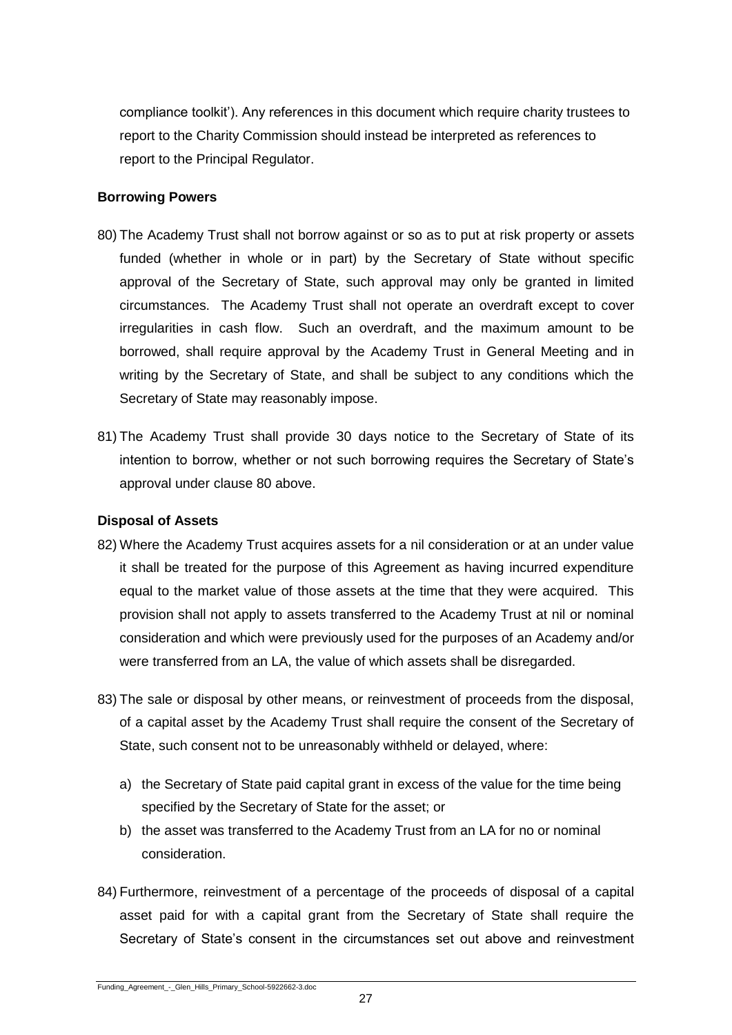compliance toolkit'). Any references in this document which require charity trustees to report to the Charity Commission should instead be interpreted as references to report to the Principal Regulator.

**Borrowing Powers**

80) The Academy Trust shall not borrow against or so as to put at risk property or assets funded (whether in whole or in part) by the Secretary of State without specific approval of the Secretary of State, such approval may only be granted in limited circumstances. The Academy Trust shall not operate an overdraft except to cover irregularities in cash flow. Such an overdraft, and the maximum amount to be borrowed, shall require approval by the Academy Trust in General Meeting and in writing by the Secretary of State, and shall be subject to any conditions which the Secretary of State may reasonably impose.

81) The Academy Trust shall provide 30 days notice to the Secretary of State of its intention to borrow, whether or not such borrowing requires the Secretary of State's approval under clause 80 above.

**Disposal of Assets**

82) Where the Academy Trust acquires assets for a nil consideration or at an under value it shall be treated for the purpose of this Agreement as having incurred expenditure equal to the market value of those assets at the time that they were acquired. This provision shall not apply to assets transferred to the Academy Trust at nil or nominal consideration and which were previously used for the purposes of an Academy and/or were transferred from an LA, the value of which assets shall be disregarded.

83) The sale or disposal by other means, or reinvestment of proceeds from the disposal, of a capital asset by the Academy Trust shall require the consent of the Secretary of State, such consent not to be unreasonably withheld or delayed, where:

   a) the Secretary of State paid capital grant in excess of the value for the time being specified by the Secretary of State for the asset; or
   b) the asset was transferred to the Academy Trust from an LA for no or nominal consideration.

84) Furthermore, reinvestment of a percentage of the proceeds of disposal of a capital asset paid for with a capital grant from the Secretary of State shall require the Secretary of State's consent in the circumstances set out above and reinvestment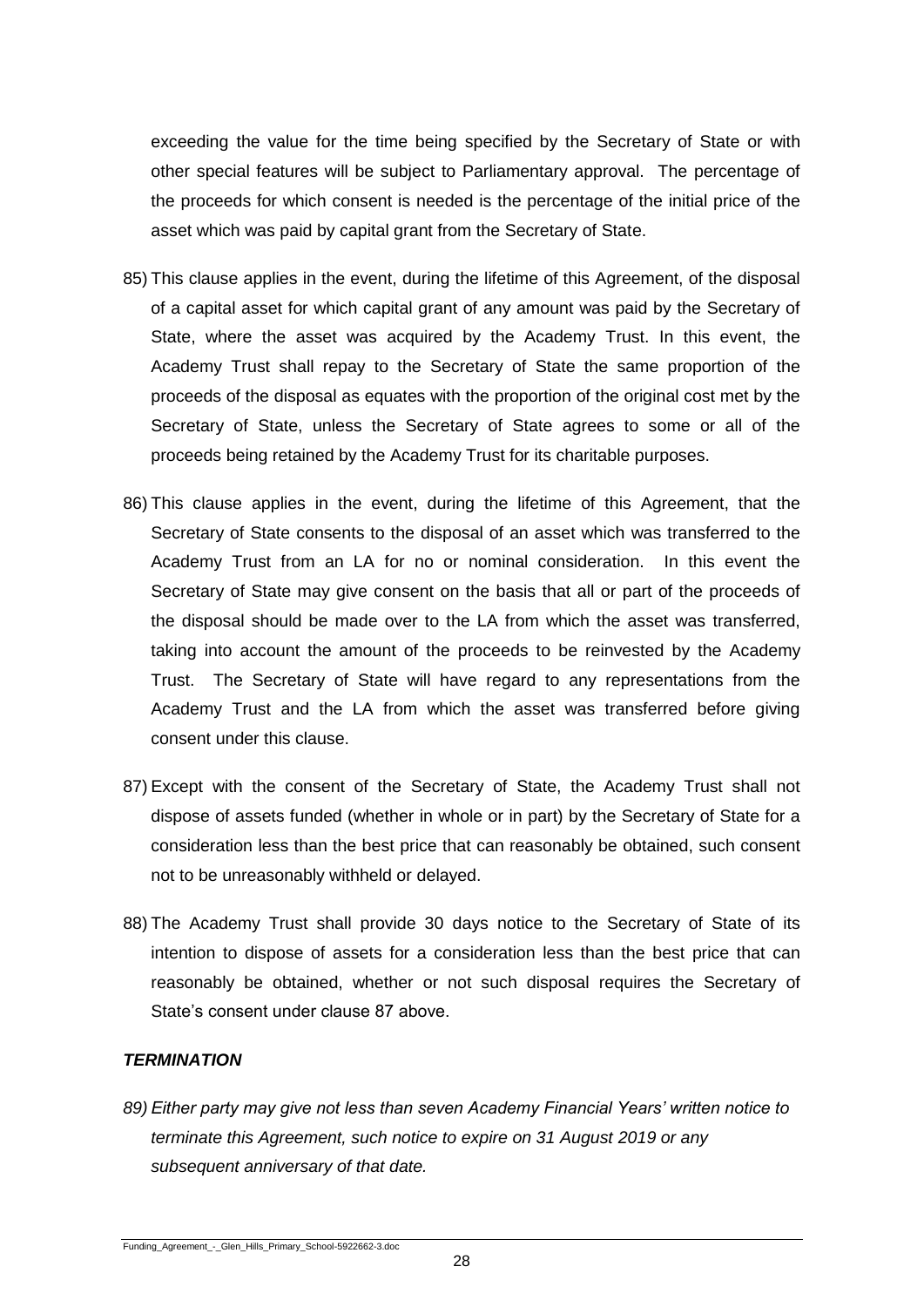exceeding the value for the time being specified by the Secretary of State or with other special features will be subject to Parliamentary approval. The percentage of the proceeds for which consent is needed is the percentage of the initial price of the asset which was paid by capital grant from the Secretary of State.

85) This clause applies in the event, during the lifetime of this Agreement, of the disposal of a capital asset for which capital grant of any amount was paid by the Secretary of State, where the asset was acquired by the Academy Trust. In this event, the Academy Trust shall repay to the Secretary of State the same proportion of the proceeds of the disposal as equates with the proportion of the original cost met by the Secretary of State, unless the Secretary of State agrees to some or all of the proceeds being retained by the Academy Trust for its charitable purposes.

86) This clause applies in the event, during the lifetime of this Agreement, that the Secretary of State consents to the disposal of an asset which was transferred to the Academy Trust from an LA for no or nominal consideration. In this event the Secretary of State may give consent on the basis that all or part of the proceeds of the disposal should be made over to the LA from which the asset was transferred, taking into account the amount of the proceeds to be reinvested by the Academy Trust. The Secretary of State will have regard to any representations from the Academy Trust and the LA from which the asset was transferred before giving consent under this clause.

87) Except with the consent of the Secretary of State, the Academy Trust shall not dispose of assets funded (whether in whole or in part) by the Secretary of State for a consideration less than the best price that can reasonably be obtained, such consent not to be unreasonably withheld or delayed.

88) The Academy Trust shall provide 30 days notice to the Secretary of State of its intention to dispose of assets for a consideration less than the best price that can reasonably be obtained, whether or not such disposal requires the Secretary of State's consent under clause 87 above.

### *TERMINATION*

*89) Either party may give not less than seven Academy Financial Years' written notice to terminate this Agreement, such notice to expire on 31 August 2019 or any subsequent anniversary of that date.*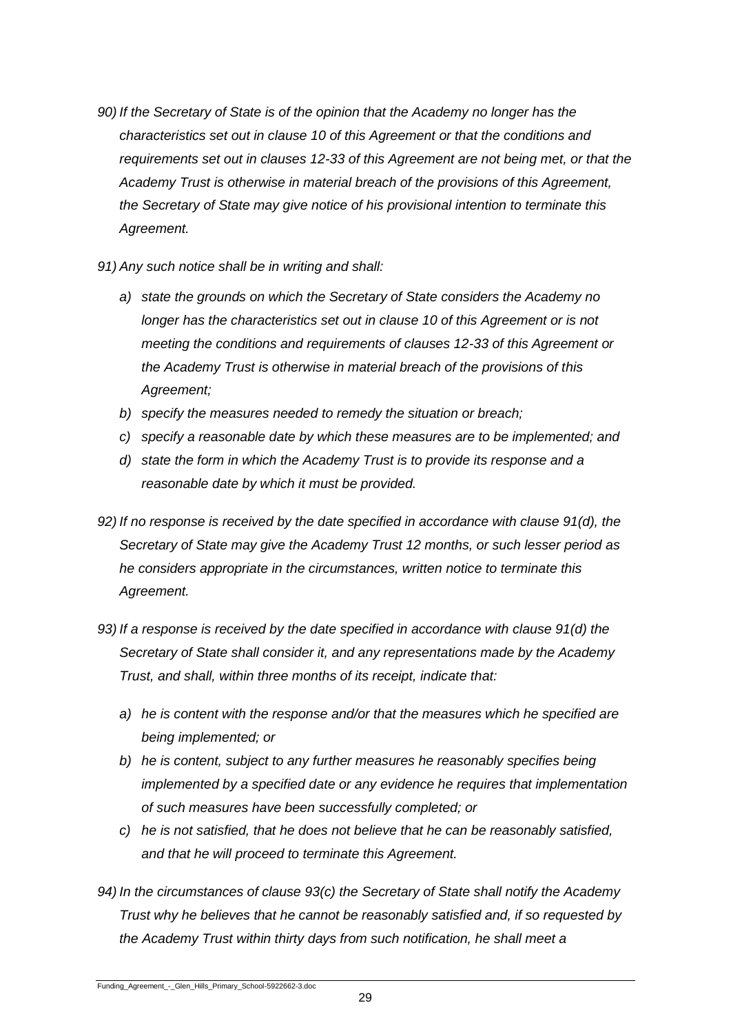*90) If the Secretary of State is of the opinion that the Academy no longer has the characteristics set out in clause 10 of this Agreement or that the conditions and requirements set out in clauses 12-33 of this Agreement are not being met, or that the Academy Trust is otherwise in material breach of the provisions of this Agreement, the Secretary of State may give notice of his provisional intention to terminate this Agreement.*

*91) Any such notice shall be in writing and shall:*

*a) state the grounds on which the Secretary of State considers the Academy no longer has the characteristics set out in clause 10 of this Agreement or is not meeting the conditions and requirements of clauses 12-33 of this Agreement or the Academy Trust is otherwise in material breach of the provisions of this Agreement;*

*b) specify the measures needed to remedy the situation or breach;*

*c) specify a reasonable date by which these measures are to be implemented; and*

*d) state the form in which the Academy Trust is to provide its response and a reasonable date by which it must be provided.*

*92) If no response is received by the date specified in accordance with clause 91(d), the Secretary of State may give the Academy Trust 12 months, or such lesser period as he considers appropriate in the circumstances, written notice to terminate this Agreement.*

*93) If a response is received by the date specified in accordance with clause 91(d) the Secretary of State shall consider it, and any representations made by the Academy Trust, and shall, within three months of its receipt, indicate that:*

*a) he is content with the response and/or that the measures which he specified are being implemented; or*

*b) he is content, subject to any further measures he reasonably specifies being implemented by a specified date or any evidence he requires that implementation of such measures have been successfully completed; or*

*c) he is not satisfied, that he does not believe that he can be reasonably satisfied, and that he will proceed to terminate this Agreement.*

*94) In the circumstances of clause 93(c) the Secretary of State shall notify the Academy Trust why he believes that he cannot be reasonably satisfied and, if so requested by the Academy Trust within thirty days from such notification, he shall meet a*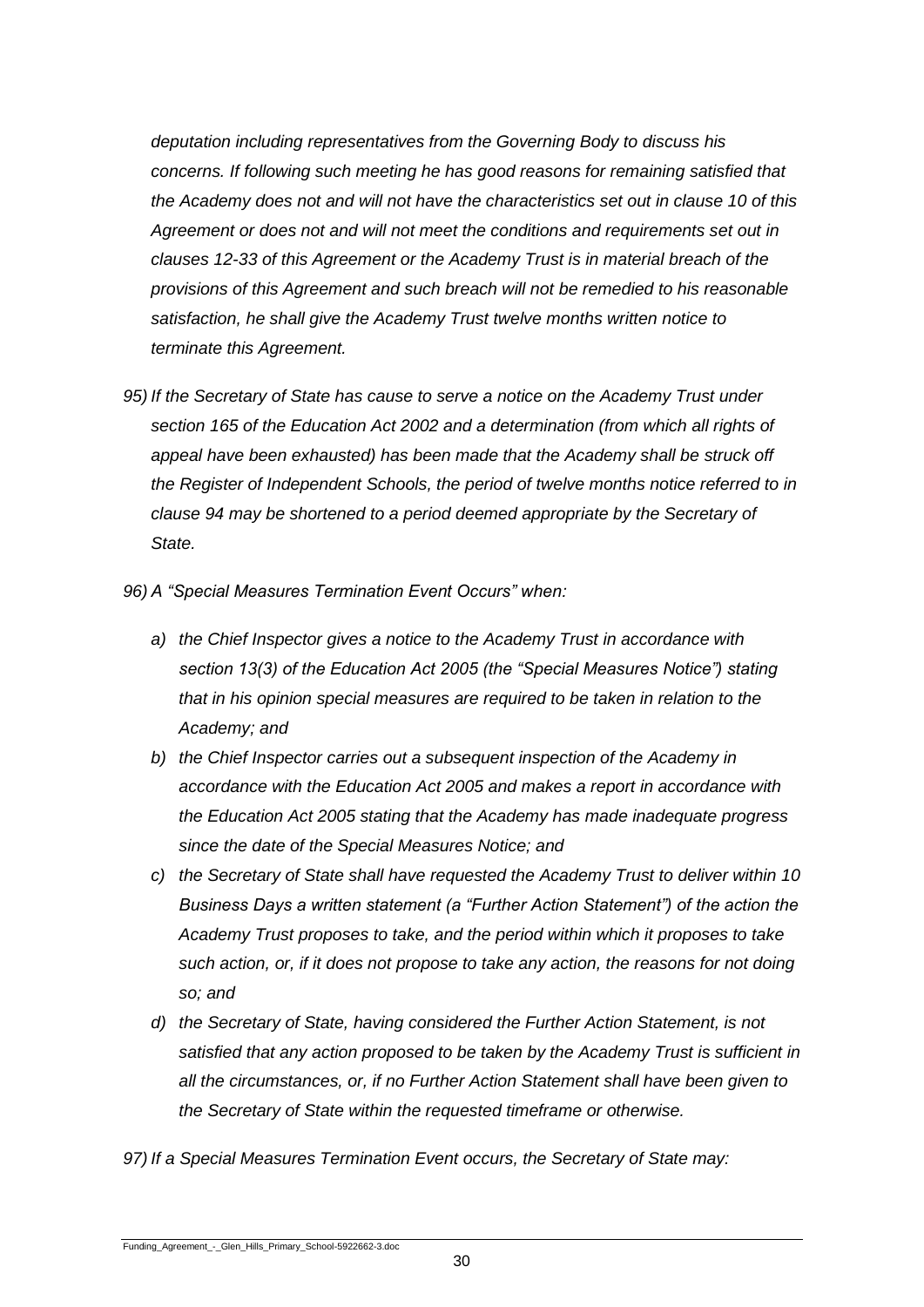*deputation including representatives from the Governing Body to discuss his concerns. If following such meeting he has good reasons for remaining satisfied that the Academy does not and will not have the characteristics set out in clause 10 of this Agreement or does not and will not meet the conditions and requirements set out in clauses 12-33 of this Agreement or the Academy Trust is in material breach of the provisions of this Agreement and such breach will not be remedied to his reasonable satisfaction, he shall give the Academy Trust twelve months written notice to terminate this Agreement.*

*95) If the Secretary of State has cause to serve a notice on the Academy Trust under section 165 of the Education Act 2002 and a determination (from which all rights of appeal have been exhausted) has been made that the Academy shall be struck off the Register of Independent Schools, the period of twelve months notice referred to in clause 94 may be shortened to a period deemed appropriate by the Secretary of State.*

*96) A "Special Measures Termination Event Occurs" when:*

- *a) the Chief Inspector gives a notice to the Academy Trust in accordance with section 13(3) of the Education Act 2005 (the "Special Measures Notice") stating that in his opinion special measures are required to be taken in relation to the Academy; and*
- *b) the Chief Inspector carries out a subsequent inspection of the Academy in accordance with the Education Act 2005 and makes a report in accordance with the Education Act 2005 stating that the Academy has made inadequate progress since the date of the Special Measures Notice; and*
- *c) the Secretary of State shall have requested the Academy Trust to deliver within 10 Business Days a written statement (a "Further Action Statement") of the action the Academy Trust proposes to take, and the period within which it proposes to take such action, or, if it does not propose to take any action, the reasons for not doing so; and*
- *d) the Secretary of State, having considered the Further Action Statement, is not satisfied that any action proposed to be taken by the Academy Trust is sufficient in all the circumstances, or, if no Further Action Statement shall have been given to the Secretary of State within the requested timeframe or otherwise.*

*97) If a Special Measures Termination Event occurs, the Secretary of State may:*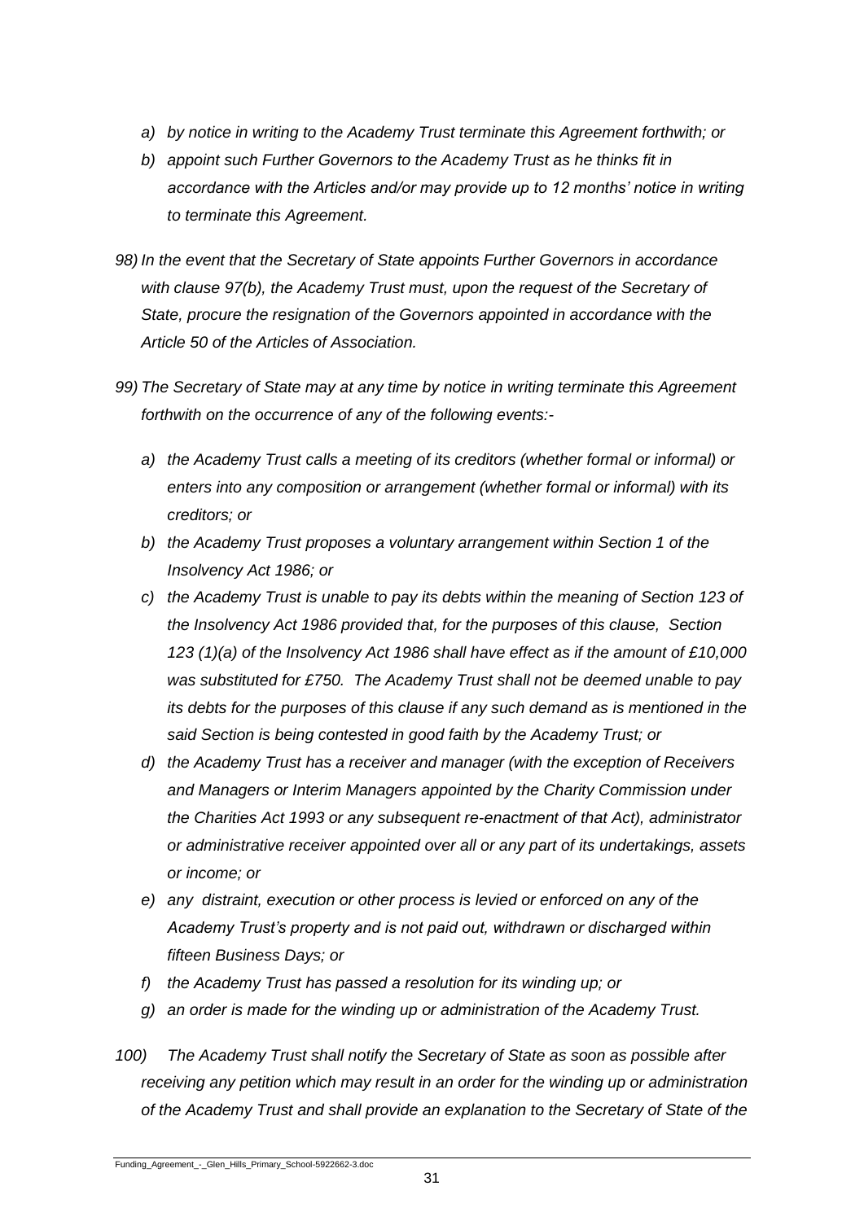*a) by notice in writing to the Academy Trust terminate this Agreement forthwith; or*

*b) appoint such Further Governors to the Academy Trust as he thinks fit in accordance with the Articles and/or may provide up to 12 months' notice in writing to terminate this Agreement.*

*98) In the event that the Secretary of State appoints Further Governors in accordance with clause 97(b), the Academy Trust must, upon the request of the Secretary of State, procure the resignation of the Governors appointed in accordance with the Article 50 of the Articles of Association.*

*99) The Secretary of State may at any time by notice in writing terminate this Agreement forthwith on the occurrence of any of the following events:-*

*a) the Academy Trust calls a meeting of its creditors (whether formal or informal) or enters into any composition or arrangement (whether formal or informal) with its creditors; or*

*b) the Academy Trust proposes a voluntary arrangement within Section 1 of the Insolvency Act 1986; or*

*c) the Academy Trust is unable to pay its debts within the meaning of Section 123 of the Insolvency Act 1986 provided that, for the purposes of this clause, Section 123 (1)(a) of the Insolvency Act 1986 shall have effect as if the amount of £10,000 was substituted for £750. The Academy Trust shall not be deemed unable to pay its debts for the purposes of this clause if any such demand as is mentioned in the said Section is being contested in good faith by the Academy Trust; or*

*d) the Academy Trust has a receiver and manager (with the exception of Receivers and Managers or Interim Managers appointed by the Charity Commission under the Charities Act 1993 or any subsequent re-enactment of that Act), administrator or administrative receiver appointed over all or any part of its undertakings, assets or income; or*

*e) any distraint, execution or other process is levied or enforced on any of the Academy Trust's property and is not paid out, withdrawn or discharged within fifteen Business Days; or*

*f) the Academy Trust has passed a resolution for its winding up; or*

*g) an order is made for the winding up or administration of the Academy Trust.*

*100) The Academy Trust shall notify the Secretary of State as soon as possible after receiving any petition which may result in an order for the winding up or administration of the Academy Trust and shall provide an explanation to the Secretary of State of the*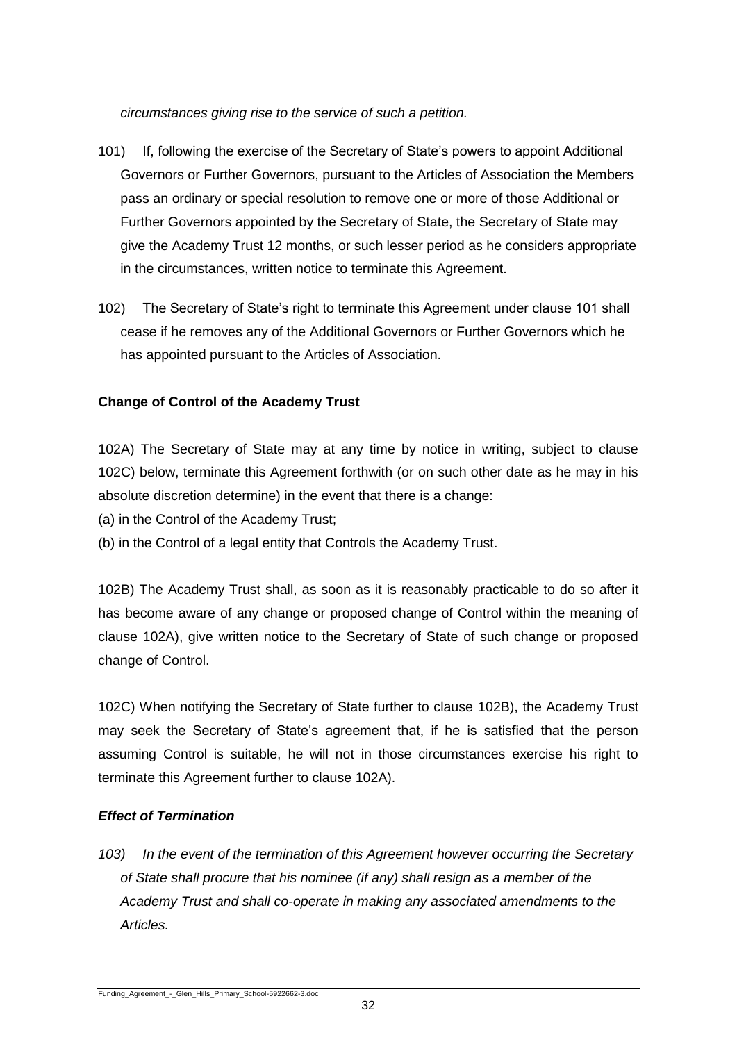*circumstances giving rise to the service of such a petition.*

101) If, following the exercise of the Secretary of State's powers to appoint Additional Governors or Further Governors, pursuant to the Articles of Association the Members pass an ordinary or special resolution to remove one or more of those Additional or Further Governors appointed by the Secretary of State, the Secretary of State may give the Academy Trust 12 months, or such lesser period as he considers appropriate in the circumstances, written notice to terminate this Agreement.

102) The Secretary of State's right to terminate this Agreement under clause 101 shall cease if he removes any of the Additional Governors or Further Governors which he has appointed pursuant to the Articles of Association.

**Change of Control of the Academy Trust**

102A) The Secretary of State may at any time by notice in writing, subject to clause 102C) below, terminate this Agreement forthwith (or on such other date as he may in his absolute discretion determine) in the event that there is a change:

(a) in the Control of the Academy Trust;

(b) in the Control of a legal entity that Controls the Academy Trust.

102B) The Academy Trust shall, as soon as it is reasonably practicable to do so after it has become aware of any change or proposed change of Control within the meaning of clause 102A), give written notice to the Secretary of State of such change or proposed change of Control.

102C) When notifying the Secretary of State further to clause 102B), the Academy Trust may seek the Secretary of State's agreement that, if he is satisfied that the person assuming Control is suitable, he will not in those circumstances exercise his right to terminate this Agreement further to clause 102A).

***Effect of Termination***

*103) In the event of the termination of this Agreement however occurring the Secretary of State shall procure that his nominee (if any) shall resign as a member of the Academy Trust and shall co-operate in making any associated amendments to the Articles.*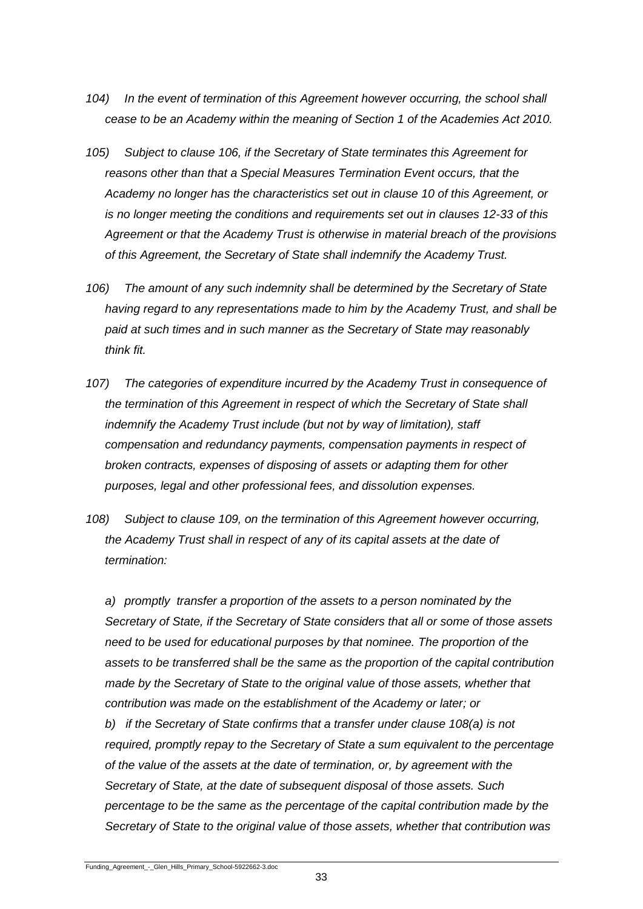*104) In the event of termination of this Agreement however occurring, the school shall cease to be an Academy within the meaning of Section 1 of the Academies Act 2010.*

*105) Subject to clause 106, if the Secretary of State terminates this Agreement for reasons other than that a Special Measures Termination Event occurs, that the Academy no longer has the characteristics set out in clause 10 of this Agreement, or is no longer meeting the conditions and requirements set out in clauses 12-33 of this Agreement or that the Academy Trust is otherwise in material breach of the provisions of this Agreement, the Secretary of State shall indemnify the Academy Trust.*

*106) The amount of any such indemnity shall be determined by the Secretary of State having regard to any representations made to him by the Academy Trust, and shall be paid at such times and in such manner as the Secretary of State may reasonably think fit.*

*107) The categories of expenditure incurred by the Academy Trust in consequence of the termination of this Agreement in respect of which the Secretary of State shall indemnify the Academy Trust include (but not by way of limitation), staff compensation and redundancy payments, compensation payments in respect of broken contracts, expenses of disposing of assets or adapting them for other purposes, legal and other professional fees, and dissolution expenses.*

*108) Subject to clause 109, on the termination of this Agreement however occurring, the Academy Trust shall in respect of any of its capital assets at the date of termination:*

*a) promptly transfer a proportion of the assets to a person nominated by the Secretary of State, if the Secretary of State considers that all or some of those assets need to be used for educational purposes by that nominee. The proportion of the assets to be transferred shall be the same as the proportion of the capital contribution made by the Secretary of State to the original value of those assets, whether that contribution was made on the establishment of the Academy or later; or*

*b) if the Secretary of State confirms that a transfer under clause 108(a) is not required, promptly repay to the Secretary of State a sum equivalent to the percentage of the value of the assets at the date of termination, or, by agreement with the Secretary of State, at the date of subsequent disposal of those assets. Such percentage to be the same as the percentage of the capital contribution made by the Secretary of State to the original value of those assets, whether that contribution was*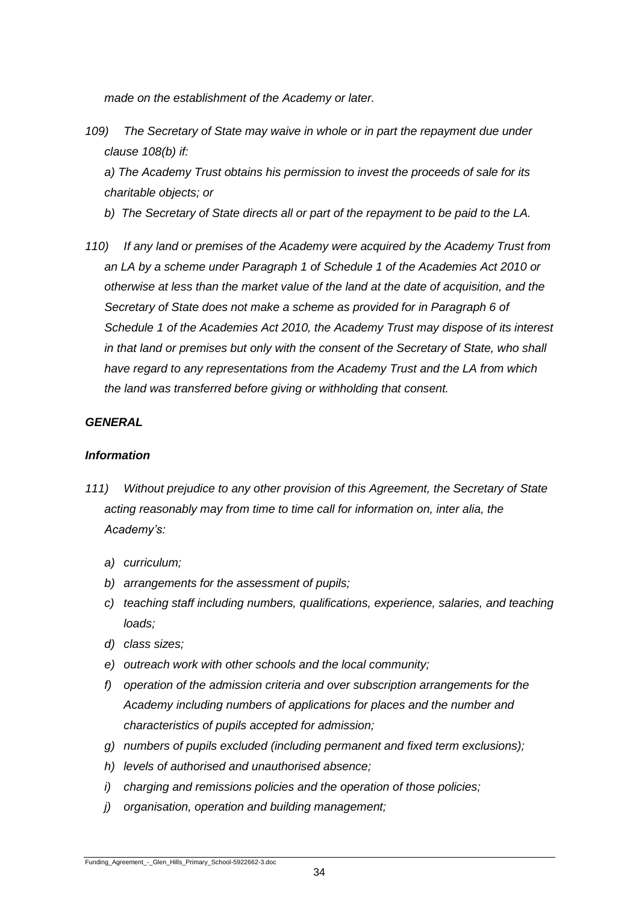*made on the establishment of the Academy or later.*

*109) The Secretary of State may waive in whole or in part the repayment due under clause 108(b) if:*

*a) The Academy Trust obtains his permission to invest the proceeds of sale for its charitable objects; or*

*b) The Secretary of State directs all or part of the repayment to be paid to the LA.*

*110) If any land or premises of the Academy were acquired by the Academy Trust from an LA by a scheme under Paragraph 1 of Schedule 1 of the Academies Act 2010 or otherwise at less than the market value of the land at the date of acquisition, and the Secretary of State does not make a scheme as provided for in Paragraph 6 of Schedule 1 of the Academies Act 2010, the Academy Trust may dispose of its interest in that land or premises but only with the consent of the Secretary of State, who shall have regard to any representations from the Academy Trust and the LA from which the land was transferred before giving or withholding that consent.*

***GENERAL***

***Information***

*111) Without prejudice to any other provision of this Agreement, the Secretary of State acting reasonably may from time to time call for information on, inter alia, the Academy's:*

- *a) curriculum;*
- *b) arrangements for the assessment of pupils;*
- *c) teaching staff including numbers, qualifications, experience, salaries, and teaching loads;*
- *d) class sizes;*
- *e) outreach work with other schools and the local community;*
- *f) operation of the admission criteria and over subscription arrangements for the Academy including numbers of applications for places and the number and characteristics of pupils accepted for admission;*
- *g) numbers of pupils excluded (including permanent and fixed term exclusions);*
- *h) levels of authorised and unauthorised absence;*
- *i) charging and remissions policies and the operation of those policies;*
- *j) organisation, operation and building management;*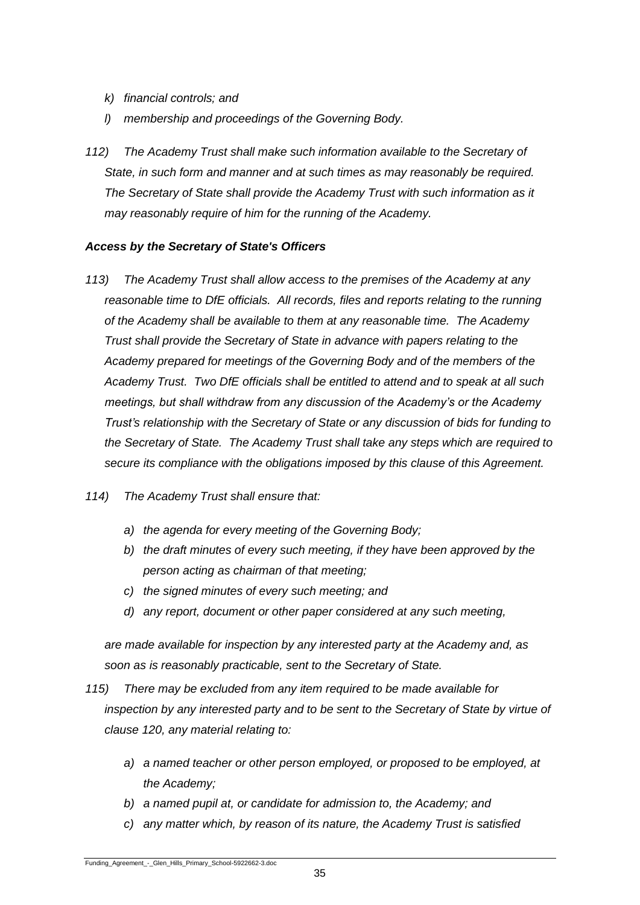*k) financial controls; and*

*l) membership and proceedings of the Governing Body.*

*112) The Academy Trust shall make such information available to the Secretary of State, in such form and manner and at such times as may reasonably be required. The Secretary of State shall provide the Academy Trust with such information as it may reasonably require of him for the running of the Academy.*

***Access by the Secretary of State's Officers***

*113) The Academy Trust shall allow access to the premises of the Academy at any reasonable time to DfE officials. All records, files and reports relating to the running of the Academy shall be available to them at any reasonable time. The Academy Trust shall provide the Secretary of State in advance with papers relating to the Academy prepared for meetings of the Governing Body and of the members of the Academy Trust. Two DfE officials shall be entitled to attend and to speak at all such meetings, but shall withdraw from any discussion of the Academy's or the Academy Trust's relationship with the Secretary of State or any discussion of bids for funding to the Secretary of State. The Academy Trust shall take any steps which are required to secure its compliance with the obligations imposed by this clause of this Agreement.*

*114) The Academy Trust shall ensure that:*

*a) the agenda for every meeting of the Governing Body;*

*b) the draft minutes of every such meeting, if they have been approved by the person acting as chairman of that meeting;*

*c) the signed minutes of every such meeting; and*

*d) any report, document or other paper considered at any such meeting,*

*are made available for inspection by any interested party at the Academy and, as soon as is reasonably practicable, sent to the Secretary of State.*

*115) There may be excluded from any item required to be made available for inspection by any interested party and to be sent to the Secretary of State by virtue of clause 120, any material relating to:*

*a) a named teacher or other person employed, or proposed to be employed, at the Academy;*

*b) a named pupil at, or candidate for admission to, the Academy; and*

*c) any matter which, by reason of its nature, the Academy Trust is satisfied*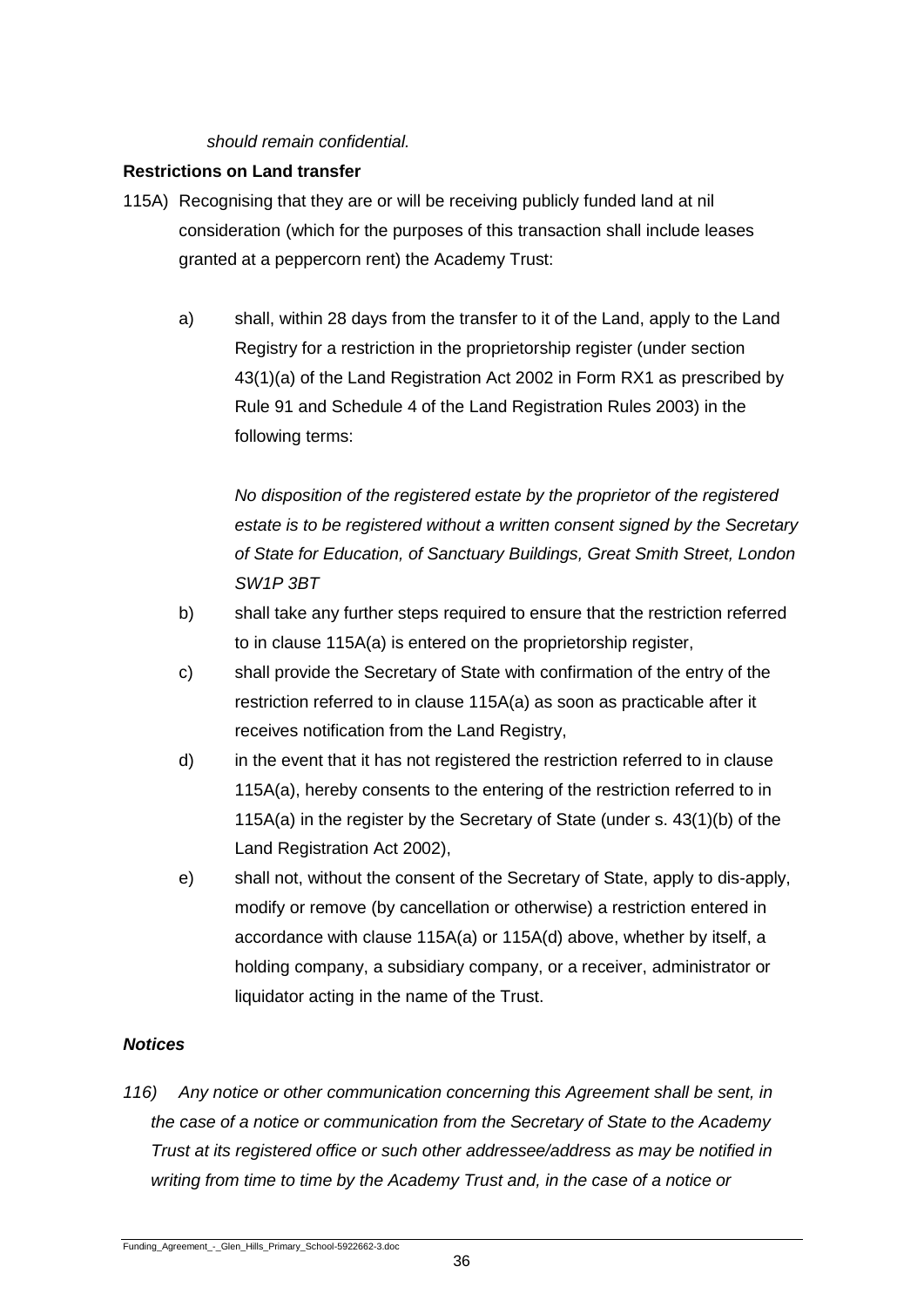*should remain confidential.*

**Restrictions on Land transfer**

115A) Recognising that they are or will be receiving publicly funded land at nil consideration (which for the purposes of this transaction shall include leases granted at a peppercorn rent) the Academy Trust:

a) shall, within 28 days from the transfer to it of the Land, apply to the Land Registry for a restriction in the proprietorship register (under section 43(1)(a) of the Land Registration Act 2002 in Form RX1 as prescribed by Rule 91 and Schedule 4 of the Land Registration Rules 2003) in the following terms:

*No disposition of the registered estate by the proprietor of the registered estate is to be registered without a written consent signed by the Secretary of State for Education, of Sanctuary Buildings, Great Smith Street, London SW1P 3BT*

b) shall take any further steps required to ensure that the restriction referred to in clause 115A(a) is entered on the proprietorship register,

c) shall provide the Secretary of State with confirmation of the entry of the restriction referred to in clause 115A(a) as soon as practicable after it receives notification from the Land Registry,

d) in the event that it has not registered the restriction referred to in clause 115A(a), hereby consents to the entering of the restriction referred to in 115A(a) in the register by the Secretary of State (under s. 43(1)(b) of the Land Registration Act 2002),

e) shall not, without the consent of the Secretary of State, apply to dis-apply, modify or remove (by cancellation or otherwise) a restriction entered in accordance with clause 115A(a) or 115A(d) above, whether by itself, a holding company, a subsidiary company, or a receiver, administrator or liquidator acting in the name of the Trust.

***Notices***

*116) Any notice or other communication concerning this Agreement shall be sent, in the case of a notice or communication from the Secretary of State to the Academy Trust at its registered office or such other addressee/address as may be notified in writing from time to time by the Academy Trust and, in the case of a notice or*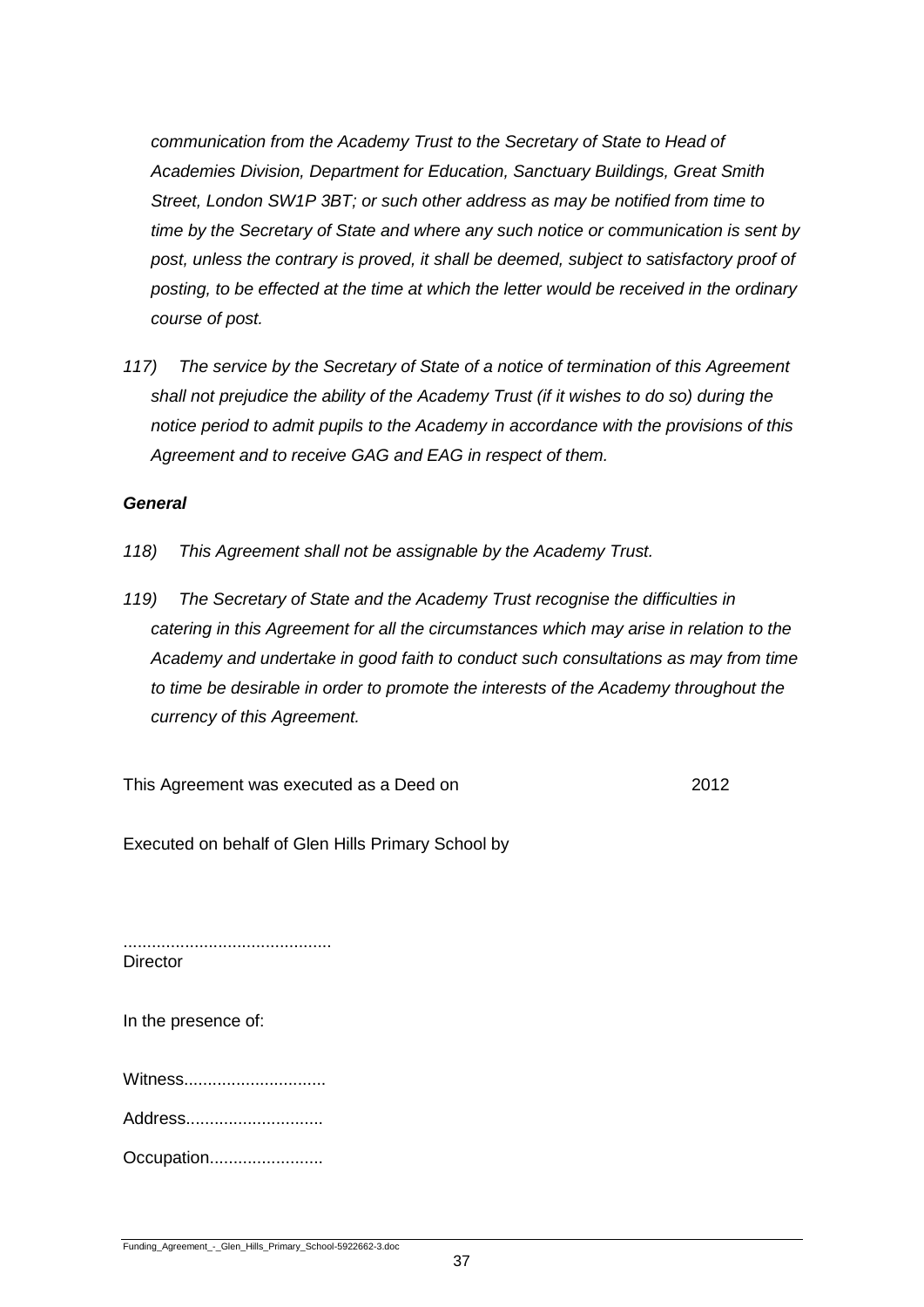*communication from the Academy Trust to the Secretary of State to Head of Academies Division, Department for Education, Sanctuary Buildings, Great Smith Street, London SW1P 3BT; or such other address as may be notified from time to time by the Secretary of State and where any such notice or communication is sent by post, unless the contrary is proved, it shall be deemed, subject to satisfactory proof of posting, to be effected at the time at which the letter would be received in the ordinary course of post.*

*117) The service by the Secretary of State of a notice of termination of this Agreement shall not prejudice the ability of the Academy Trust (if it wishes to do so) during the notice period to admit pupils to the Academy in accordance with the provisions of this Agreement and to receive GAG and EAG in respect of them.*

***General***

*118) This Agreement shall not be assignable by the Academy Trust.*

*119) The Secretary of State and the Academy Trust recognise the difficulties in catering in this Agreement for all the circumstances which may arise in relation to the Academy and undertake in good faith to conduct such consultations as may from time to time be desirable in order to promote the interests of the Academy throughout the currency of this Agreement.*

This Agreement was executed as a Deed on 2012

Executed on behalf of Glen Hills Primary School by

............................................
Director

In the presence of:

Witness..............................

Address.............................

Occupation........................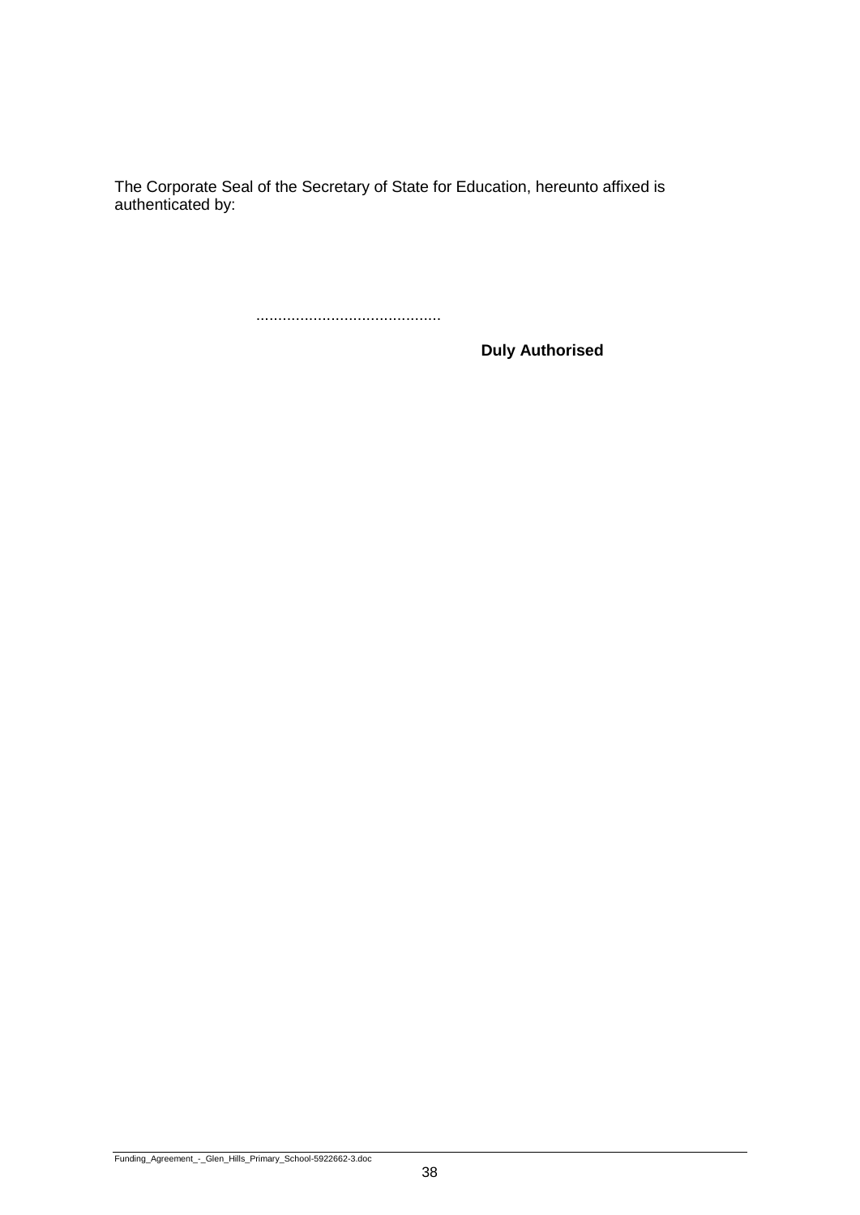The Corporate Seal of the Secretary of State for Education, hereunto affixed is authenticated by:

.........................................

**Duly Authorised**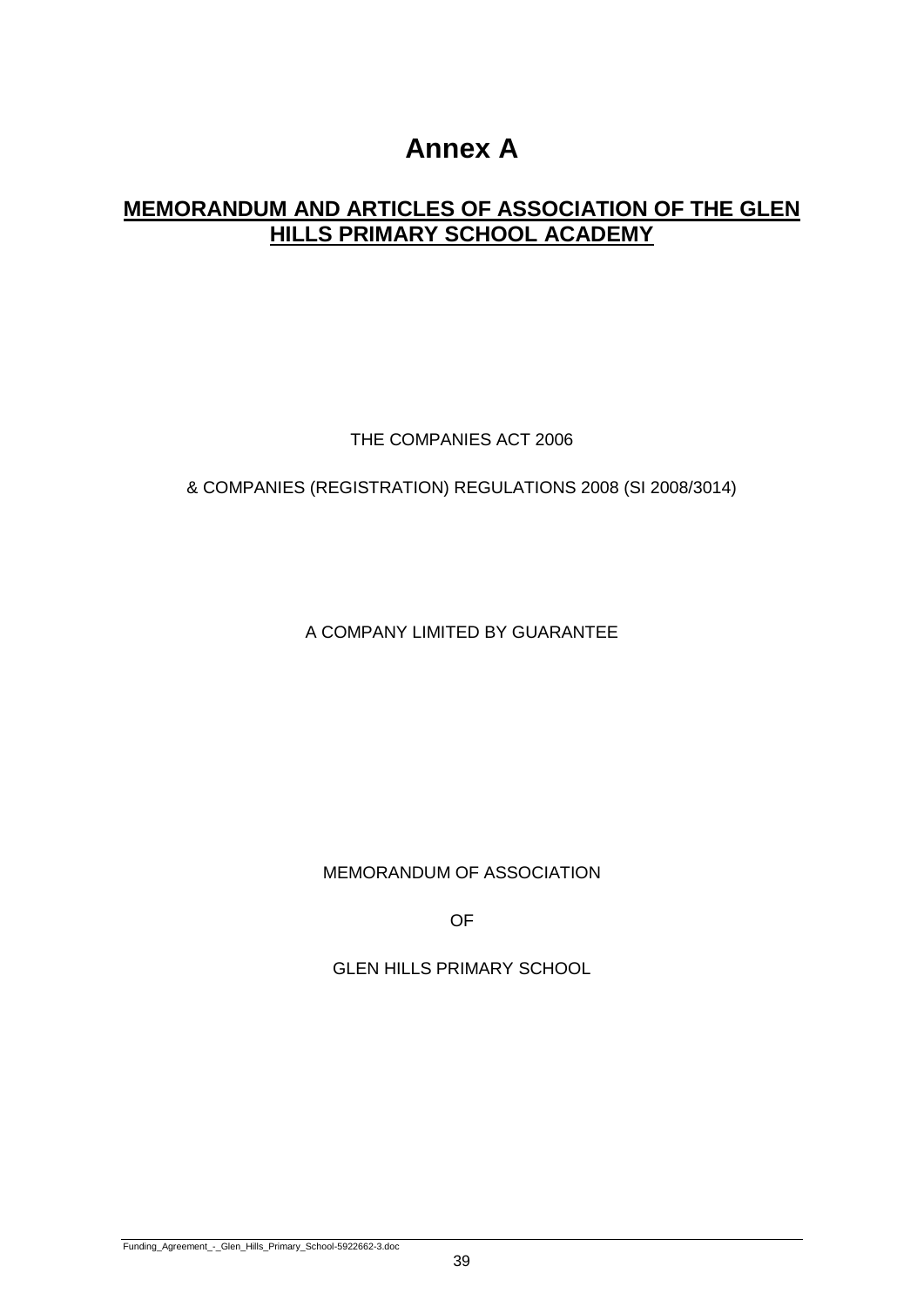# Annex A

## MEMORANDUM AND ARTICLES OF ASSOCIATION OF THE GLEN HILLS PRIMARY SCHOOL ACADEMY

THE COMPANIES ACT 2006

& COMPANIES (REGISTRATION) REGULATIONS 2008 (SI 2008/3014)

A COMPANY LIMITED BY GUARANTEE

MEMORANDUM OF ASSOCIATION

OF

GLEN HILLS PRIMARY SCHOOL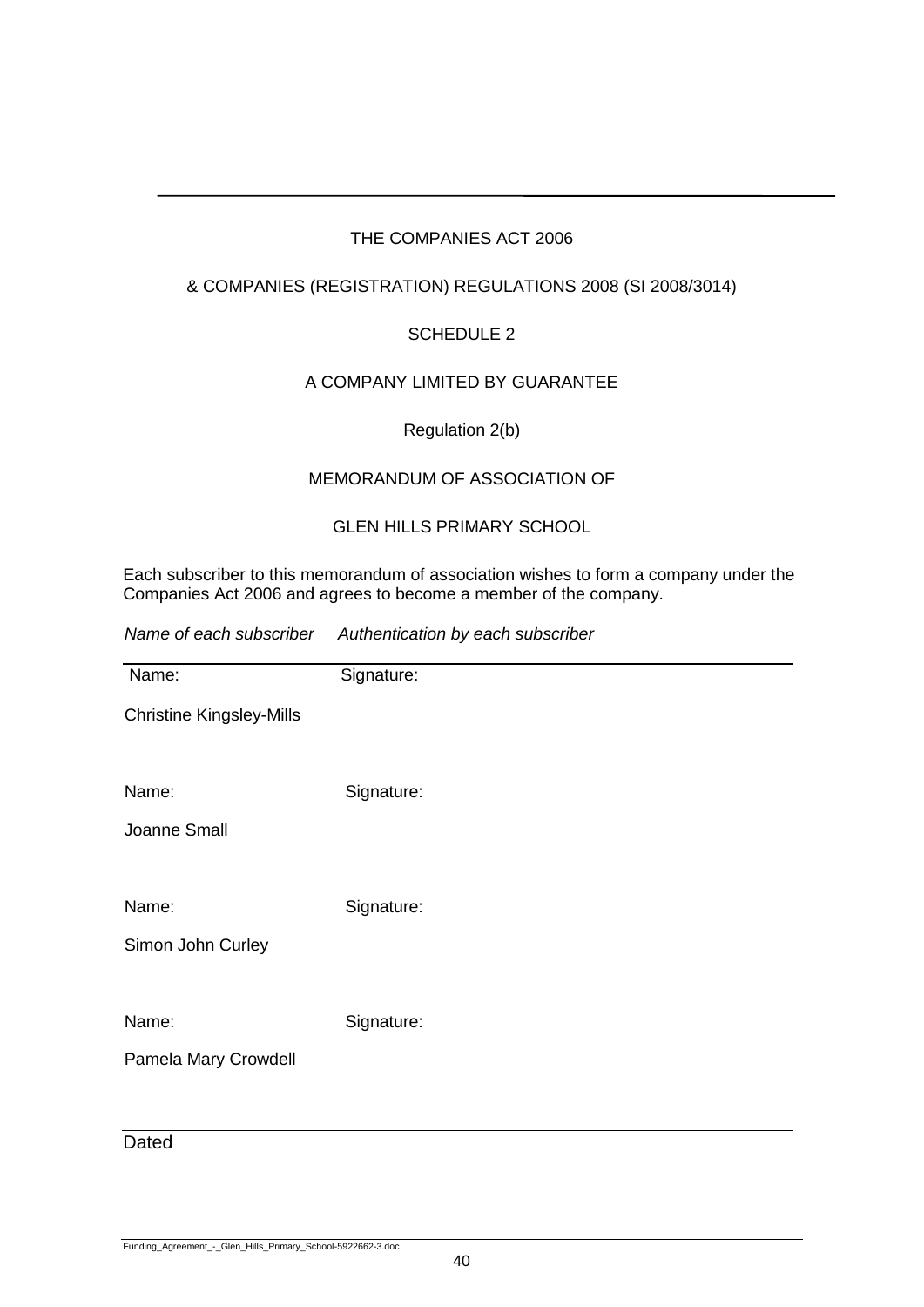THE COMPANIES ACT 2006

& COMPANIES (REGISTRATION) REGULATIONS 2008 (SI 2008/3014)

SCHEDULE 2

A COMPANY LIMITED BY GUARANTEE

Regulation 2(b)

MEMORANDUM OF ASSOCIATION OF

GLEN HILLS PRIMARY SCHOOL

Each subscriber to this memorandum of association wishes to form a company under the Companies Act 2006 and agrees to become a member of the company.

| *Name of each subscriber* | *Authentication by each subscriber* |
|---|---|
| Name: Christine Kingsley-Mills | Signature: |
| Name: Joanne Small | Signature: |
| Name: Simon John Curley | Signature: |
| Name: Pamela Mary Crowdell | Signature: |

Dated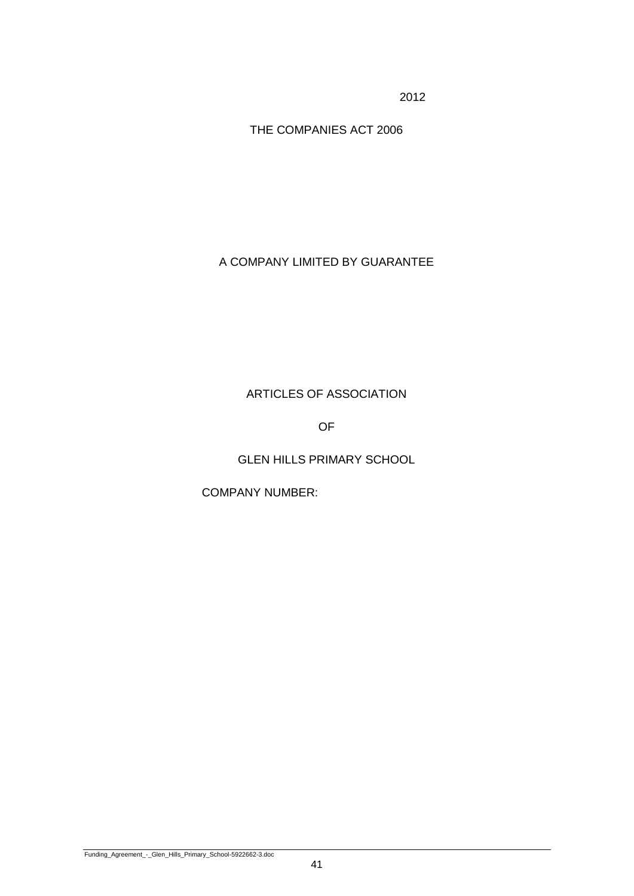2012

THE COMPANIES ACT 2006

A COMPANY LIMITED BY GUARANTEE

# ARTICLES OF ASSOCIATION

# OF

# GLEN HILLS PRIMARY SCHOOL

COMPANY NUMBER: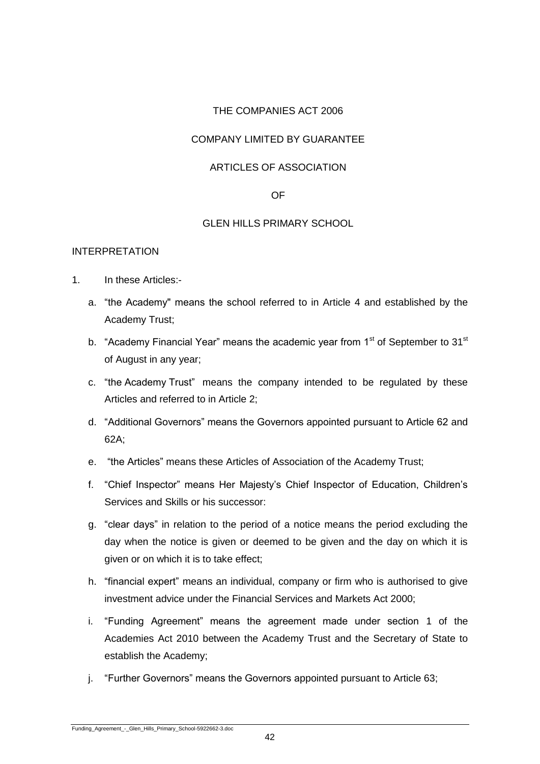THE COMPANIES ACT 2006

COMPANY LIMITED BY GUARANTEE

ARTICLES OF ASSOCIATION

OF

GLEN HILLS PRIMARY SCHOOL

INTERPRETATION

1. In these Articles:-

   a. "the Academy" means the school referred to in Article 4 and established by the Academy Trust;

   b. "Academy Financial Year" means the academic year from 1st of September to 31st of August in any year;

   c. "the Academy Trust" means the company intended to be regulated by these Articles and referred to in Article 2;

   d. "Additional Governors" means the Governors appointed pursuant to Article 62 and 62A;

   e. "the Articles" means these Articles of Association of the Academy Trust;

   f. "Chief Inspector" means Her Majesty's Chief Inspector of Education, Children's Services and Skills or his successor:

   g. "clear days" in relation to the period of a notice means the period excluding the day when the notice is given or deemed to be given and the day on which it is given or on which it is to take effect;

   h. "financial expert" means an individual, company or firm who is authorised to give investment advice under the Financial Services and Markets Act 2000;

   i. "Funding Agreement" means the agreement made under section 1 of the Academies Act 2010 between the Academy Trust and the Secretary of State to establish the Academy;

   j. "Further Governors" means the Governors appointed pursuant to Article 63;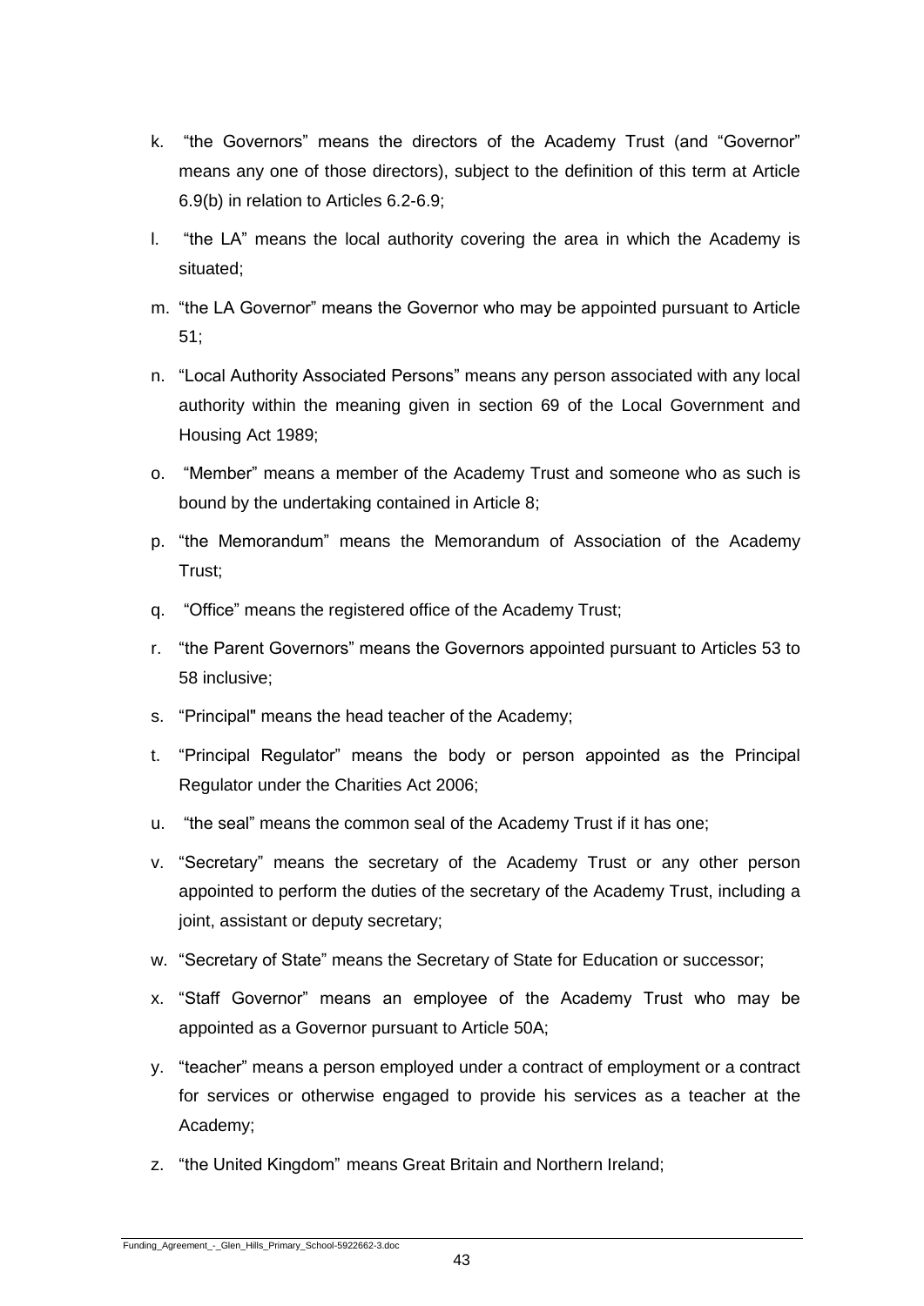k. "the Governors" means the directors of the Academy Trust (and "Governor" means any one of those directors), subject to the definition of this term at Article 6.9(b) in relation to Articles 6.2-6.9;

l. "the LA" means the local authority covering the area in which the Academy is situated;

m. "the LA Governor" means the Governor who may be appointed pursuant to Article 51;

n. "Local Authority Associated Persons" means any person associated with any local authority within the meaning given in section 69 of the Local Government and Housing Act 1989;

o. "Member" means a member of the Academy Trust and someone who as such is bound by the undertaking contained in Article 8;

p. "the Memorandum" means the Memorandum of Association of the Academy Trust;

q. "Office" means the registered office of the Academy Trust;

r. "the Parent Governors" means the Governors appointed pursuant to Articles 53 to 58 inclusive;

s. "Principal" means the head teacher of the Academy;

t. "Principal Regulator" means the body or person appointed as the Principal Regulator under the Charities Act 2006;

u. "the seal" means the common seal of the Academy Trust if it has one;

v. "Secretary" means the secretary of the Academy Trust or any other person appointed to perform the duties of the secretary of the Academy Trust, including a joint, assistant or deputy secretary;

w. "Secretary of State" means the Secretary of State for Education or successor;

x. "Staff Governor" means an employee of the Academy Trust who may be appointed as a Governor pursuant to Article 50A;

y. "teacher" means a person employed under a contract of employment or a contract for services or otherwise engaged to provide his services as a teacher at the Academy;

z. "the United Kingdom" means Great Britain and Northern Ireland;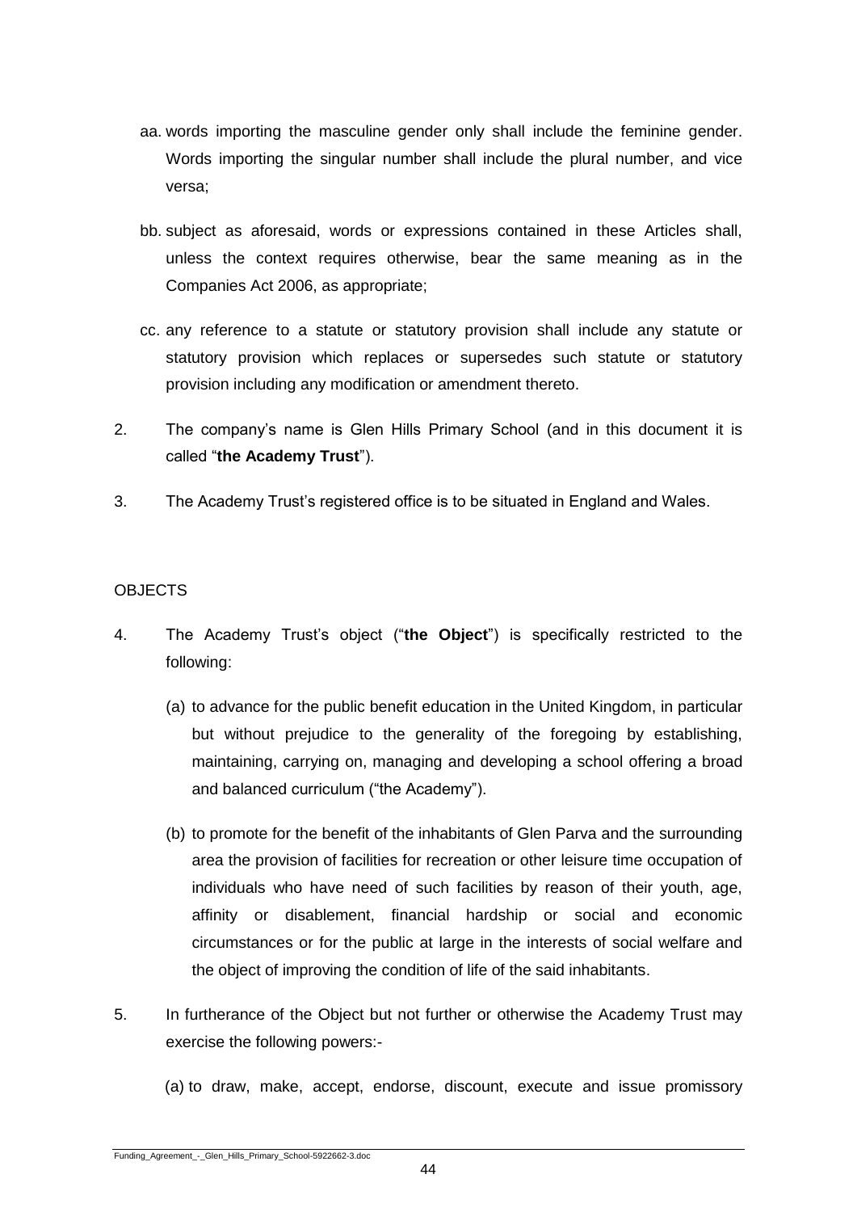aa. words importing the masculine gender only shall include the feminine gender. Words importing the singular number shall include the plural number, and vice versa;

bb. subject as aforesaid, words or expressions contained in these Articles shall, unless the context requires otherwise, bear the same meaning as in the Companies Act 2006, as appropriate;

cc. any reference to a statute or statutory provision shall include any statute or statutory provision which replaces or supersedes such statute or statutory provision including any modification or amendment thereto.

2. The company's name is Glen Hills Primary School (and in this document it is called "**the Academy Trust**").

3. The Academy Trust's registered office is to be situated in England and Wales.

OBJECTS

4. The Academy Trust's object ("**the Object**") is specifically restricted to the following:

   (a) to advance for the public benefit education in the United Kingdom, in particular but without prejudice to the generality of the foregoing by establishing, maintaining, carrying on, managing and developing a school offering a broad and balanced curriculum ("the Academy").

   (b) to promote for the benefit of the inhabitants of Glen Parva and the surrounding area the provision of facilities for recreation or other leisure time occupation of individuals who have need of such facilities by reason of their youth, age, affinity or disablement, financial hardship or social and economic circumstances or for the public at large in the interests of social welfare and the object of improving the condition of life of the said inhabitants.

5. In furtherance of the Object but not further or otherwise the Academy Trust may exercise the following powers:-

   (a) to draw, make, accept, endorse, discount, execute and issue promissory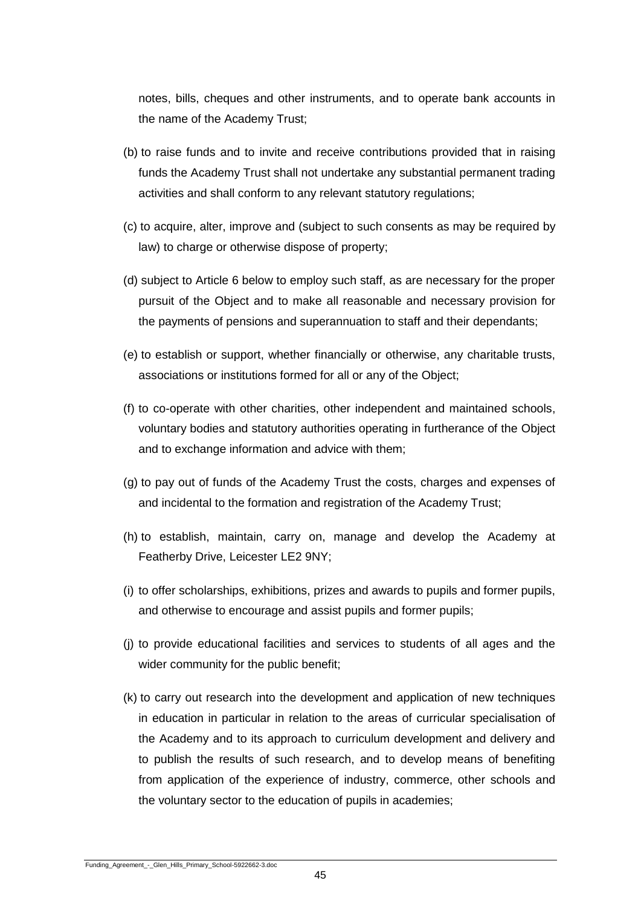notes, bills, cheques and other instruments, and to operate bank accounts in the name of the Academy Trust;

(b) to raise funds and to invite and receive contributions provided that in raising funds the Academy Trust shall not undertake any substantial permanent trading activities and shall conform to any relevant statutory regulations;

(c) to acquire, alter, improve and (subject to such consents as may be required by law) to charge or otherwise dispose of property;

(d) subject to Article 6 below to employ such staff, as are necessary for the proper pursuit of the Object and to make all reasonable and necessary provision for the payments of pensions and superannuation to staff and their dependants;

(e) to establish or support, whether financially or otherwise, any charitable trusts, associations or institutions formed for all or any of the Object;

(f) to co-operate with other charities, other independent and maintained schools, voluntary bodies and statutory authorities operating in furtherance of the Object and to exchange information and advice with them;

(g) to pay out of funds of the Academy Trust the costs, charges and expenses of and incidental to the formation and registration of the Academy Trust;

(h) to establish, maintain, carry on, manage and develop the Academy at Featherby Drive, Leicester LE2 9NY;

(i) to offer scholarships, exhibitions, prizes and awards to pupils and former pupils, and otherwise to encourage and assist pupils and former pupils;

(j) to provide educational facilities and services to students of all ages and the wider community for the public benefit;

(k) to carry out research into the development and application of new techniques in education in particular in relation to the areas of curricular specialisation of the Academy and to its approach to curriculum development and delivery and to publish the results of such research, and to develop means of benefiting from application of the experience of industry, commerce, other schools and the voluntary sector to the education of pupils in academies;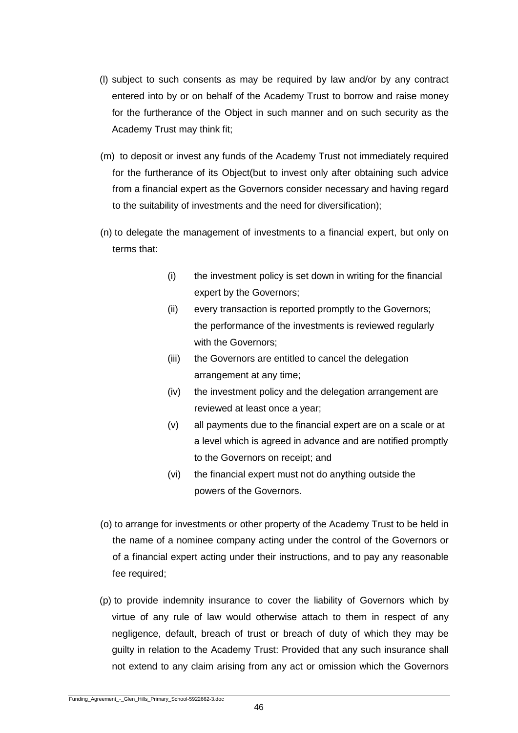(l) subject to such consents as may be required by law and/or by any contract entered into by or on behalf of the Academy Trust to borrow and raise money for the furtherance of the Object in such manner and on such security as the Academy Trust may think fit;

(m) to deposit or invest any funds of the Academy Trust not immediately required for the furtherance of its Object(but to invest only after obtaining such advice from a financial expert as the Governors consider necessary and having regard to the suitability of investments and the need for diversification);

(n) to delegate the management of investments to a financial expert, but only on terms that:

- (i) the investment policy is set down in writing for the financial expert by the Governors;
- (ii) every transaction is reported promptly to the Governors; the performance of the investments is reviewed regularly with the Governors;
- (iii) the Governors are entitled to cancel the delegation arrangement at any time;
- (iv) the investment policy and the delegation arrangement are reviewed at least once a year;
- (v) all payments due to the financial expert are on a scale or at a level which is agreed in advance and are notified promptly to the Governors on receipt; and
- (vi) the financial expert must not do anything outside the powers of the Governors.

(o) to arrange for investments or other property of the Academy Trust to be held in the name of a nominee company acting under the control of the Governors or of a financial expert acting under their instructions, and to pay any reasonable fee required;

(p) to provide indemnity insurance to cover the liability of Governors which by virtue of any rule of law would otherwise attach to them in respect of any negligence, default, breach of trust or breach of duty of which they may be guilty in relation to the Academy Trust: Provided that any such insurance shall not extend to any claim arising from any act or omission which the Governors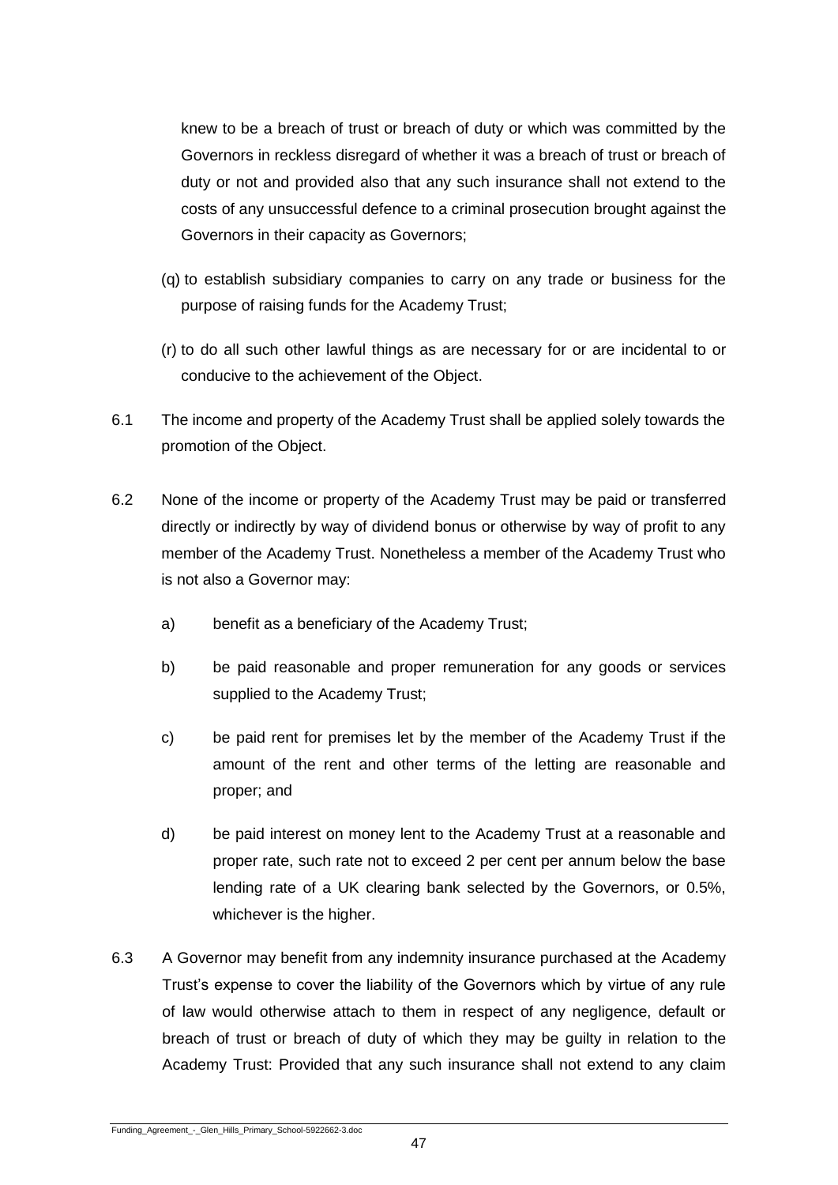knew to be a breach of trust or breach of duty or which was committed by the Governors in reckless disregard of whether it was a breach of trust or breach of duty or not and provided also that any such insurance shall not extend to the costs of any unsuccessful defence to a criminal prosecution brought against the Governors in their capacity as Governors;

(q) to establish subsidiary companies to carry on any trade or business for the purpose of raising funds for the Academy Trust;

(r) to do all such other lawful things as are necessary for or are incidental to or conducive to the achievement of the Object.

6.1 The income and property of the Academy Trust shall be applied solely towards the promotion of the Object.

6.2 None of the income or property of the Academy Trust may be paid or transferred directly or indirectly by way of dividend bonus or otherwise by way of profit to any member of the Academy Trust. Nonetheless a member of the Academy Trust who is not also a Governor may:

a) benefit as a beneficiary of the Academy Trust;

b) be paid reasonable and proper remuneration for any goods or services supplied to the Academy Trust;

c) be paid rent for premises let by the member of the Academy Trust if the amount of the rent and other terms of the letting are reasonable and proper; and

d) be paid interest on money lent to the Academy Trust at a reasonable and proper rate, such rate not to exceed 2 per cent per annum below the base lending rate of a UK clearing bank selected by the Governors, or 0.5%, whichever is the higher.

6.3 A Governor may benefit from any indemnity insurance purchased at the Academy Trust's expense to cover the liability of the Governors which by virtue of any rule of law would otherwise attach to them in respect of any negligence, default or breach of trust or breach of duty of which they may be guilty in relation to the Academy Trust: Provided that any such insurance shall not extend to any claim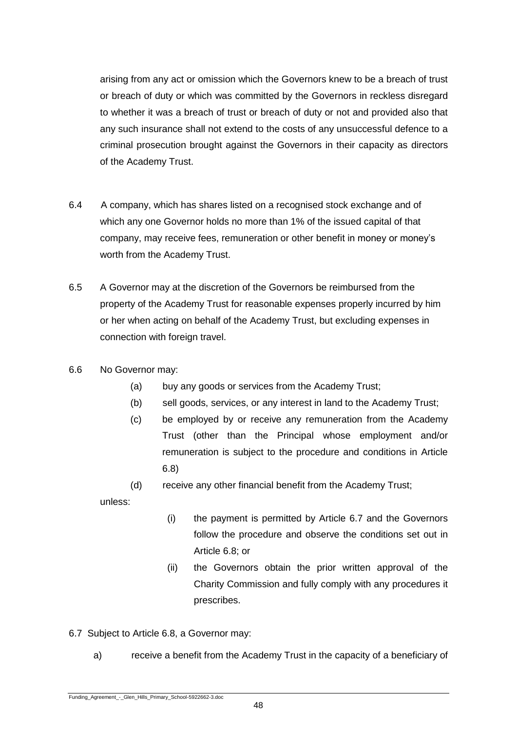arising from any act or omission which the Governors knew to be a breach of trust or breach of duty or which was committed by the Governors in reckless disregard to whether it was a breach of trust or breach of duty or not and provided also that any such insurance shall not extend to the costs of any unsuccessful defence to a criminal prosecution brought against the Governors in their capacity as directors of the Academy Trust.

6.4 A company, which has shares listed on a recognised stock exchange and of which any one Governor holds no more than 1% of the issued capital of that company, may receive fees, remuneration or other benefit in money or money's worth from the Academy Trust.

6.5 A Governor may at the discretion of the Governors be reimbursed from the property of the Academy Trust for reasonable expenses properly incurred by him or her when acting on behalf of the Academy Trust, but excluding expenses in connection with foreign travel.

6.6 No Governor may:

(a) buy any goods or services from the Academy Trust;

(b) sell goods, services, or any interest in land to the Academy Trust;

(c) be employed by or receive any remuneration from the Academy Trust (other than the Principal whose employment and/or remuneration is subject to the procedure and conditions in Article 6.8)

(d) receive any other financial benefit from the Academy Trust;

unless:

(i) the payment is permitted by Article 6.7 and the Governors follow the procedure and observe the conditions set out in Article 6.8; or

(ii) the Governors obtain the prior written approval of the Charity Commission and fully comply with any procedures it prescribes.

6.7 Subject to Article 6.8, a Governor may:

a) receive a benefit from the Academy Trust in the capacity of a beneficiary of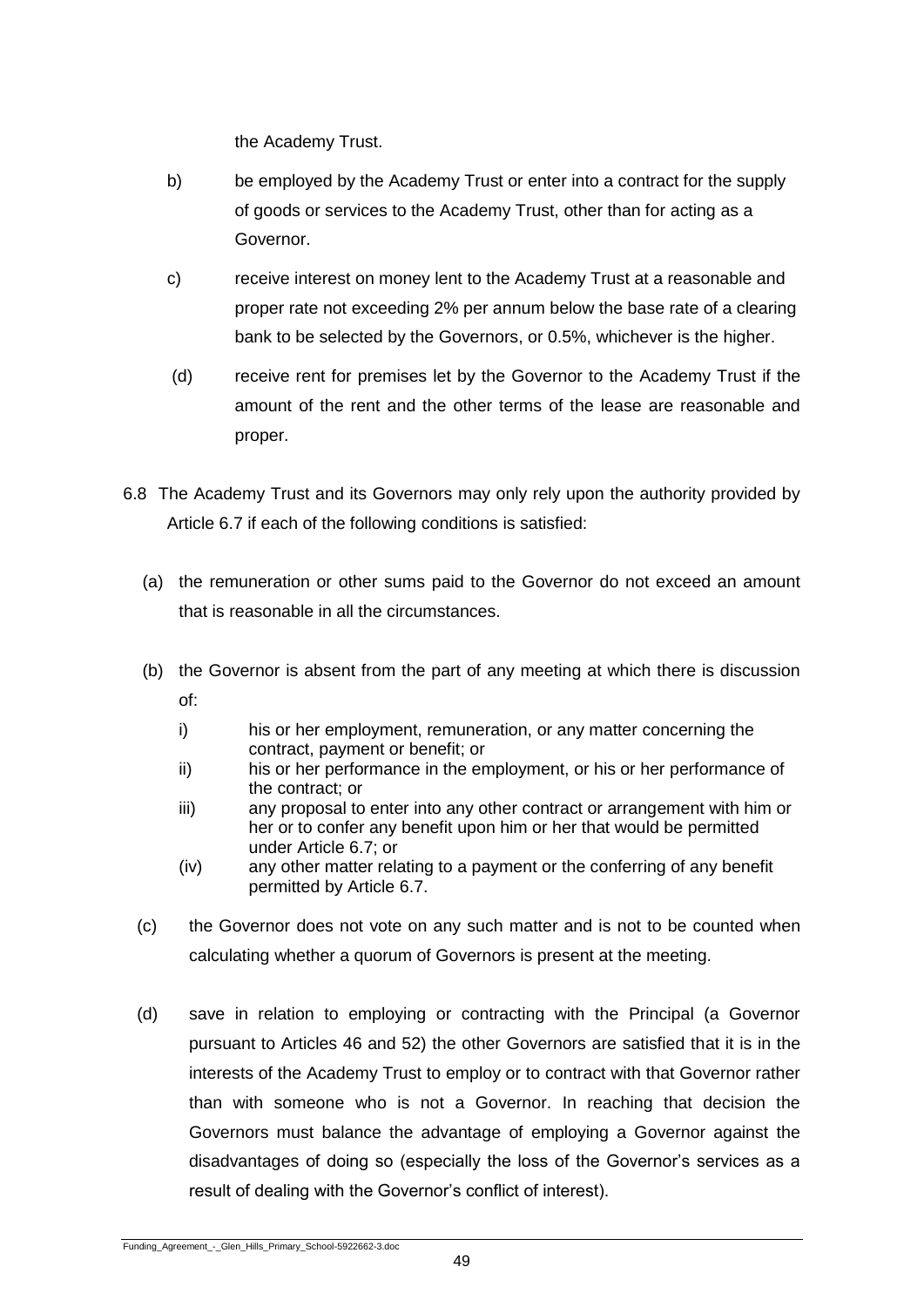the Academy Trust.

b) be employed by the Academy Trust or enter into a contract for the supply of goods or services to the Academy Trust, other than for acting as a Governor.

c) receive interest on money lent to the Academy Trust at a reasonable and proper rate not exceeding 2% per annum below the base rate of a clearing bank to be selected by the Governors, or 0.5%, whichever is the higher.

(d) receive rent for premises let by the Governor to the Academy Trust if the amount of the rent and the other terms of the lease are reasonable and proper.

6.8 The Academy Trust and its Governors may only rely upon the authority provided by Article 6.7 if each of the following conditions is satisfied:

(a) the remuneration or other sums paid to the Governor do not exceed an amount that is reasonable in all the circumstances.

(b) the Governor is absent from the part of any meeting at which there is discussion of:

i) his or her employment, remuneration, or any matter concerning the contract, payment or benefit; or

ii) his or her performance in the employment, or his or her performance of the contract; or

iii) any proposal to enter into any other contract or arrangement with him or her or to confer any benefit upon him or her that would be permitted under Article 6.7; or

(iv) any other matter relating to a payment or the conferring of any benefit permitted by Article 6.7.

(c) the Governor does not vote on any such matter and is not to be counted when calculating whether a quorum of Governors is present at the meeting.

(d) save in relation to employing or contracting with the Principal (a Governor pursuant to Articles 46 and 52) the other Governors are satisfied that it is in the interests of the Academy Trust to employ or to contract with that Governor rather than with someone who is not a Governor. In reaching that decision the Governors must balance the advantage of employing a Governor against the disadvantages of doing so (especially the loss of the Governor's services as a result of dealing with the Governor's conflict of interest).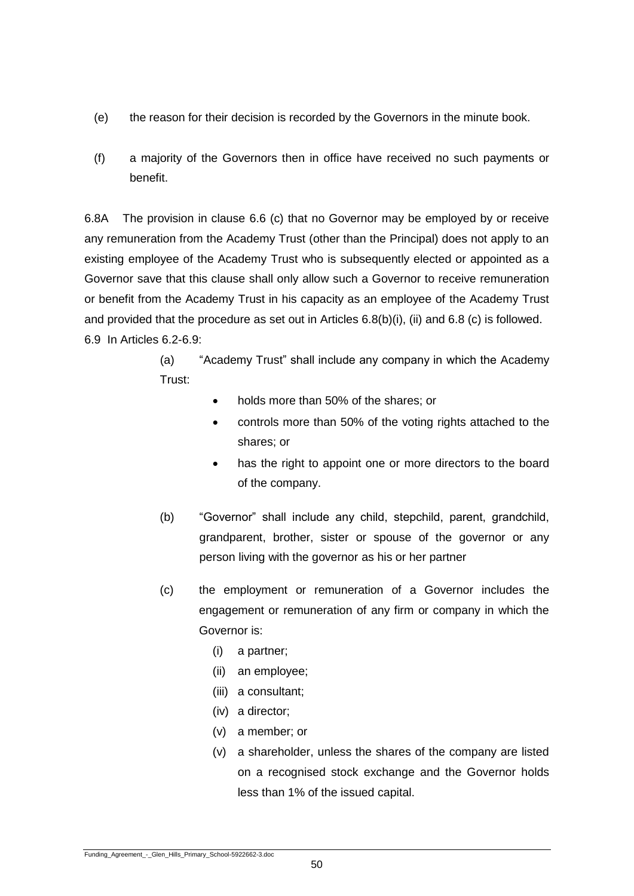(e) the reason for their decision is recorded by the Governors in the minute book.

(f) a majority of the Governors then in office have received no such payments or benefit.

6.8A The provision in clause 6.6 (c) that no Governor may be employed by or receive any remuneration from the Academy Trust (other than the Principal) does not apply to an existing employee of the Academy Trust who is subsequently elected or appointed as a Governor save that this clause shall only allow such a Governor to receive remuneration or benefit from the Academy Trust in his capacity as an employee of the Academy Trust and provided that the procedure as set out in Articles 6.8(b)(i), (ii) and 6.8 (c) is followed.

6.9 In Articles 6.2-6.9:

(a) "Academy Trust" shall include any company in which the Academy Trust:

- holds more than 50% of the shares; or
- controls more than 50% of the voting rights attached to the shares; or
- has the right to appoint one or more directors to the board of the company.

(b) "Governor" shall include any child, stepchild, parent, grandchild, grandparent, brother, sister or spouse of the governor or any person living with the governor as his or her partner

(c) the employment or remuneration of a Governor includes the engagement or remuneration of any firm or company in which the Governor is:

(i) a partner;
(ii) an employee;
(iii) a consultant;
(iv) a director;
(v) a member; or
(v) a shareholder, unless the shares of the company are listed on a recognised stock exchange and the Governor holds less than 1% of the issued capital.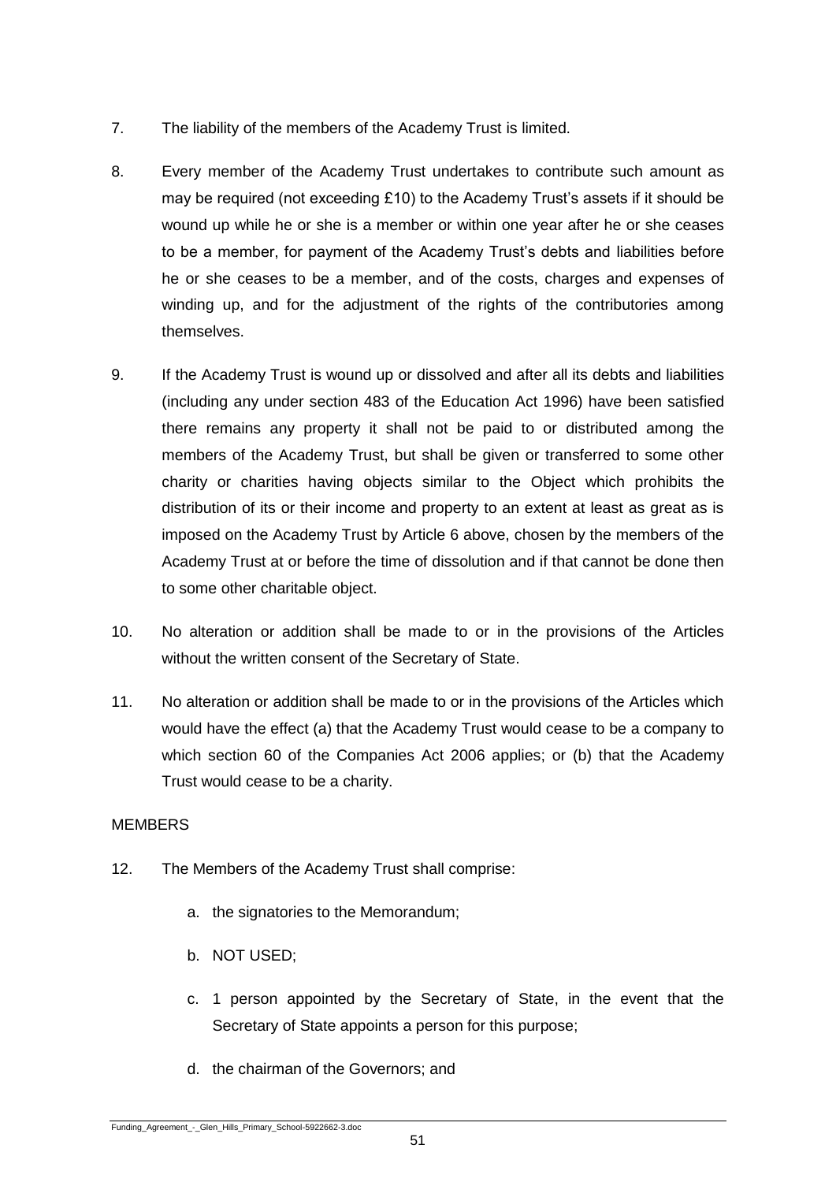7. The liability of the members of the Academy Trust is limited.

8. Every member of the Academy Trust undertakes to contribute such amount as may be required (not exceeding £10) to the Academy Trust's assets if it should be wound up while he or she is a member or within one year after he or she ceases to be a member, for payment of the Academy Trust's debts and liabilities before he or she ceases to be a member, and of the costs, charges and expenses of winding up, and for the adjustment of the rights of the contributories among themselves.

9. If the Academy Trust is wound up or dissolved and after all its debts and liabilities (including any under section 483 of the Education Act 1996) have been satisfied there remains any property it shall not be paid to or distributed among the members of the Academy Trust, but shall be given or transferred to some other charity or charities having objects similar to the Object which prohibits the distribution of its or their income and property to an extent at least as great as is imposed on the Academy Trust by Article 6 above, chosen by the members of the Academy Trust at or before the time of dissolution and if that cannot be done then to some other charitable object.

10. No alteration or addition shall be made to or in the provisions of the Articles without the written consent of the Secretary of State.

11. No alteration or addition shall be made to or in the provisions of the Articles which would have the effect (a) that the Academy Trust would cease to be a company to which section 60 of the Companies Act 2006 applies; or (b) that the Academy Trust would cease to be a charity.

MEMBERS

12. The Members of the Academy Trust shall comprise:

    a. the signatories to the Memorandum;

    b. NOT USED;

    c. 1 person appointed by the Secretary of State, in the event that the Secretary of State appoints a person for this purpose;

    d. the chairman of the Governors; and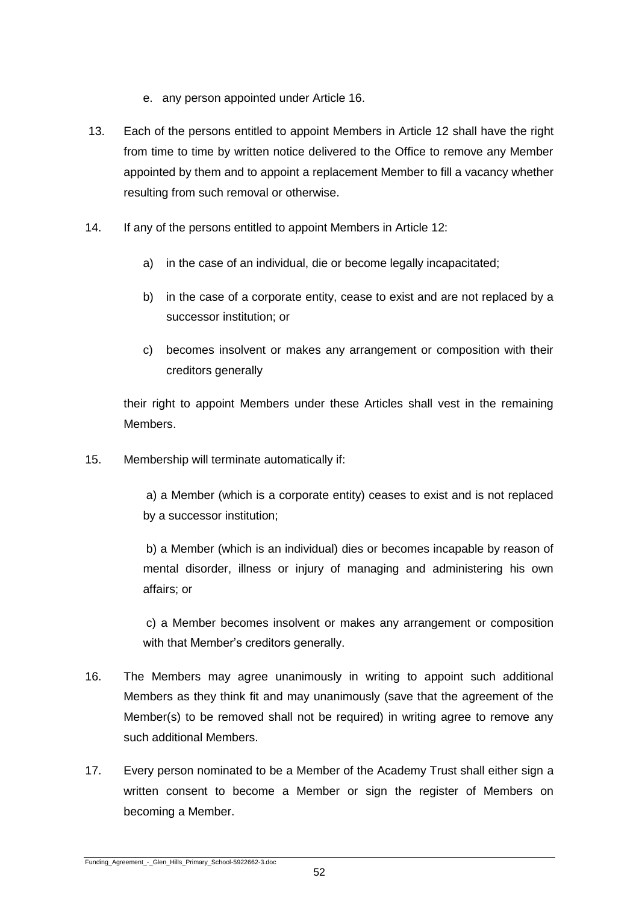e. any person appointed under Article 16.

13. Each of the persons entitled to appoint Members in Article 12 shall have the right from time to time by written notice delivered to the Office to remove any Member appointed by them and to appoint a replacement Member to fill a vacancy whether resulting from such removal or otherwise.

14. If any of the persons entitled to appoint Members in Article 12:

    a) in the case of an individual, die or become legally incapacitated;

    b) in the case of a corporate entity, cease to exist and are not replaced by a successor institution; or

    c) becomes insolvent or makes any arrangement or composition with their creditors generally

    their right to appoint Members under these Articles shall vest in the remaining Members.

15. Membership will terminate automatically if:

    a) a Member (which is a corporate entity) ceases to exist and is not replaced by a successor institution;

    b) a Member (which is an individual) dies or becomes incapable by reason of mental disorder, illness or injury of managing and administering his own affairs; or

    c) a Member becomes insolvent or makes any arrangement or composition with that Member's creditors generally.

16. The Members may agree unanimously in writing to appoint such additional Members as they think fit and may unanimously (save that the agreement of the Member(s) to be removed shall not be required) in writing agree to remove any such additional Members.

17. Every person nominated to be a Member of the Academy Trust shall either sign a written consent to become a Member or sign the register of Members on becoming a Member.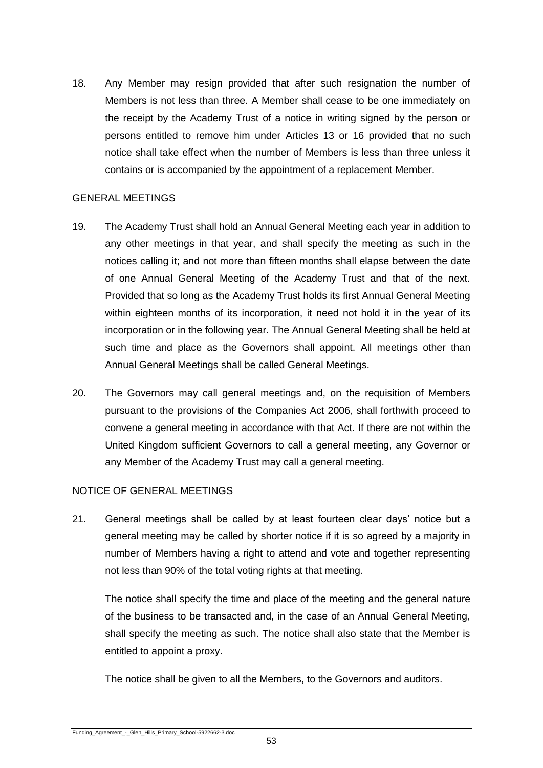18. Any Member may resign provided that after such resignation the number of Members is not less than three. A Member shall cease to be one immediately on the receipt by the Academy Trust of a notice in writing signed by the person or persons entitled to remove him under Articles 13 or 16 provided that no such notice shall take effect when the number of Members is less than three unless it contains or is accompanied by the appointment of a replacement Member.

## GENERAL MEETINGS

19. The Academy Trust shall hold an Annual General Meeting each year in addition to any other meetings in that year, and shall specify the meeting as such in the notices calling it; and not more than fifteen months shall elapse between the date of one Annual General Meeting of the Academy Trust and that of the next. Provided that so long as the Academy Trust holds its first Annual General Meeting within eighteen months of its incorporation, it need not hold it in the year of its incorporation or in the following year. The Annual General Meeting shall be held at such time and place as the Governors shall appoint. All meetings other than Annual General Meetings shall be called General Meetings.

20. The Governors may call general meetings and, on the requisition of Members pursuant to the provisions of the Companies Act 2006, shall forthwith proceed to convene a general meeting in accordance with that Act. If there are not within the United Kingdom sufficient Governors to call a general meeting, any Governor or any Member of the Academy Trust may call a general meeting.

## NOTICE OF GENERAL MEETINGS

21. General meetings shall be called by at least fourteen clear days' notice but a general meeting may be called by shorter notice if it is so agreed by a majority in number of Members having a right to attend and vote and together representing not less than 90% of the total voting rights at that meeting.

    The notice shall specify the time and place of the meeting and the general nature of the business to be transacted and, in the case of an Annual General Meeting, shall specify the meeting as such. The notice shall also state that the Member is entitled to appoint a proxy.

    The notice shall be given to all the Members, to the Governors and auditors.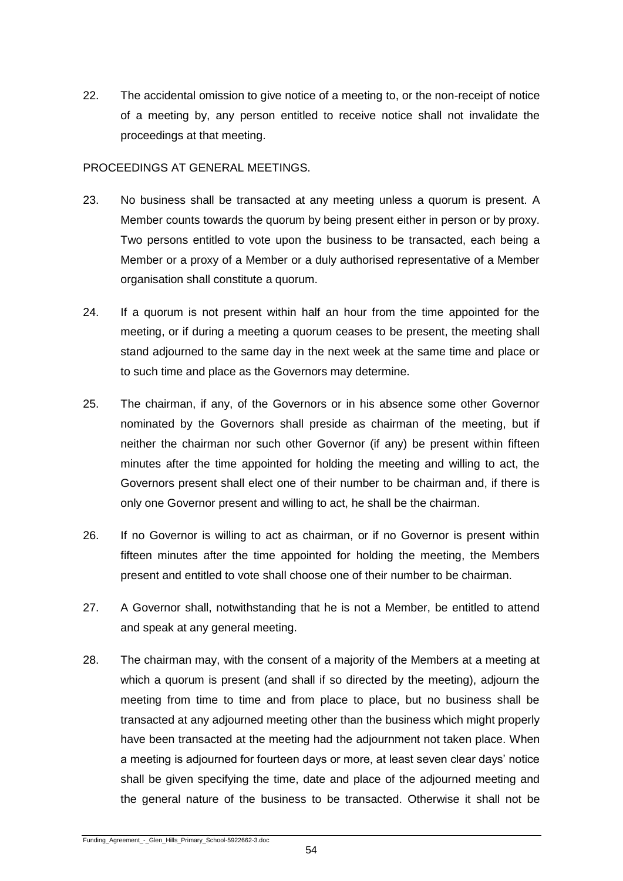22. The accidental omission to give notice of a meeting to, or the non-receipt of notice of a meeting by, any person entitled to receive notice shall not invalidate the proceedings at that meeting.

PROCEEDINGS AT GENERAL MEETINGS.

23. No business shall be transacted at any meeting unless a quorum is present. A Member counts towards the quorum by being present either in person or by proxy. Two persons entitled to vote upon the business to be transacted, each being a Member or a proxy of a Member or a duly authorised representative of a Member organisation shall constitute a quorum.

24. If a quorum is not present within half an hour from the time appointed for the meeting, or if during a meeting a quorum ceases to be present, the meeting shall stand adjourned to the same day in the next week at the same time and place or to such time and place as the Governors may determine.

25. The chairman, if any, of the Governors or in his absence some other Governor nominated by the Governors shall preside as chairman of the meeting, but if neither the chairman nor such other Governor (if any) be present within fifteen minutes after the time appointed for holding the meeting and willing to act, the Governors present shall elect one of their number to be chairman and, if there is only one Governor present and willing to act, he shall be the chairman.

26. If no Governor is willing to act as chairman, or if no Governor is present within fifteen minutes after the time appointed for holding the meeting, the Members present and entitled to vote shall choose one of their number to be chairman.

27. A Governor shall, notwithstanding that he is not a Member, be entitled to attend and speak at any general meeting.

28. The chairman may, with the consent of a majority of the Members at a meeting at which a quorum is present (and shall if so directed by the meeting), adjourn the meeting from time to time and from place to place, but no business shall be transacted at any adjourned meeting other than the business which might properly have been transacted at the meeting had the adjournment not taken place. When a meeting is adjourned for fourteen days or more, at least seven clear days' notice shall be given specifying the time, date and place of the adjourned meeting and the general nature of the business to be transacted. Otherwise it shall not be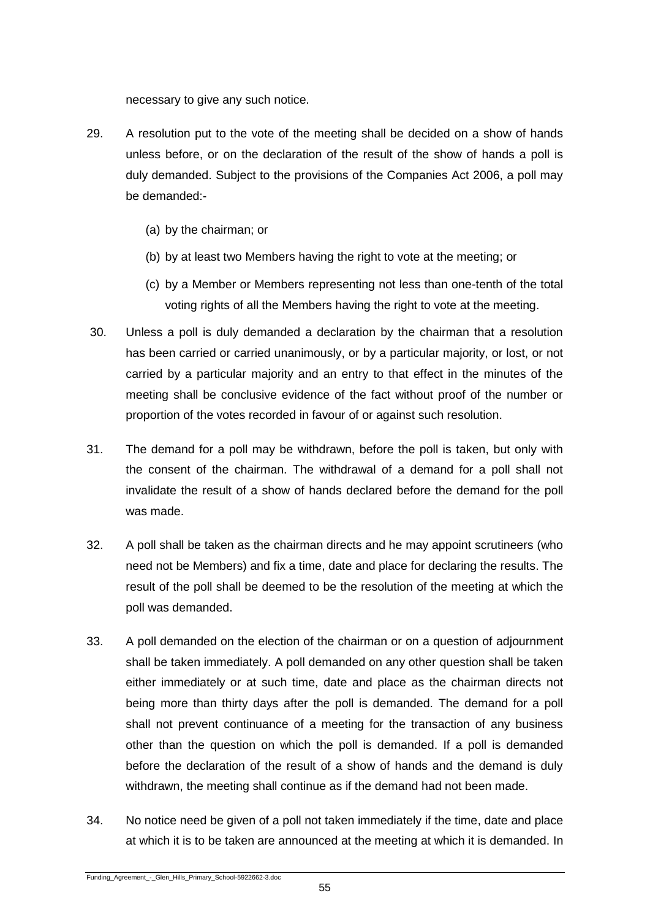necessary to give any such notice.

29. A resolution put to the vote of the meeting shall be decided on a show of hands unless before, or on the declaration of the result of the show of hands a poll is duly demanded. Subject to the provisions of the Companies Act 2006, a poll may be demanded:-

    (a) by the chairman; or

    (b) by at least two Members having the right to vote at the meeting; or

    (c) by a Member or Members representing not less than one-tenth of the total voting rights of all the Members having the right to vote at the meeting.

30. Unless a poll is duly demanded a declaration by the chairman that a resolution has been carried or carried unanimously, or by a particular majority, or lost, or not carried by a particular majority and an entry to that effect in the minutes of the meeting shall be conclusive evidence of the fact without proof of the number or proportion of the votes recorded in favour of or against such resolution.

31. The demand for a poll may be withdrawn, before the poll is taken, but only with the consent of the chairman. The withdrawal of a demand for a poll shall not invalidate the result of a show of hands declared before the demand for the poll was made.

32. A poll shall be taken as the chairman directs and he may appoint scrutineers (who need not be Members) and fix a time, date and place for declaring the results. The result of the poll shall be deemed to be the resolution of the meeting at which the poll was demanded.

33. A poll demanded on the election of the chairman or on a question of adjournment shall be taken immediately. A poll demanded on any other question shall be taken either immediately or at such time, date and place as the chairman directs not being more than thirty days after the poll is demanded. The demand for a poll shall not prevent continuance of a meeting for the transaction of any business other than the question on which the poll is demanded. If a poll is demanded before the declaration of the result of a show of hands and the demand is duly withdrawn, the meeting shall continue as if the demand had not been made.

34. No notice need be given of a poll not taken immediately if the time, date and place at which it is to be taken are announced at the meeting at which it is demanded. In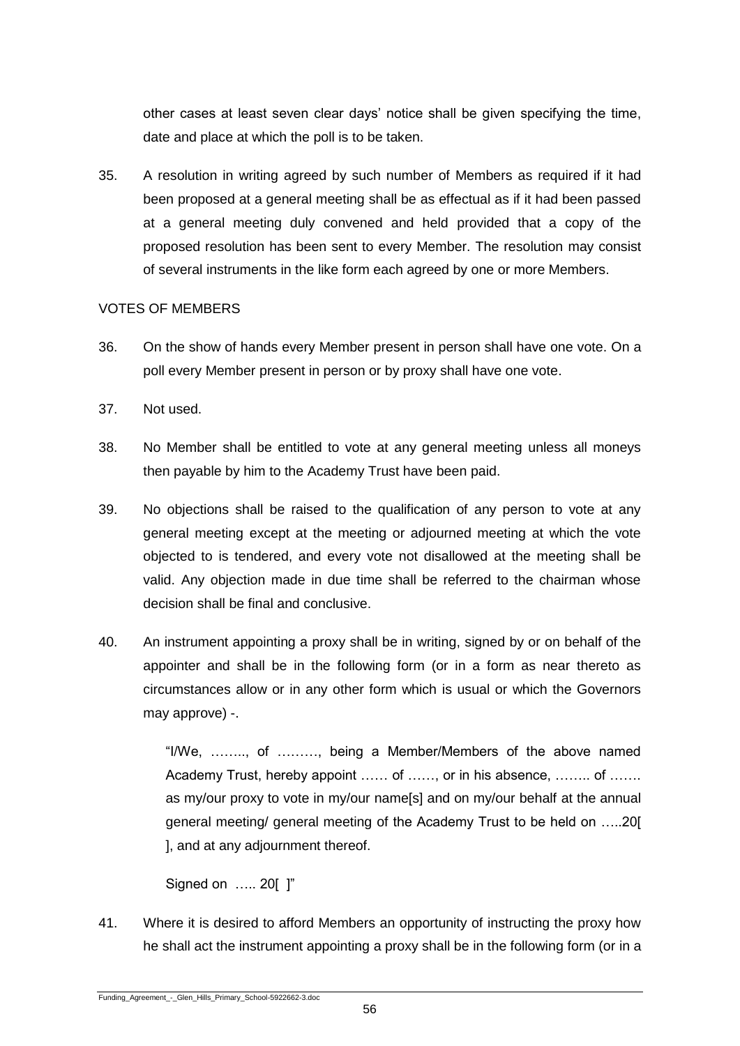other cases at least seven clear days' notice shall be given specifying the time, date and place at which the poll is to be taken.

35. A resolution in writing agreed by such number of Members as required if it had been proposed at a general meeting shall be as effectual as if it had been passed at a general meeting duly convened and held provided that a copy of the proposed resolution has been sent to every Member. The resolution may consist of several instruments in the like form each agreed by one or more Members.

VOTES OF MEMBERS

36. On the show of hands every Member present in person shall have one vote. On a poll every Member present in person or by proxy shall have one vote.

37. Not used.

38. No Member shall be entitled to vote at any general meeting unless all moneys then payable by him to the Academy Trust have been paid.

39. No objections shall be raised to the qualification of any person to vote at any general meeting except at the meeting or adjourned meeting at which the vote objected to is tendered, and every vote not disallowed at the meeting shall be valid. Any objection made in due time shall be referred to the chairman whose decision shall be final and conclusive.

40. An instrument appointing a proxy shall be in writing, signed by or on behalf of the appointer and shall be in the following form (or in a form as near thereto as circumstances allow or in any other form which is usual or which the Governors may approve) -.

> "I/We, …….., of ………, being a Member/Members of the above named Academy Trust, hereby appoint …… of ……, or in his absence, …….. of ……. as my/our proxy to vote in my/our name[s] and on my/our behalf at the annual general meeting/ general meeting of the Academy Trust to be held on …..20[ ], and at any adjournment thereof.
>
> Signed on ….. 20[ ]"

41. Where it is desired to afford Members an opportunity of instructing the proxy how he shall act the instrument appointing a proxy shall be in the following form (or in a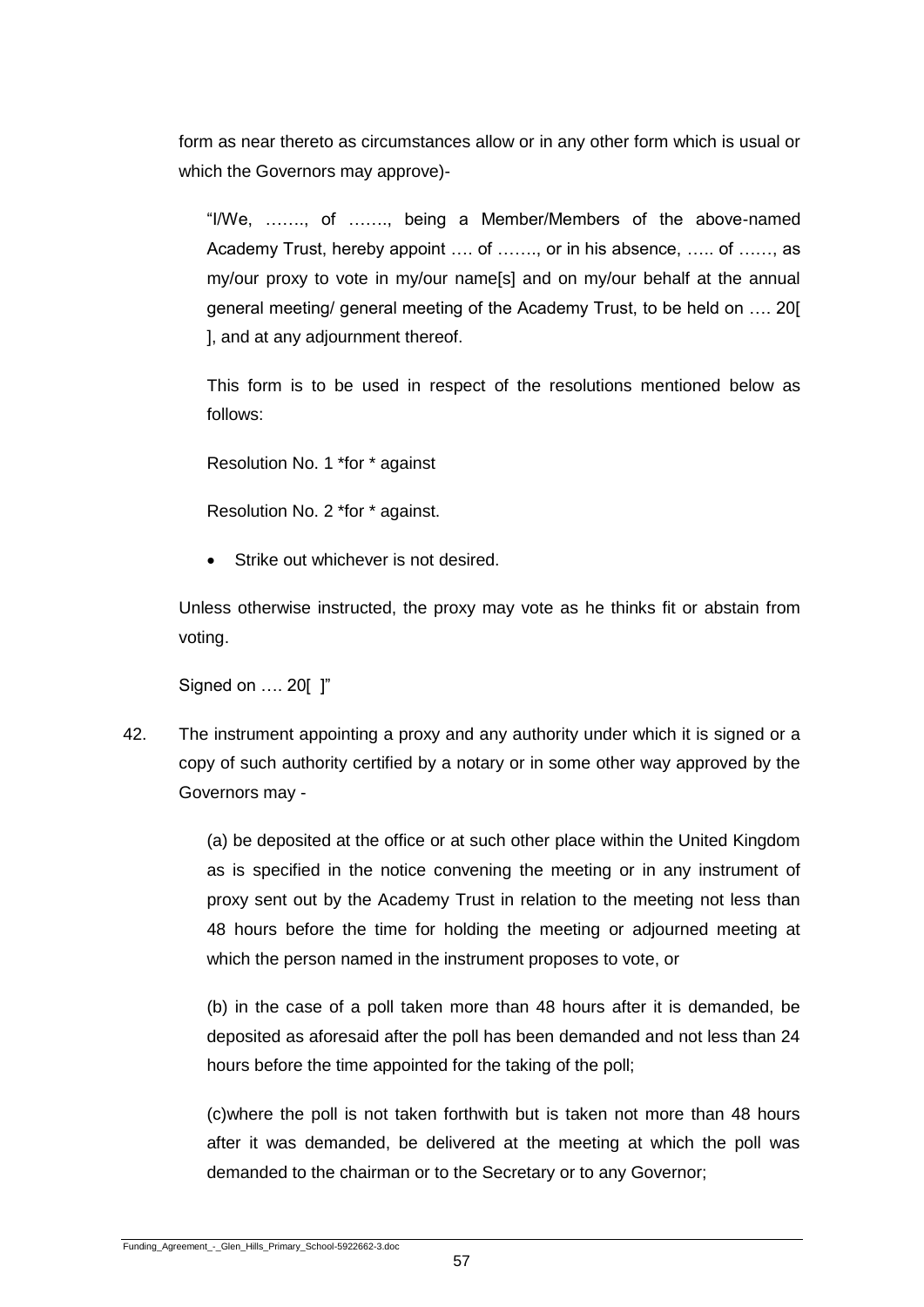form as near thereto as circumstances allow or in any other form which is usual or which the Governors may approve)-

> "I/We, ……., of ……., being a Member/Members of the above-named Academy Trust, hereby appoint …. of ……., or in his absence, ….. of ……, as my/our proxy to vote in my/our name[s] and on my/our behalf at the annual general meeting/ general meeting of the Academy Trust, to be held on …. 20[ ], and at any adjournment thereof.
>
> This form is to be used in respect of the resolutions mentioned below as follows:
>
> Resolution No. 1 *for * against
>
> Resolution No. 2 *for * against.
>
> - Strike out whichever is not desired.
>
> Unless otherwise instructed, the proxy may vote as he thinks fit or abstain from voting.
>
> Signed on …. 20[ ]"

42. The instrument appointing a proxy and any authority under which it is signed or a copy of such authority certified by a notary or in some other way approved by the Governors may -

    (a) be deposited at the office or at such other place within the United Kingdom as is specified in the notice convening the meeting or in any instrument of proxy sent out by the Academy Trust in relation to the meeting not less than 48 hours before the time for holding the meeting or adjourned meeting at which the person named in the instrument proposes to vote, or

    (b) in the case of a poll taken more than 48 hours after it is demanded, be deposited as aforesaid after the poll has been demanded and not less than 24 hours before the time appointed for the taking of the poll;

    (c)where the poll is not taken forthwith but is taken not more than 48 hours after it was demanded, be delivered at the meeting at which the poll was demanded to the chairman or to the Secretary or to any Governor;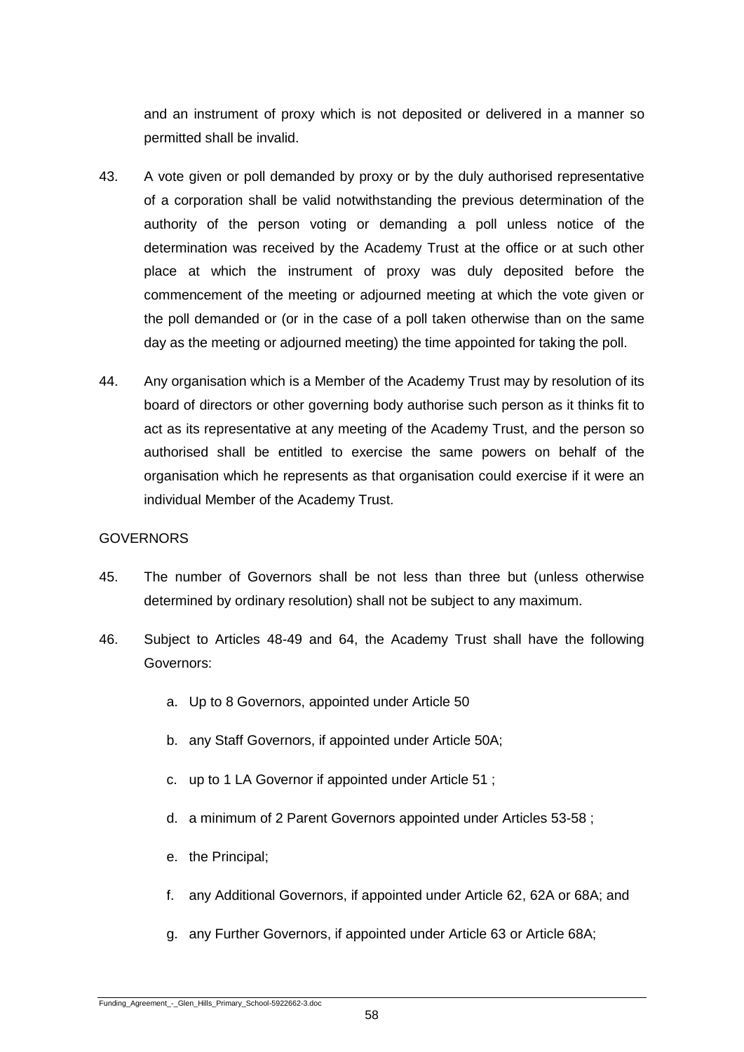and an instrument of proxy which is not deposited or delivered in a manner so permitted shall be invalid.

43. A vote given or poll demanded by proxy or by the duly authorised representative of a corporation shall be valid notwithstanding the previous determination of the authority of the person voting or demanding a poll unless notice of the determination was received by the Academy Trust at the office or at such other place at which the instrument of proxy was duly deposited before the commencement of the meeting or adjourned meeting at which the vote given or the poll demanded or (or in the case of a poll taken otherwise than on the same day as the meeting or adjourned meeting) the time appointed for taking the poll.

44. Any organisation which is a Member of the Academy Trust may by resolution of its board of directors or other governing body authorise such person as it thinks fit to act as its representative at any meeting of the Academy Trust, and the person so authorised shall be entitled to exercise the same powers on behalf of the organisation which he represents as that organisation could exercise if it were an individual Member of the Academy Trust.

GOVERNORS

45. The number of Governors shall be not less than three but (unless otherwise determined by ordinary resolution) shall not be subject to any maximum.

46. Subject to Articles 48-49 and 64, the Academy Trust shall have the following Governors:

    a. Up to 8 Governors, appointed under Article 50

    b. any Staff Governors, if appointed under Article 50A;

    c. up to 1 LA Governor if appointed under Article 51 ;

    d. a minimum of 2 Parent Governors appointed under Articles 53-58 ;

    e. the Principal;

    f. any Additional Governors, if appointed under Article 62, 62A or 68A; and

    g. any Further Governors, if appointed under Article 63 or Article 68A;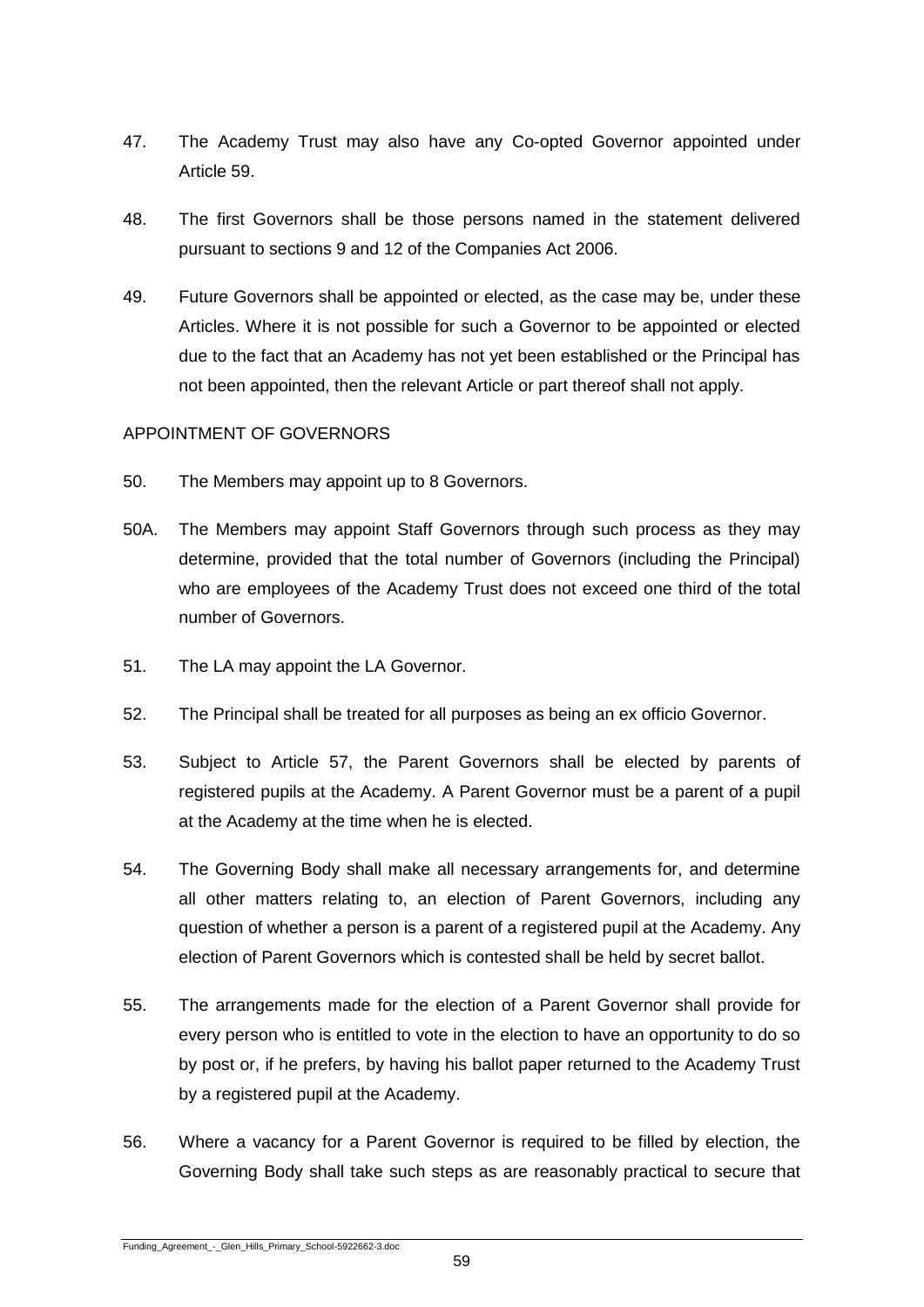47. The Academy Trust may also have any Co-opted Governor appointed under Article 59.

48. The first Governors shall be those persons named in the statement delivered pursuant to sections 9 and 12 of the Companies Act 2006.

49. Future Governors shall be appointed or elected, as the case may be, under these Articles. Where it is not possible for such a Governor to be appointed or elected due to the fact that an Academy has not yet been established or the Principal has not been appointed, then the relevant Article or part thereof shall not apply.

APPOINTMENT OF GOVERNORS

50. The Members may appoint up to 8 Governors.

50A. The Members may appoint Staff Governors through such process as they may determine, provided that the total number of Governors (including the Principal) who are employees of the Academy Trust does not exceed one third of the total number of Governors.

51. The LA may appoint the LA Governor.

52. The Principal shall be treated for all purposes as being an ex officio Governor.

53. Subject to Article 57, the Parent Governors shall be elected by parents of registered pupils at the Academy. A Parent Governor must be a parent of a pupil at the Academy at the time when he is elected.

54. The Governing Body shall make all necessary arrangements for, and determine all other matters relating to, an election of Parent Governors, including any question of whether a person is a parent of a registered pupil at the Academy. Any election of Parent Governors which is contested shall be held by secret ballot.

55. The arrangements made for the election of a Parent Governor shall provide for every person who is entitled to vote in the election to have an opportunity to do so by post or, if he prefers, by having his ballot paper returned to the Academy Trust by a registered pupil at the Academy.

56. Where a vacancy for a Parent Governor is required to be filled by election, the Governing Body shall take such steps as are reasonably practical to secure that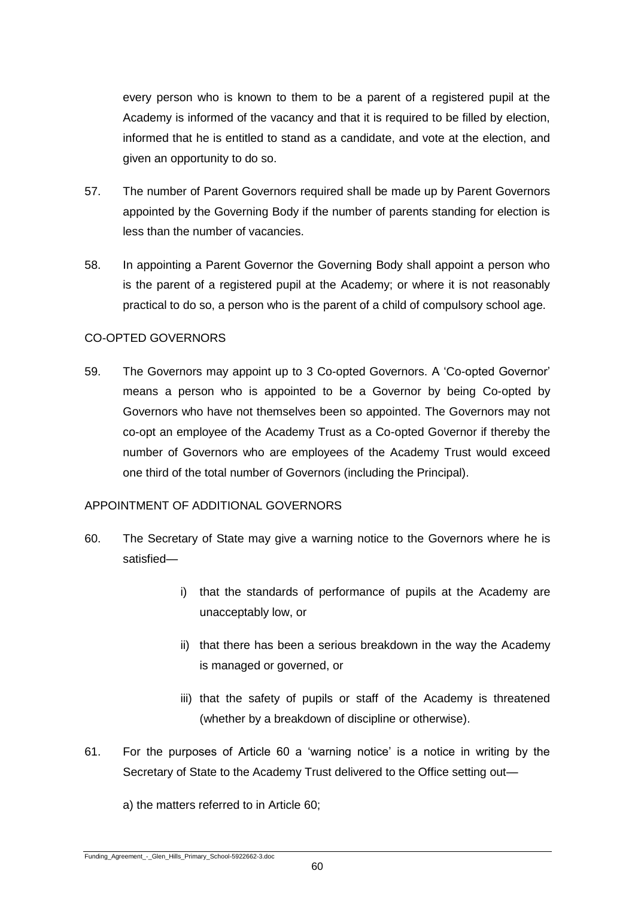every person who is known to them to be a parent of a registered pupil at the Academy is informed of the vacancy and that it is required to be filled by election, informed that he is entitled to stand as a candidate, and vote at the election, and given an opportunity to do so.

57. The number of Parent Governors required shall be made up by Parent Governors appointed by the Governing Body if the number of parents standing for election is less than the number of vacancies.

58. In appointing a Parent Governor the Governing Body shall appoint a person who is the parent of a registered pupil at the Academy; or where it is not reasonably practical to do so, a person who is the parent of a child of compulsory school age.

CO-OPTED GOVERNORS

59. The Governors may appoint up to 3 Co-opted Governors. A 'Co-opted Governor' means a person who is appointed to be a Governor by being Co-opted by Governors who have not themselves been so appointed. The Governors may not co-opt an employee of the Academy Trust as a Co-opted Governor if thereby the number of Governors who are employees of the Academy Trust would exceed one third of the total number of Governors (including the Principal).

APPOINTMENT OF ADDITIONAL GOVERNORS

60. The Secretary of State may give a warning notice to the Governors where he is satisfied—

    i) that the standards of performance of pupils at the Academy are unacceptably low, or

    ii) that there has been a serious breakdown in the way the Academy is managed or governed, or

    iii) that the safety of pupils or staff of the Academy is threatened (whether by a breakdown of discipline or otherwise).

61. For the purposes of Article 60 a 'warning notice' is a notice in writing by the Secretary of State to the Academy Trust delivered to the Office setting out—

    a) the matters referred to in Article 60;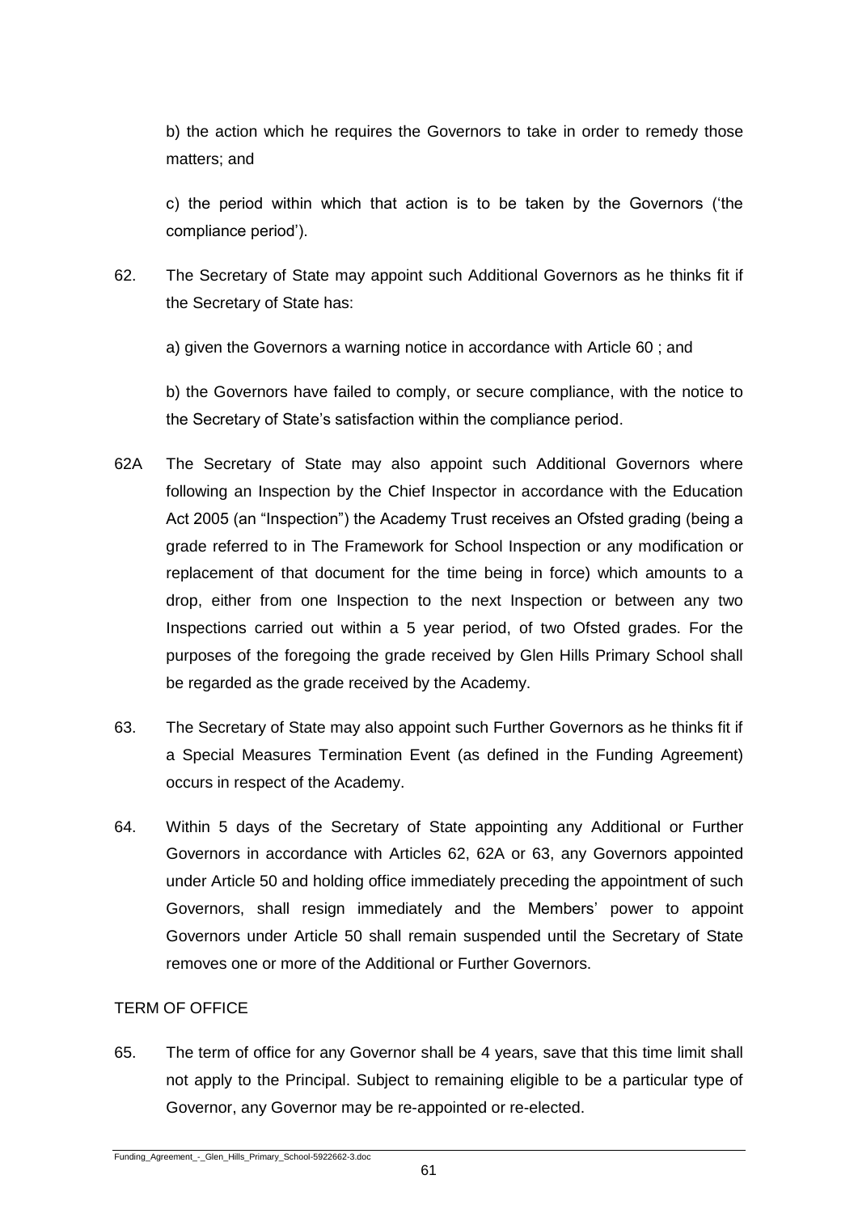b) the action which he requires the Governors to take in order to remedy those matters; and

c) the period within which that action is to be taken by the Governors ('the compliance period').

62. The Secretary of State may appoint such Additional Governors as he thinks fit if the Secretary of State has:

a) given the Governors a warning notice in accordance with Article 60 ; and

b) the Governors have failed to comply, or secure compliance, with the notice to the Secretary of State's satisfaction within the compliance period.

62A The Secretary of State may also appoint such Additional Governors where following an Inspection by the Chief Inspector in accordance with the Education Act 2005 (an "Inspection") the Academy Trust receives an Ofsted grading (being a grade referred to in The Framework for School Inspection or any modification or replacement of that document for the time being in force) which amounts to a drop, either from one Inspection to the next Inspection or between any two Inspections carried out within a 5 year period, of two Ofsted grades. For the purposes of the foregoing the grade received by Glen Hills Primary School shall be regarded as the grade received by the Academy.

63. The Secretary of State may also appoint such Further Governors as he thinks fit if a Special Measures Termination Event (as defined in the Funding Agreement) occurs in respect of the Academy.

64. Within 5 days of the Secretary of State appointing any Additional or Further Governors in accordance with Articles 62, 62A or 63, any Governors appointed under Article 50 and holding office immediately preceding the appointment of such Governors, shall resign immediately and the Members' power to appoint Governors under Article 50 shall remain suspended until the Secretary of State removes one or more of the Additional or Further Governors.

TERM OF OFFICE

65. The term of office for any Governor shall be 4 years, save that this time limit shall not apply to the Principal. Subject to remaining eligible to be a particular type of Governor, any Governor may be re-appointed or re-elected.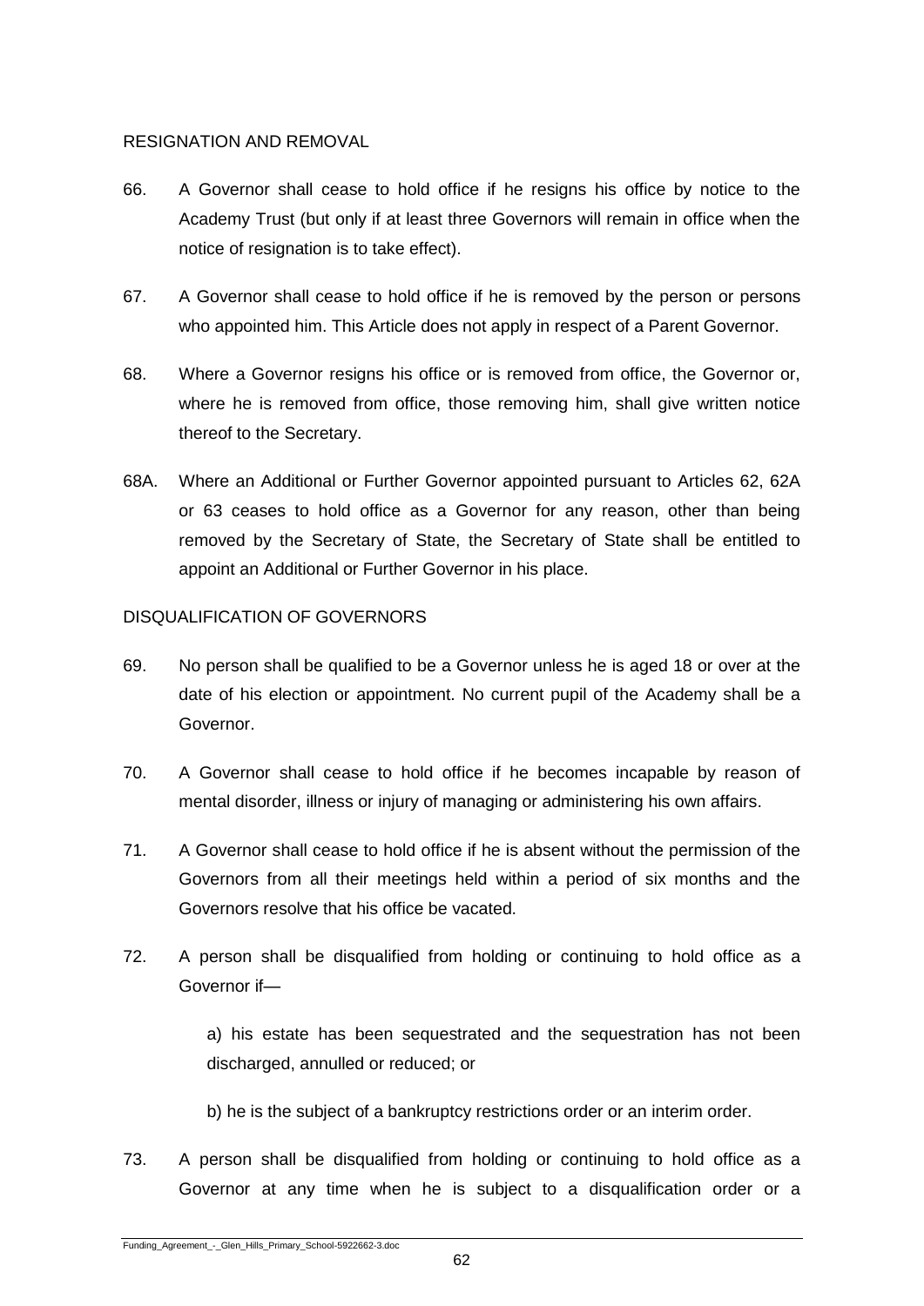## RESIGNATION AND REMOVAL

66. A Governor shall cease to hold office if he resigns his office by notice to the Academy Trust (but only if at least three Governors will remain in office when the notice of resignation is to take effect).

67. A Governor shall cease to hold office if he is removed by the person or persons who appointed him. This Article does not apply in respect of a Parent Governor.

68. Where a Governor resigns his office or is removed from office, the Governor or, where he is removed from office, those removing him, shall give written notice thereof to the Secretary.

68A. Where an Additional or Further Governor appointed pursuant to Articles 62, 62A or 63 ceases to hold office as a Governor for any reason, other than being removed by the Secretary of State, the Secretary of State shall be entitled to appoint an Additional or Further Governor in his place.

## DISQUALIFICATION OF GOVERNORS

69. No person shall be qualified to be a Governor unless he is aged 18 or over at the date of his election or appointment. No current pupil of the Academy shall be a Governor.

70. A Governor shall cease to hold office if he becomes incapable by reason of mental disorder, illness or injury of managing or administering his own affairs.

71. A Governor shall cease to hold office if he is absent without the permission of the Governors from all their meetings held within a period of six months and the Governors resolve that his office be vacated.

72. A person shall be disqualified from holding or continuing to hold office as a Governor if—

    a) his estate has been sequestrated and the sequestration has not been discharged, annulled or reduced; or

    b) he is the subject of a bankruptcy restrictions order or an interim order.

73. A person shall be disqualified from holding or continuing to hold office as a Governor at any time when he is subject to a disqualification order or a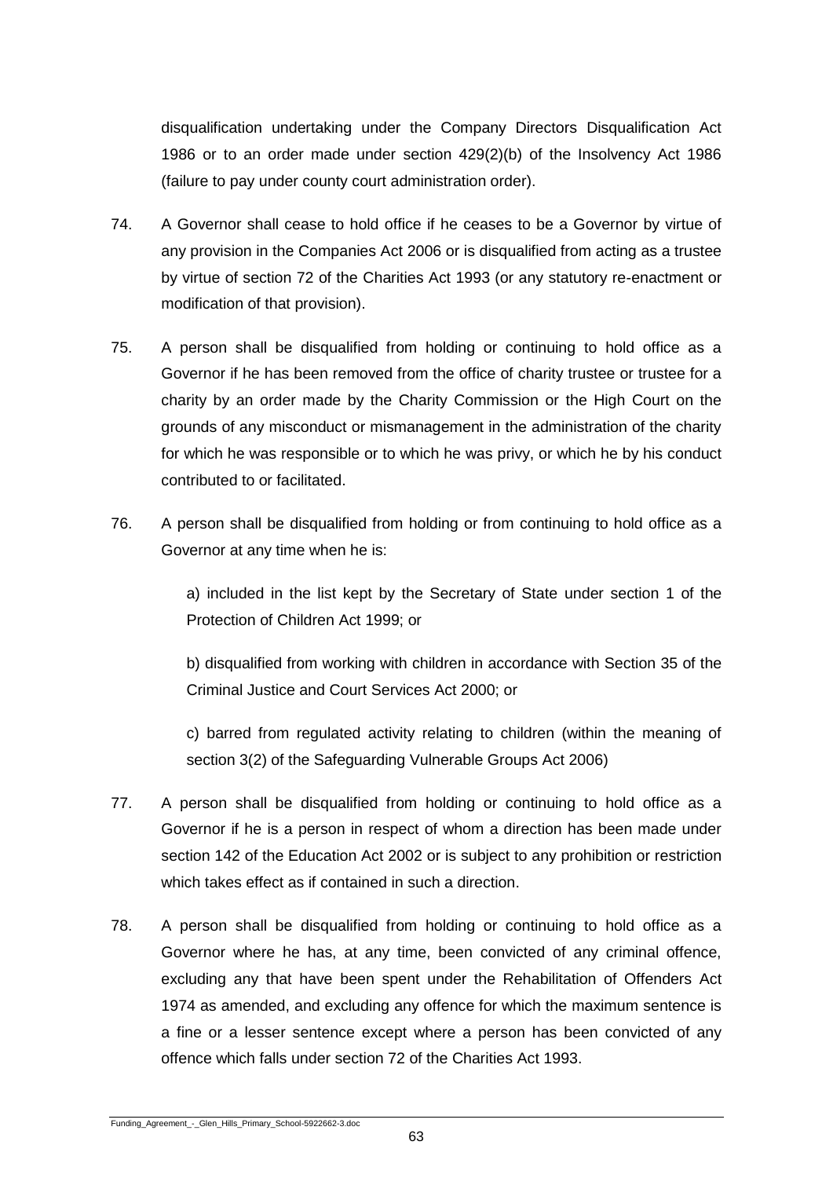disqualification undertaking under the Company Directors Disqualification Act 1986 or to an order made under section 429(2)(b) of the Insolvency Act 1986 (failure to pay under county court administration order).

74. A Governor shall cease to hold office if he ceases to be a Governor by virtue of any provision in the Companies Act 2006 or is disqualified from acting as a trustee by virtue of section 72 of the Charities Act 1993 (or any statutory re-enactment or modification of that provision).

75. A person shall be disqualified from holding or continuing to hold office as a Governor if he has been removed from the office of charity trustee or trustee for a charity by an order made by the Charity Commission or the High Court on the grounds of any misconduct or mismanagement in the administration of the charity for which he was responsible or to which he was privy, or which he by his conduct contributed to or facilitated.

76. A person shall be disqualified from holding or from continuing to hold office as a Governor at any time when he is:

    a) included in the list kept by the Secretary of State under section 1 of the Protection of Children Act 1999; or

    b) disqualified from working with children in accordance with Section 35 of the Criminal Justice and Court Services Act 2000; or

    c) barred from regulated activity relating to children (within the meaning of section 3(2) of the Safeguarding Vulnerable Groups Act 2006)

77. A person shall be disqualified from holding or continuing to hold office as a Governor if he is a person in respect of whom a direction has been made under section 142 of the Education Act 2002 or is subject to any prohibition or restriction which takes effect as if contained in such a direction.

78. A person shall be disqualified from holding or continuing to hold office as a Governor where he has, at any time, been convicted of any criminal offence, excluding any that have been spent under the Rehabilitation of Offenders Act 1974 as amended, and excluding any offence for which the maximum sentence is a fine or a lesser sentence except where a person has been convicted of any offence which falls under section 72 of the Charities Act 1993.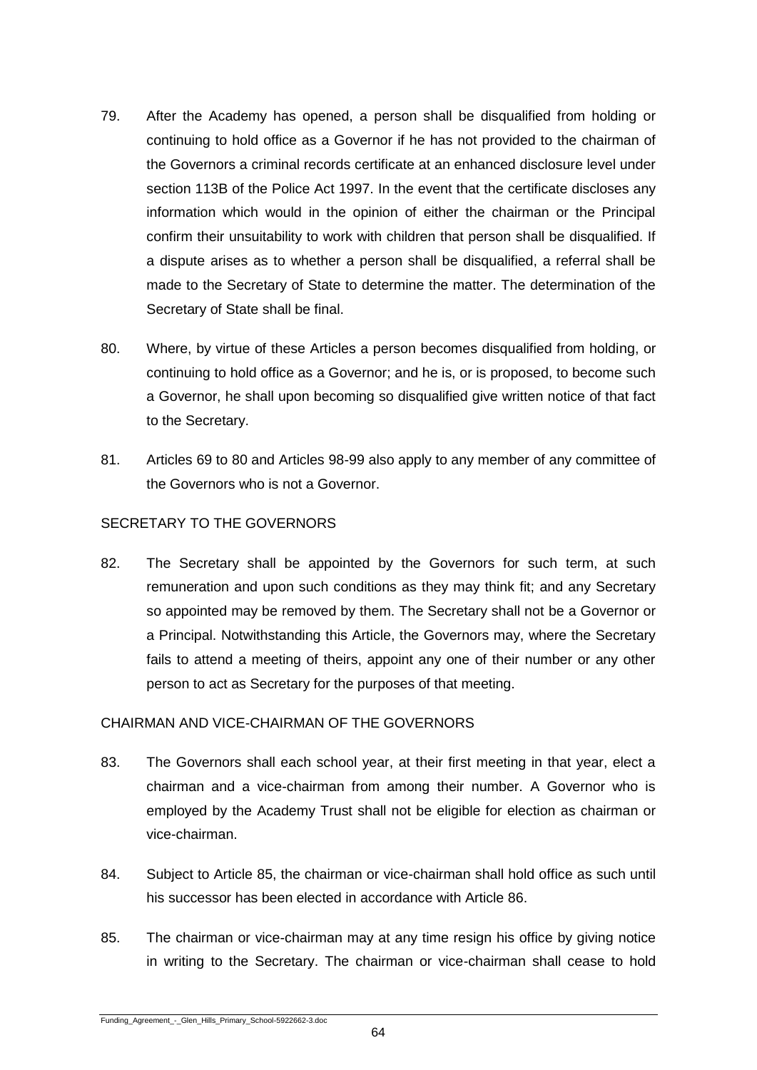79. After the Academy has opened, a person shall be disqualified from holding or continuing to hold office as a Governor if he has not provided to the chairman of the Governors a criminal records certificate at an enhanced disclosure level under section 113B of the Police Act 1997. In the event that the certificate discloses any information which would in the opinion of either the chairman or the Principal confirm their unsuitability to work with children that person shall be disqualified. If a dispute arises as to whether a person shall be disqualified, a referral shall be made to the Secretary of State to determine the matter. The determination of the Secretary of State shall be final.

80. Where, by virtue of these Articles a person becomes disqualified from holding, or continuing to hold office as a Governor; and he is, or is proposed, to become such a Governor, he shall upon becoming so disqualified give written notice of that fact to the Secretary.

81. Articles 69 to 80 and Articles 98-99 also apply to any member of any committee of the Governors who is not a Governor.

SECRETARY TO THE GOVERNORS

82. The Secretary shall be appointed by the Governors for such term, at such remuneration and upon such conditions as they may think fit; and any Secretary so appointed may be removed by them. The Secretary shall not be a Governor or a Principal. Notwithstanding this Article, the Governors may, where the Secretary fails to attend a meeting of theirs, appoint any one of their number or any other person to act as Secretary for the purposes of that meeting.

CHAIRMAN AND VICE-CHAIRMAN OF THE GOVERNORS

83. The Governors shall each school year, at their first meeting in that year, elect a chairman and a vice-chairman from among their number. A Governor who is employed by the Academy Trust shall not be eligible for election as chairman or vice-chairman.

84. Subject to Article 85, the chairman or vice-chairman shall hold office as such until his successor has been elected in accordance with Article 86.

85. The chairman or vice-chairman may at any time resign his office by giving notice in writing to the Secretary. The chairman or vice-chairman shall cease to hold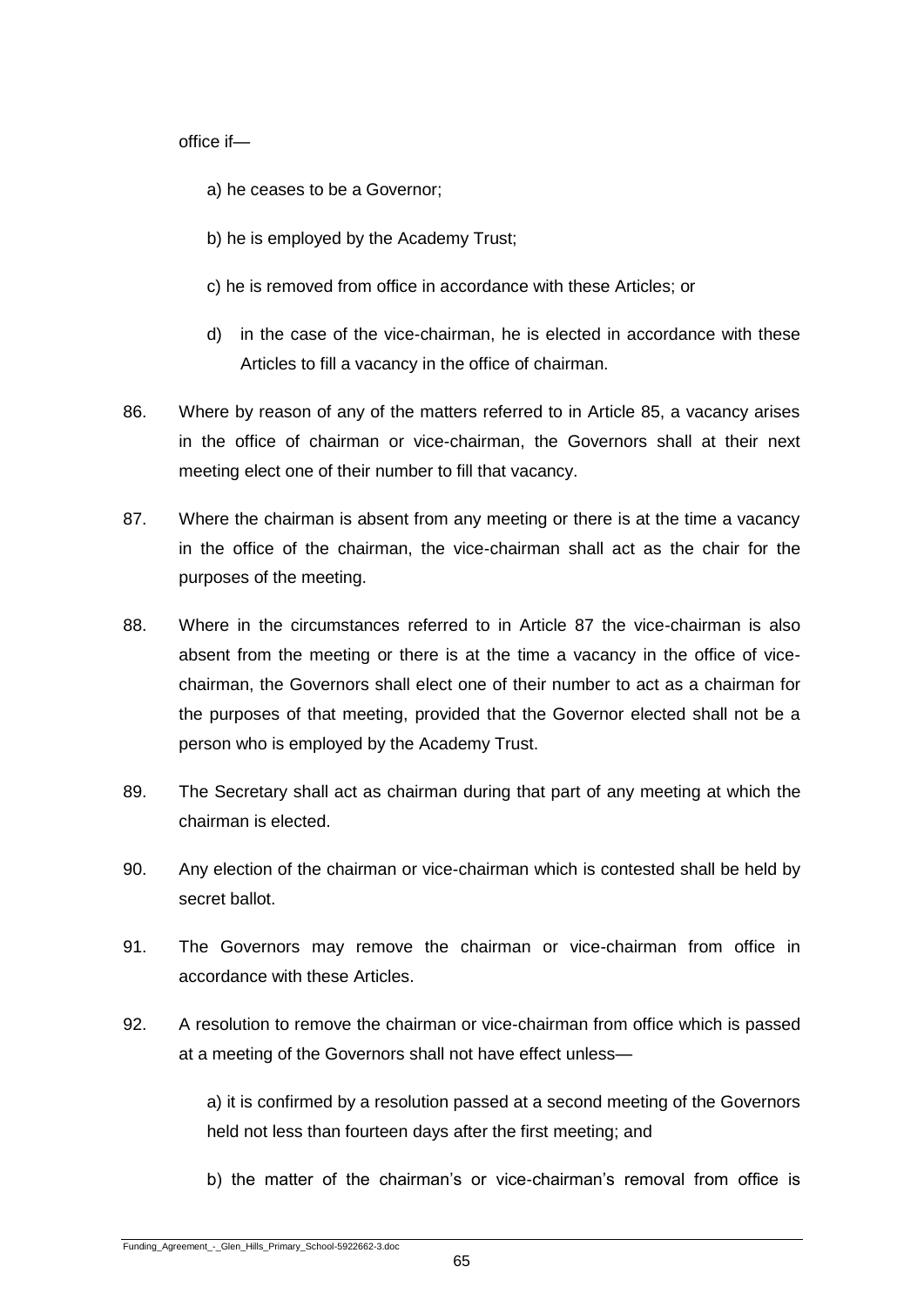office if—

a) he ceases to be a Governor;

b) he is employed by the Academy Trust;

c) he is removed from office in accordance with these Articles; or

d) in the case of the vice-chairman, he is elected in accordance with these Articles to fill a vacancy in the office of chairman.

86. Where by reason of any of the matters referred to in Article 85, a vacancy arises in the office of chairman or vice-chairman, the Governors shall at their next meeting elect one of their number to fill that vacancy.

87. Where the chairman is absent from any meeting or there is at the time a vacancy in the office of the chairman, the vice-chairman shall act as the chair for the purposes of the meeting.

88. Where in the circumstances referred to in Article 87 the vice-chairman is also absent from the meeting or there is at the time a vacancy in the office of vice-chairman, the Governors shall elect one of their number to act as a chairman for the purposes of that meeting, provided that the Governor elected shall not be a person who is employed by the Academy Trust.

89. The Secretary shall act as chairman during that part of any meeting at which the chairman is elected.

90. Any election of the chairman or vice-chairman which is contested shall be held by secret ballot.

91. The Governors may remove the chairman or vice-chairman from office in accordance with these Articles.

92. A resolution to remove the chairman or vice-chairman from office which is passed at a meeting of the Governors shall not have effect unless—

a) it is confirmed by a resolution passed at a second meeting of the Governors held not less than fourteen days after the first meeting; and

b) the matter of the chairman's or vice-chairman's removal from office is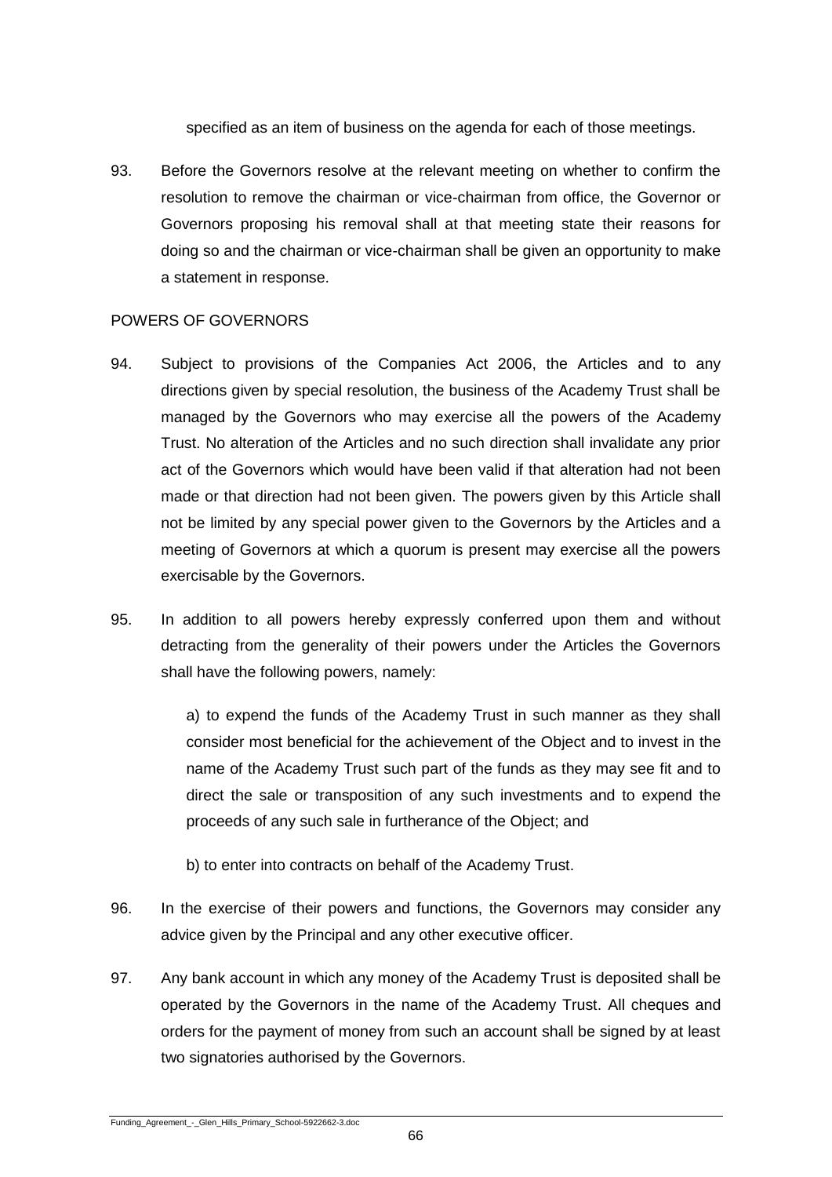specified as an item of business on the agenda for each of those meetings.

93. Before the Governors resolve at the relevant meeting on whether to confirm the resolution to remove the chairman or vice-chairman from office, the Governor or Governors proposing his removal shall at that meeting state their reasons for doing so and the chairman or vice-chairman shall be given an opportunity to make a statement in response.

POWERS OF GOVERNORS

94. Subject to provisions of the Companies Act 2006, the Articles and to any directions given by special resolution, the business of the Academy Trust shall be managed by the Governors who may exercise all the powers of the Academy Trust. No alteration of the Articles and no such direction shall invalidate any prior act of the Governors which would have been valid if that alteration had not been made or that direction had not been given. The powers given by this Article shall not be limited by any special power given to the Governors by the Articles and a meeting of Governors at which a quorum is present may exercise all the powers exercisable by the Governors.

95. In addition to all powers hereby expressly conferred upon them and without detracting from the generality of their powers under the Articles the Governors shall have the following powers, namely:

    a) to expend the funds of the Academy Trust in such manner as they shall consider most beneficial for the achievement of the Object and to invest in the name of the Academy Trust such part of the funds as they may see fit and to direct the sale or transposition of any such investments and to expend the proceeds of any such sale in furtherance of the Object; and

    b) to enter into contracts on behalf of the Academy Trust.

96. In the exercise of their powers and functions, the Governors may consider any advice given by the Principal and any other executive officer.

97. Any bank account in which any money of the Academy Trust is deposited shall be operated by the Governors in the name of the Academy Trust. All cheques and orders for the payment of money from such an account shall be signed by at least two signatories authorised by the Governors.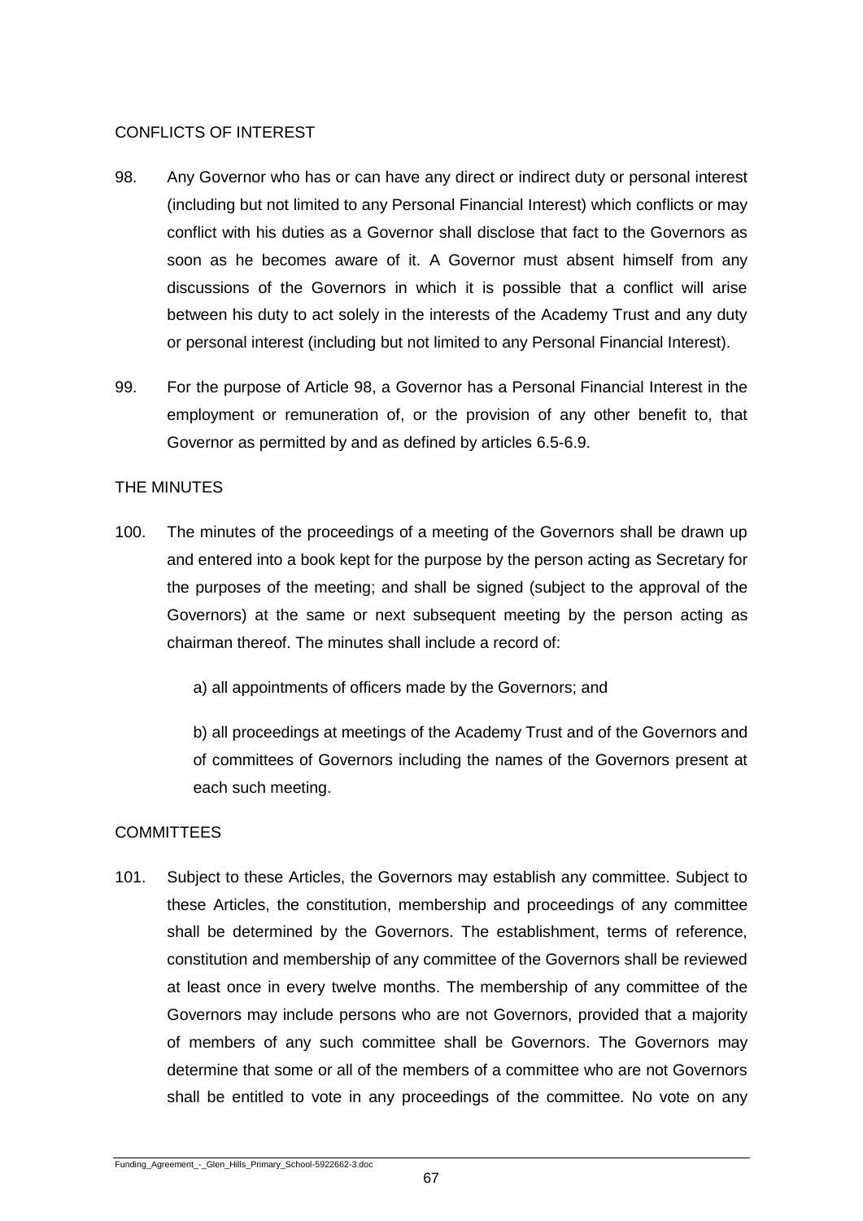## CONFLICTS OF INTEREST

98. Any Governor who has or can have any direct or indirect duty or personal interest (including but not limited to any Personal Financial Interest) which conflicts or may conflict with his duties as a Governor shall disclose that fact to the Governors as soon as he becomes aware of it. A Governor must absent himself from any discussions of the Governors in which it is possible that a conflict will arise between his duty to act solely in the interests of the Academy Trust and any duty or personal interest (including but not limited to any Personal Financial Interest).

99. For the purpose of Article 98, a Governor has a Personal Financial Interest in the employment or remuneration of, or the provision of any other benefit to, that Governor as permitted by and as defined by articles 6.5-6.9.

## THE MINUTES

100. The minutes of the proceedings of a meeting of the Governors shall be drawn up and entered into a book kept for the purpose by the person acting as Secretary for the purposes of the meeting; and shall be signed (subject to the approval of the Governors) at the same or next subsequent meeting by the person acting as chairman thereof. The minutes shall include a record of:

    a) all appointments of officers made by the Governors; and

    b) all proceedings at meetings of the Academy Trust and of the Governors and of committees of Governors including the names of the Governors present at each such meeting.

## COMMITTEES

101. Subject to these Articles, the Governors may establish any committee. Subject to these Articles, the constitution, membership and proceedings of any committee shall be determined by the Governors. The establishment, terms of reference, constitution and membership of any committee of the Governors shall be reviewed at least once in every twelve months. The membership of any committee of the Governors may include persons who are not Governors, provided that a majority of members of any such committee shall be Governors. The Governors may determine that some or all of the members of a committee who are not Governors shall be entitled to vote in any proceedings of the committee. No vote on any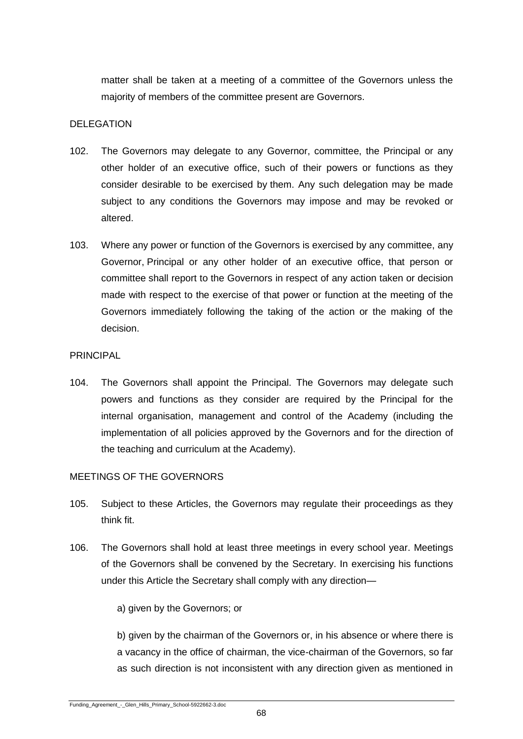matter shall be taken at a meeting of a committee of the Governors unless the majority of members of the committee present are Governors.

DELEGATION

102. The Governors may delegate to any Governor, committee, the Principal or any other holder of an executive office, such of their powers or functions as they consider desirable to be exercised by them. Any such delegation may be made subject to any conditions the Governors may impose and may be revoked or altered.

103. Where any power or function of the Governors is exercised by any committee, any Governor, Principal or any other holder of an executive office, that person or committee shall report to the Governors in respect of any action taken or decision made with respect to the exercise of that power or function at the meeting of the Governors immediately following the taking of the action or the making of the decision.

PRINCIPAL

104. The Governors shall appoint the Principal. The Governors may delegate such powers and functions as they consider are required by the Principal for the internal organisation, management and control of the Academy (including the implementation of all policies approved by the Governors and for the direction of the teaching and curriculum at the Academy).

MEETINGS OF THE GOVERNORS

105. Subject to these Articles, the Governors may regulate their proceedings as they think fit.

106. The Governors shall hold at least three meetings in every school year. Meetings of the Governors shall be convened by the Secretary. In exercising his functions under this Article the Secretary shall comply with any direction—

    a) given by the Governors; or

    b) given by the chairman of the Governors or, in his absence or where there is a vacancy in the office of chairman, the vice-chairman of the Governors, so far as such direction is not inconsistent with any direction given as mentioned in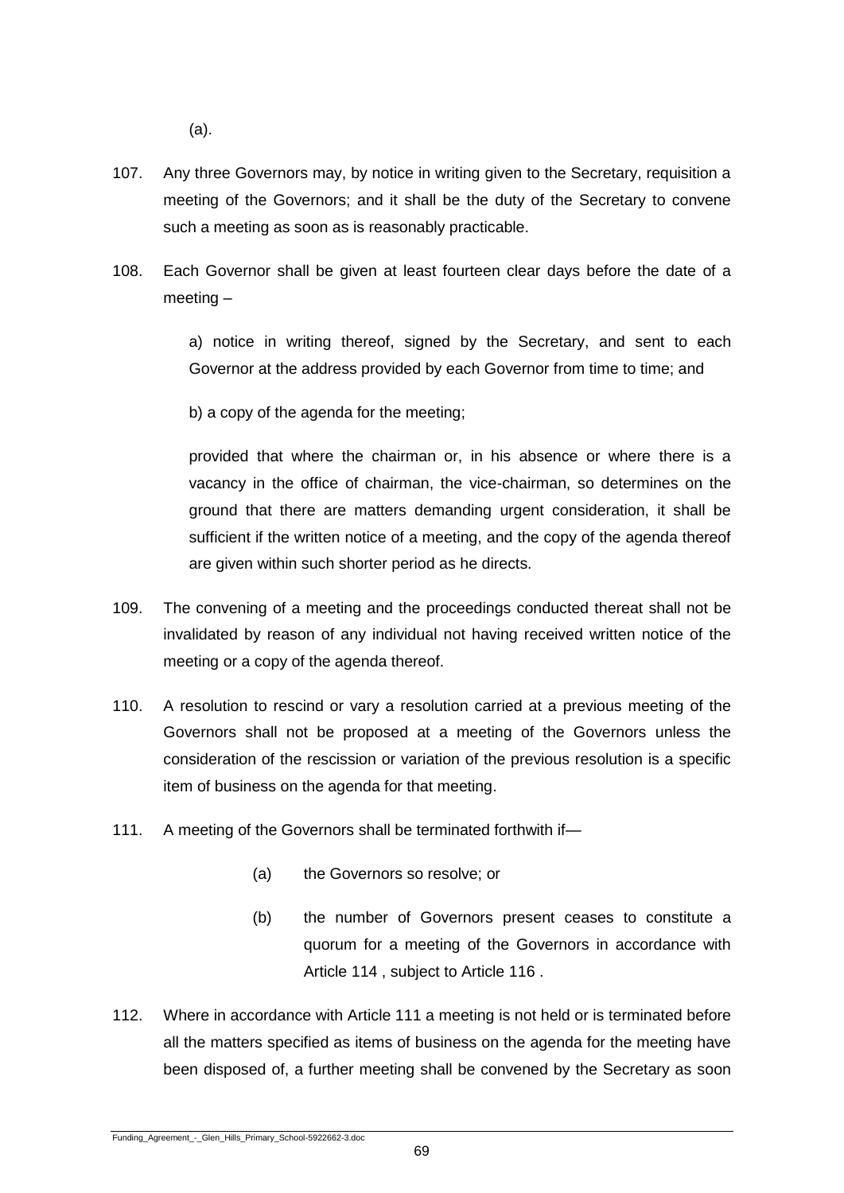(a).

107. Any three Governors may, by notice in writing given to the Secretary, requisition a meeting of the Governors; and it shall be the duty of the Secretary to convene such a meeting as soon as is reasonably practicable.

108. Each Governor shall be given at least fourteen clear days before the date of a meeting –

    a) notice in writing thereof, signed by the Secretary, and sent to each Governor at the address provided by each Governor from time to time; and

    b) a copy of the agenda for the meeting;

    provided that where the chairman or, in his absence or where there is a vacancy in the office of chairman, the vice-chairman, so determines on the ground that there are matters demanding urgent consideration, it shall be sufficient if the written notice of a meeting, and the copy of the agenda thereof are given within such shorter period as he directs.

109. The convening of a meeting and the proceedings conducted thereat shall not be invalidated by reason of any individual not having received written notice of the meeting or a copy of the agenda thereof.

110. A resolution to rescind or vary a resolution carried at a previous meeting of the Governors shall not be proposed at a meeting of the Governors unless the consideration of the rescission or variation of the previous resolution is a specific item of business on the agenda for that meeting.

111. A meeting of the Governors shall be terminated forthwith if—

    (a) the Governors so resolve; or

    (b) the number of Governors present ceases to constitute a quorum for a meeting of the Governors in accordance with Article 114 , subject to Article 116 .

112. Where in accordance with Article 111 a meeting is not held or is terminated before all the matters specified as items of business on the agenda for the meeting have been disposed of, a further meeting shall be convened by the Secretary as soon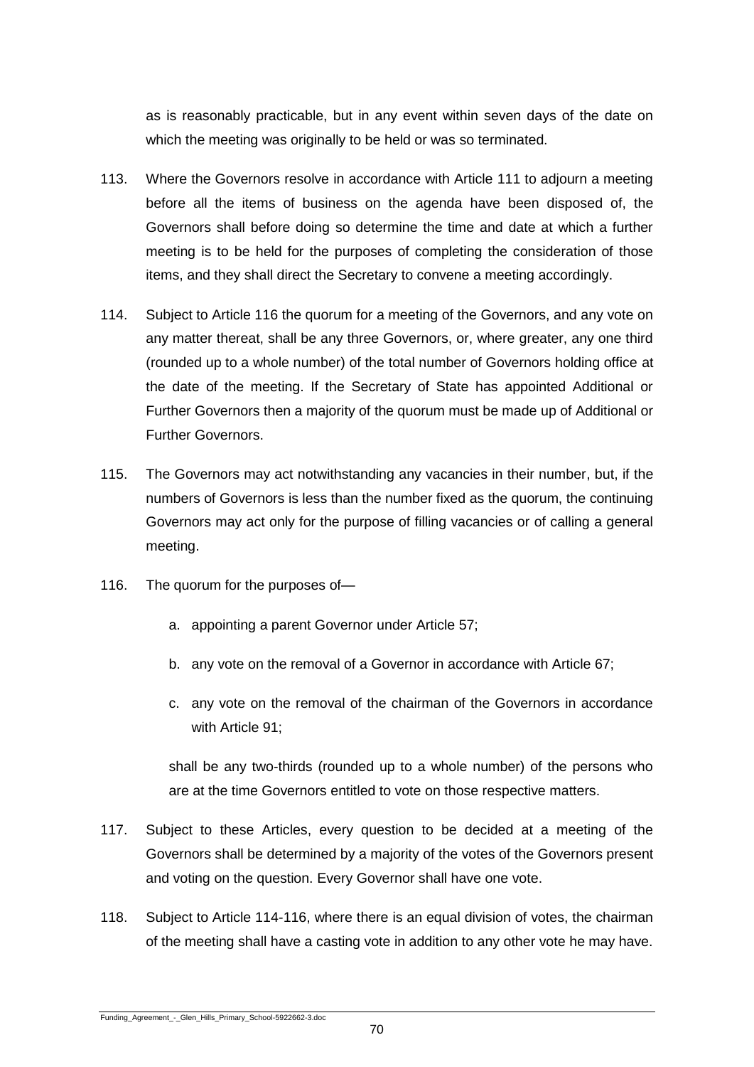as is reasonably practicable, but in any event within seven days of the date on which the meeting was originally to be held or was so terminated.

113. Where the Governors resolve in accordance with Article 111 to adjourn a meeting before all the items of business on the agenda have been disposed of, the Governors shall before doing so determine the time and date at which a further meeting is to be held for the purposes of completing the consideration of those items, and they shall direct the Secretary to convene a meeting accordingly.

114. Subject to Article 116 the quorum for a meeting of the Governors, and any vote on any matter thereat, shall be any three Governors, or, where greater, any one third (rounded up to a whole number) of the total number of Governors holding office at the date of the meeting. If the Secretary of State has appointed Additional or Further Governors then a majority of the quorum must be made up of Additional or Further Governors.

115. The Governors may act notwithstanding any vacancies in their number, but, if the numbers of Governors is less than the number fixed as the quorum, the continuing Governors may act only for the purpose of filling vacancies or of calling a general meeting.

116. The quorum for the purposes of—

    a. appointing a parent Governor under Article 57;

    b. any vote on the removal of a Governor in accordance with Article 67;

    c. any vote on the removal of the chairman of the Governors in accordance with Article 91;

    shall be any two-thirds (rounded up to a whole number) of the persons who are at the time Governors entitled to vote on those respective matters.

117. Subject to these Articles, every question to be decided at a meeting of the Governors shall be determined by a majority of the votes of the Governors present and voting on the question. Every Governor shall have one vote.

118. Subject to Article 114-116, where there is an equal division of votes, the chairman of the meeting shall have a casting vote in addition to any other vote he may have.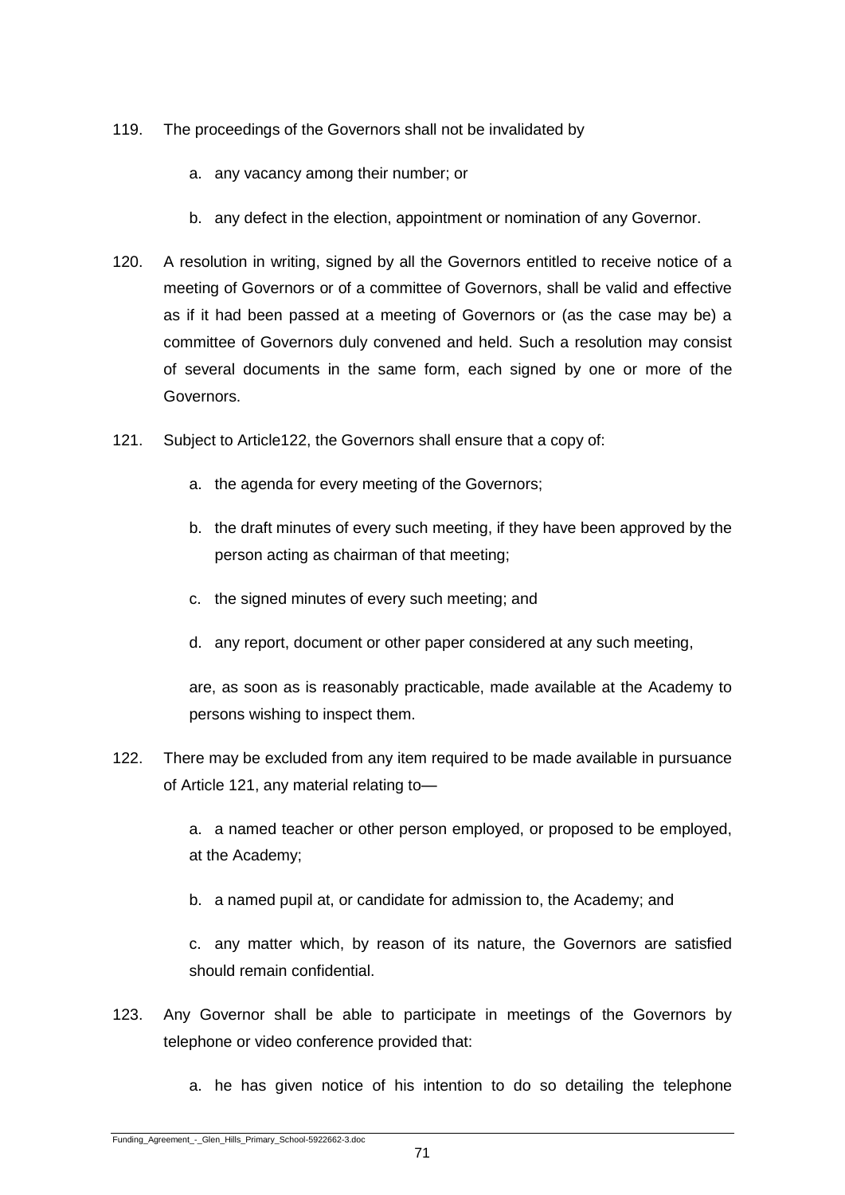119. The proceedings of the Governors shall not be invalidated by

    a. any vacancy among their number; or

    b. any defect in the election, appointment or nomination of any Governor.

120. A resolution in writing, signed by all the Governors entitled to receive notice of a meeting of Governors or of a committee of Governors, shall be valid and effective as if it had been passed at a meeting of Governors or (as the case may be) a committee of Governors duly convened and held. Such a resolution may consist of several documents in the same form, each signed by one or more of the Governors.

121. Subject to Article122, the Governors shall ensure that a copy of:

    a. the agenda for every meeting of the Governors;

    b. the draft minutes of every such meeting, if they have been approved by the person acting as chairman of that meeting;

    c. the signed minutes of every such meeting; and

    d. any report, document or other paper considered at any such meeting,

    are, as soon as is reasonably practicable, made available at the Academy to persons wishing to inspect them.

122. There may be excluded from any item required to be made available in pursuance of Article 121, any material relating to—

    a. a named teacher or other person employed, or proposed to be employed, at the Academy;

    b. a named pupil at, or candidate for admission to, the Academy; and

    c. any matter which, by reason of its nature, the Governors are satisfied should remain confidential.

123. Any Governor shall be able to participate in meetings of the Governors by telephone or video conference provided that:

    a. he has given notice of his intention to do so detailing the telephone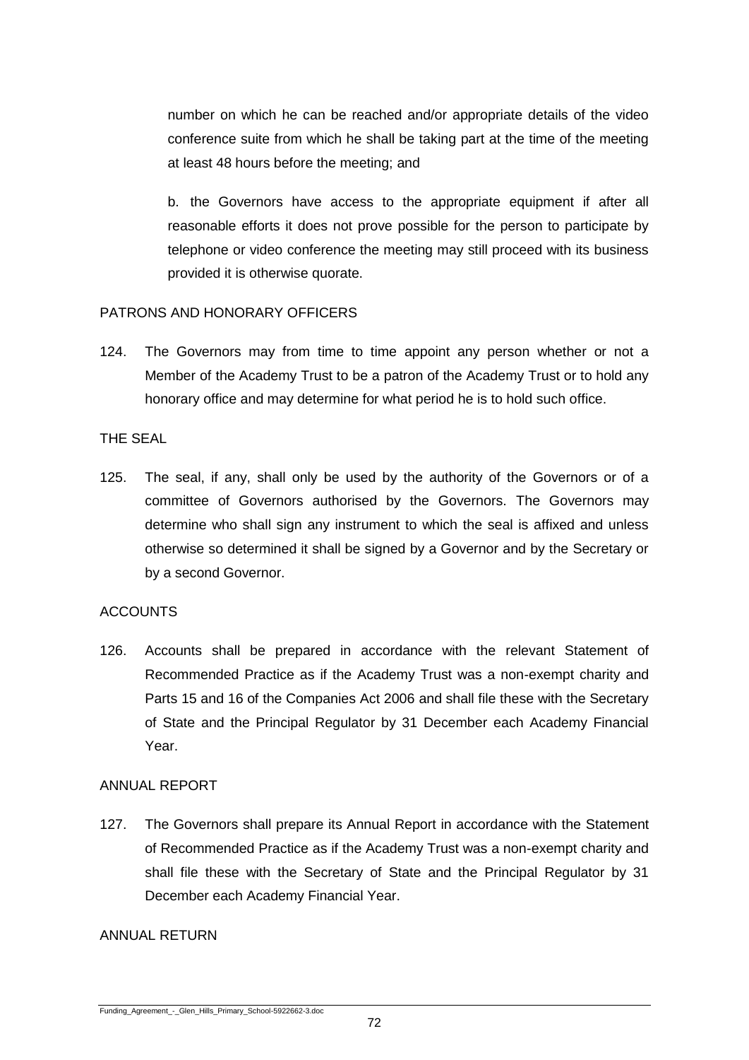number on which he can be reached and/or appropriate details of the video conference suite from which he shall be taking part at the time of the meeting at least 48 hours before the meeting; and

b. the Governors have access to the appropriate equipment if after all reasonable efforts it does not prove possible for the person to participate by telephone or video conference the meeting may still proceed with its business provided it is otherwise quorate.

PATRONS AND HONORARY OFFICERS

124. The Governors may from time to time appoint any person whether or not a Member of the Academy Trust to be a patron of the Academy Trust or to hold any honorary office and may determine for what period he is to hold such office.

THE SEAL

125. The seal, if any, shall only be used by the authority of the Governors or of a committee of Governors authorised by the Governors. The Governors may determine who shall sign any instrument to which the seal is affixed and unless otherwise so determined it shall be signed by a Governor and by the Secretary or by a second Governor.

ACCOUNTS

126. Accounts shall be prepared in accordance with the relevant Statement of Recommended Practice as if the Academy Trust was a non-exempt charity and Parts 15 and 16 of the Companies Act 2006 and shall file these with the Secretary of State and the Principal Regulator by 31 December each Academy Financial Year.

ANNUAL REPORT

127. The Governors shall prepare its Annual Report in accordance with the Statement of Recommended Practice as if the Academy Trust was a non-exempt charity and shall file these with the Secretary of State and the Principal Regulator by 31 December each Academy Financial Year.

ANNUAL RETURN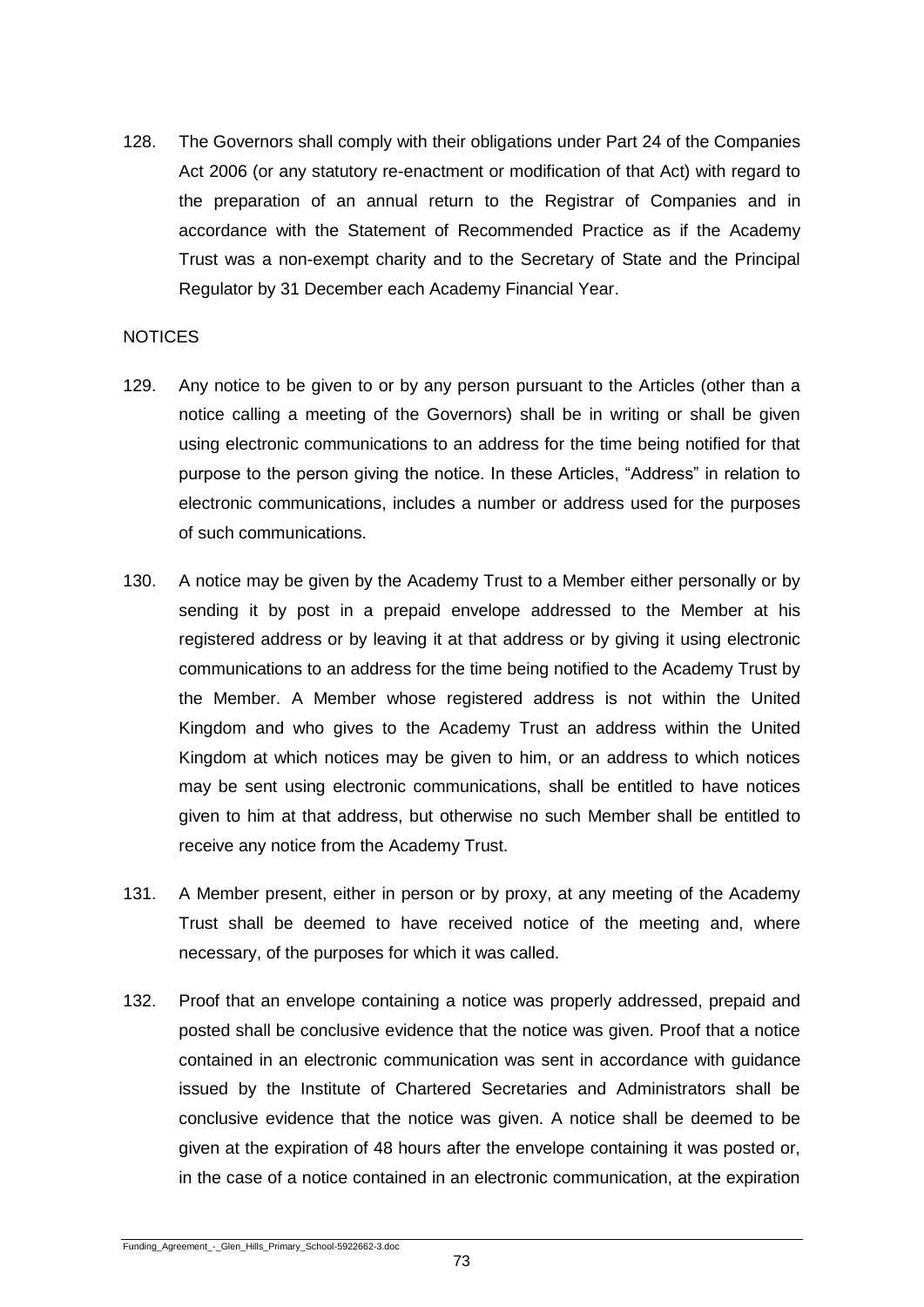128. The Governors shall comply with their obligations under Part 24 of the Companies Act 2006 (or any statutory re-enactment or modification of that Act) with regard to the preparation of an annual return to the Registrar of Companies and in accordance with the Statement of Recommended Practice as if the Academy Trust was a non-exempt charity and to the Secretary of State and the Principal Regulator by 31 December each Academy Financial Year.

NOTICES

129. Any notice to be given to or by any person pursuant to the Articles (other than a notice calling a meeting of the Governors) shall be in writing or shall be given using electronic communications to an address for the time being notified for that purpose to the person giving the notice. In these Articles, "Address" in relation to electronic communications, includes a number or address used for the purposes of such communications.

130. A notice may be given by the Academy Trust to a Member either personally or by sending it by post in a prepaid envelope addressed to the Member at his registered address or by leaving it at that address or by giving it using electronic communications to an address for the time being notified to the Academy Trust by the Member. A Member whose registered address is not within the United Kingdom and who gives to the Academy Trust an address within the United Kingdom at which notices may be given to him, or an address to which notices may be sent using electronic communications, shall be entitled to have notices given to him at that address, but otherwise no such Member shall be entitled to receive any notice from the Academy Trust.

131. A Member present, either in person or by proxy, at any meeting of the Academy Trust shall be deemed to have received notice of the meeting and, where necessary, of the purposes for which it was called.

132. Proof that an envelope containing a notice was properly addressed, prepaid and posted shall be conclusive evidence that the notice was given. Proof that a notice contained in an electronic communication was sent in accordance with guidance issued by the Institute of Chartered Secretaries and Administrators shall be conclusive evidence that the notice was given. A notice shall be deemed to be given at the expiration of 48 hours after the envelope containing it was posted or, in the case of a notice contained in an electronic communication, at the expiration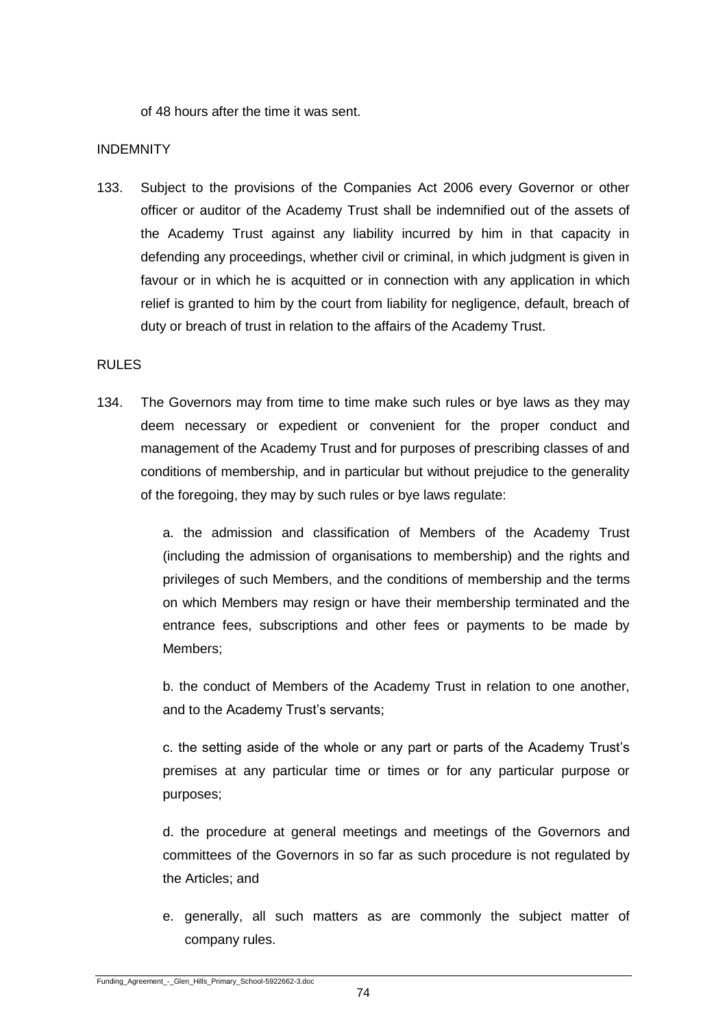of 48 hours after the time it was sent.

INDEMNITY

133. Subject to the provisions of the Companies Act 2006 every Governor or other officer or auditor of the Academy Trust shall be indemnified out of the assets of the Academy Trust against any liability incurred by him in that capacity in defending any proceedings, whether civil or criminal, in which judgment is given in favour or in which he is acquitted or in connection with any application in which relief is granted to him by the court from liability for negligence, default, breach of duty or breach of trust in relation to the affairs of the Academy Trust.

RULES

134. The Governors may from time to time make such rules or bye laws as they may deem necessary or expedient or convenient for the proper conduct and management of the Academy Trust and for purposes of prescribing classes of and conditions of membership, and in particular but without prejudice to the generality of the foregoing, they may by such rules or bye laws regulate:

    a. the admission and classification of Members of the Academy Trust (including the admission of organisations to membership) and the rights and privileges of such Members, and the conditions of membership and the terms on which Members may resign or have their membership terminated and the entrance fees, subscriptions and other fees or payments to be made by Members;

    b. the conduct of Members of the Academy Trust in relation to one another, and to the Academy Trust's servants;

    c. the setting aside of the whole or any part or parts of the Academy Trust's premises at any particular time or times or for any particular purpose or purposes;

    d. the procedure at general meetings and meetings of the Governors and committees of the Governors in so far as such procedure is not regulated by the Articles; and

    e. generally, all such matters as are commonly the subject matter of company rules.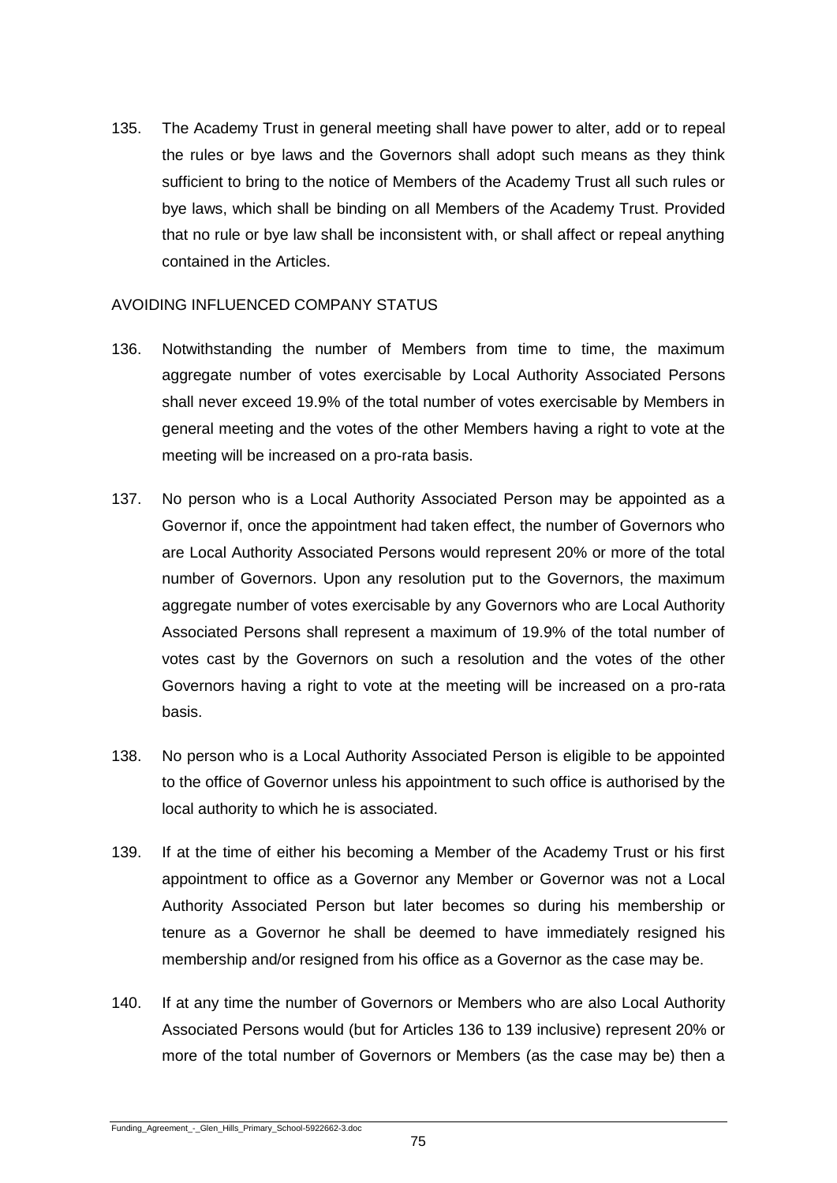135. The Academy Trust in general meeting shall have power to alter, add or to repeal the rules or bye laws and the Governors shall adopt such means as they think sufficient to bring to the notice of Members of the Academy Trust all such rules or bye laws, which shall be binding on all Members of the Academy Trust. Provided that no rule or bye law shall be inconsistent with, or shall affect or repeal anything contained in the Articles.

AVOIDING INFLUENCED COMPANY STATUS

136. Notwithstanding the number of Members from time to time, the maximum aggregate number of votes exercisable by Local Authority Associated Persons shall never exceed 19.9% of the total number of votes exercisable by Members in general meeting and the votes of the other Members having a right to vote at the meeting will be increased on a pro-rata basis.

137. No person who is a Local Authority Associated Person may be appointed as a Governor if, once the appointment had taken effect, the number of Governors who are Local Authority Associated Persons would represent 20% or more of the total number of Governors. Upon any resolution put to the Governors, the maximum aggregate number of votes exercisable by any Governors who are Local Authority Associated Persons shall represent a maximum of 19.9% of the total number of votes cast by the Governors on such a resolution and the votes of the other Governors having a right to vote at the meeting will be increased on a pro-rata basis.

138. No person who is a Local Authority Associated Person is eligible to be appointed to the office of Governor unless his appointment to such office is authorised by the local authority to which he is associated.

139. If at the time of either his becoming a Member of the Academy Trust or his first appointment to office as a Governor any Member or Governor was not a Local Authority Associated Person but later becomes so during his membership or tenure as a Governor he shall be deemed to have immediately resigned his membership and/or resigned from his office as a Governor as the case may be.

140. If at any time the number of Governors or Members who are also Local Authority Associated Persons would (but for Articles 136 to 139 inclusive) represent 20% or more of the total number of Governors or Members (as the case may be) then a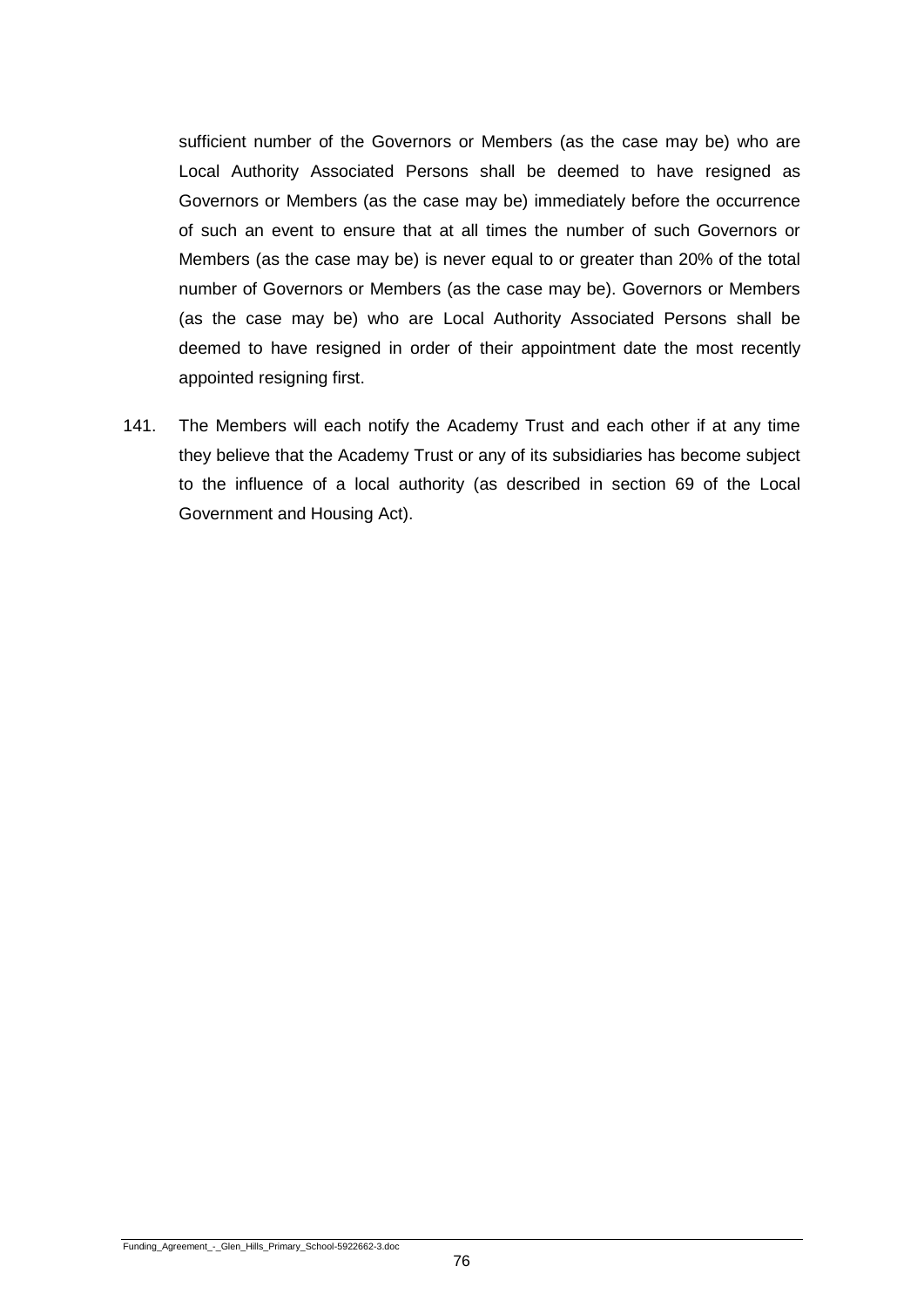sufficient number of the Governors or Members (as the case may be) who are Local Authority Associated Persons shall be deemed to have resigned as Governors or Members (as the case may be) immediately before the occurrence of such an event to ensure that at all times the number of such Governors or Members (as the case may be) is never equal to or greater than 20% of the total number of Governors or Members (as the case may be). Governors or Members (as the case may be) who are Local Authority Associated Persons shall be deemed to have resigned in order of their appointment date the most recently appointed resigning first.

141. The Members will each notify the Academy Trust and each other if at any time they believe that the Academy Trust or any of its subsidiaries has become subject to the influence of a local authority (as described in section 69 of the Local Government and Housing Act).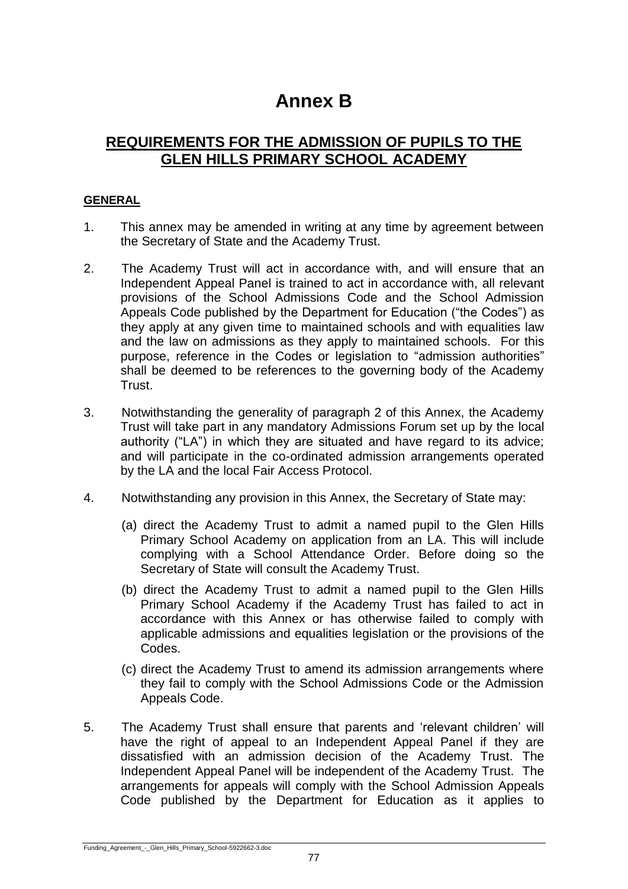# Annex B

## REQUIREMENTS FOR THE ADMISSION OF PUPILS TO THE GLEN HILLS PRIMARY SCHOOL ACADEMY

### GENERAL

1. This annex may be amended in writing at any time by agreement between the Secretary of State and the Academy Trust.

2. The Academy Trust will act in accordance with, and will ensure that an Independent Appeal Panel is trained to act in accordance with, all relevant provisions of the School Admissions Code and the School Admission Appeals Code published by the Department for Education ("the Codes") as they apply at any given time to maintained schools and with equalities law and the law on admissions as they apply to maintained schools. For this purpose, reference in the Codes or legislation to "admission authorities" shall be deemed to be references to the governing body of the Academy Trust.

3. Notwithstanding the generality of paragraph 2 of this Annex, the Academy Trust will take part in any mandatory Admissions Forum set up by the local authority ("LA") in which they are situated and have regard to its advice; and will participate in the co-ordinated admission arrangements operated by the LA and the local Fair Access Protocol.

4. Notwithstanding any provision in this Annex, the Secretary of State may:

   (a) direct the Academy Trust to admit a named pupil to the Glen Hills Primary School Academy on application from an LA. This will include complying with a School Attendance Order. Before doing so the Secretary of State will consult the Academy Trust.

   (b) direct the Academy Trust to admit a named pupil to the Glen Hills Primary School Academy if the Academy Trust has failed to act in accordance with this Annex or has otherwise failed to comply with applicable admissions and equalities legislation or the provisions of the Codes.

   (c) direct the Academy Trust to amend its admission arrangements where they fail to comply with the School Admissions Code or the Admission Appeals Code.

5. The Academy Trust shall ensure that parents and 'relevant children' will have the right of appeal to an Independent Appeal Panel if they are dissatisfied with an admission decision of the Academy Trust. The Independent Appeal Panel will be independent of the Academy Trust. The arrangements for appeals will comply with the School Admission Appeals Code published by the Department for Education as it applies to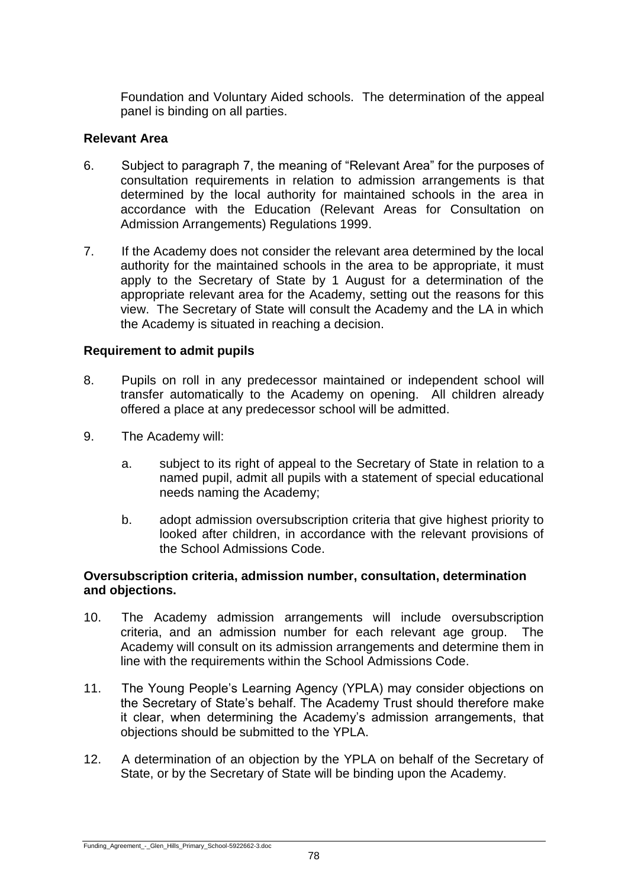Foundation and Voluntary Aided schools. The determination of the appeal panel is binding on all parties.

**Relevant Area**

6. Subject to paragraph 7, the meaning of "Relevant Area" for the purposes of consultation requirements in relation to admission arrangements is that determined by the local authority for maintained schools in the area in accordance with the Education (Relevant Areas for Consultation on Admission Arrangements) Regulations 1999.

7. If the Academy does not consider the relevant area determined by the local authority for the maintained schools in the area to be appropriate, it must apply to the Secretary of State by 1 August for a determination of the appropriate relevant area for the Academy, setting out the reasons for this view. The Secretary of State will consult the Academy and the LA in which the Academy is situated in reaching a decision.

**Requirement to admit pupils**

8. Pupils on roll in any predecessor maintained or independent school will transfer automatically to the Academy on opening. All children already offered a place at any predecessor school will be admitted.

9. The Academy will:

   a. subject to its right of appeal to the Secretary of State in relation to a named pupil, admit all pupils with a statement of special educational needs naming the Academy;

   b. adopt admission oversubscription criteria that give highest priority to looked after children, in accordance with the relevant provisions of the School Admissions Code.

**Oversubscription criteria, admission number, consultation, determination and objections.**

10. The Academy admission arrangements will include oversubscription criteria, and an admission number for each relevant age group. The Academy will consult on its admission arrangements and determine them in line with the requirements within the School Admissions Code.

11. The Young People's Learning Agency (YPLA) may consider objections on the Secretary of State's behalf. The Academy Trust should therefore make it clear, when determining the Academy's admission arrangements, that objections should be submitted to the YPLA.

12. A determination of an objection by the YPLA on behalf of the Secretary of State, or by the Secretary of State will be binding upon the Academy.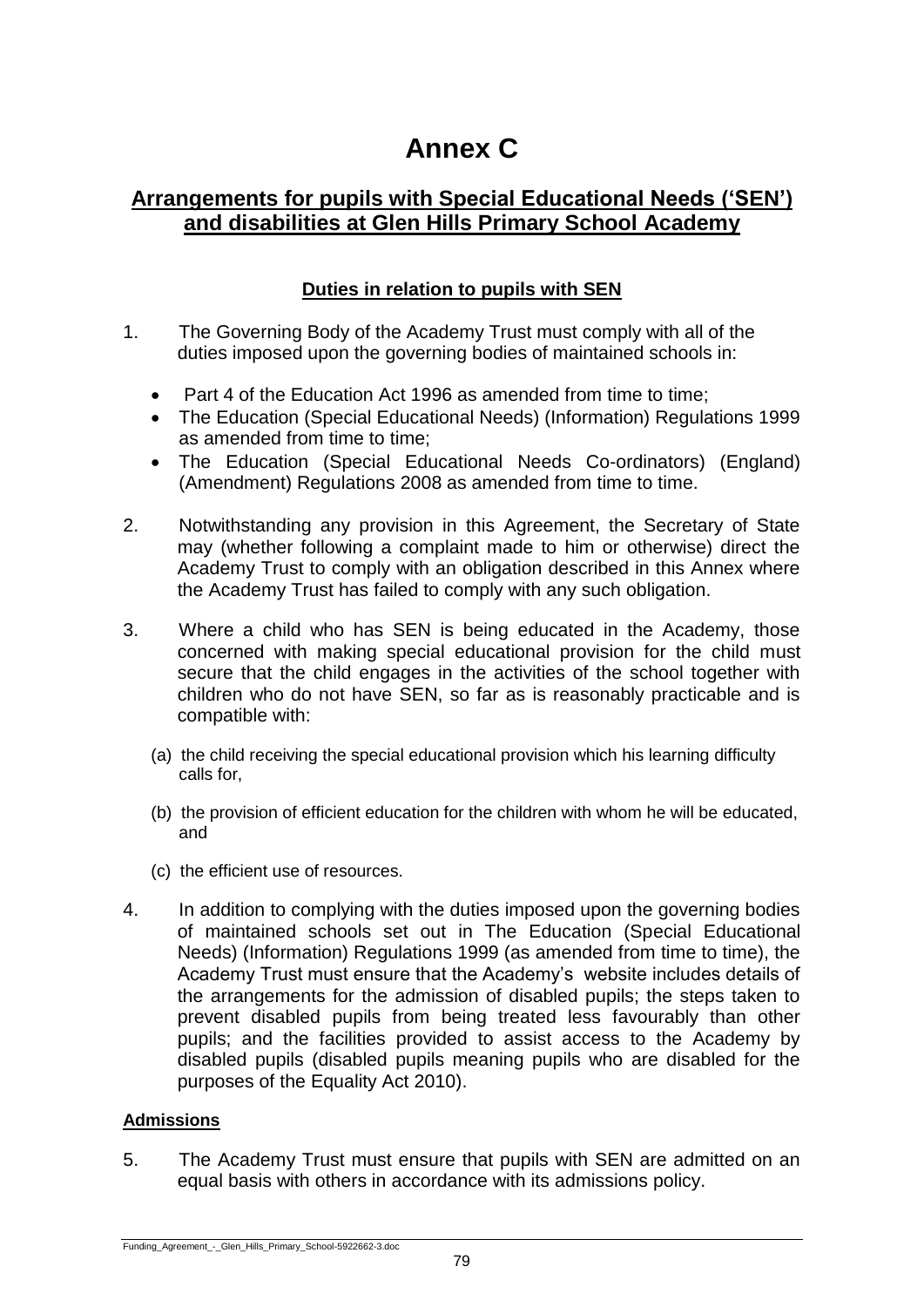# Annex C

## Arrangements for pupils with Special Educational Needs ('SEN') and disabilities at Glen Hills Primary School Academy

### Duties in relation to pupils with SEN

1. The Governing Body of the Academy Trust must comply with all of the duties imposed upon the governing bodies of maintained schools in:

   - Part 4 of the Education Act 1996 as amended from time to time;
   - The Education (Special Educational Needs) (Information) Regulations 1999 as amended from time to time;
   - The Education (Special Educational Needs Co-ordinators) (England) (Amendment) Regulations 2008 as amended from time to time.

2. Notwithstanding any provision in this Agreement, the Secretary of State may (whether following a complaint made to him or otherwise) direct the Academy Trust to comply with an obligation described in this Annex where the Academy Trust has failed to comply with any such obligation.

3. Where a child who has SEN is being educated in the Academy, those concerned with making special educational provision for the child must secure that the child engages in the activities of the school together with children who do not have SEN, so far as is reasonably practicable and is compatible with:

   (a) the child receiving the special educational provision which his learning difficulty calls for,

   (b) the provision of efficient education for the children with whom he will be educated, and

   (c) the efficient use of resources.

4. In addition to complying with the duties imposed upon the governing bodies of maintained schools set out in The Education (Special Educational Needs) (Information) Regulations 1999 (as amended from time to time), the Academy Trust must ensure that the Academy's website includes details of the arrangements for the admission of disabled pupils; the steps taken to prevent disabled pupils from being treated less favourably than other pupils; and the facilities provided to assist access to the Academy by disabled pupils (disabled pupils meaning pupils who are disabled for the purposes of the Equality Act 2010).

### Admissions

5. The Academy Trust must ensure that pupils with SEN are admitted on an equal basis with others in accordance with its admissions policy.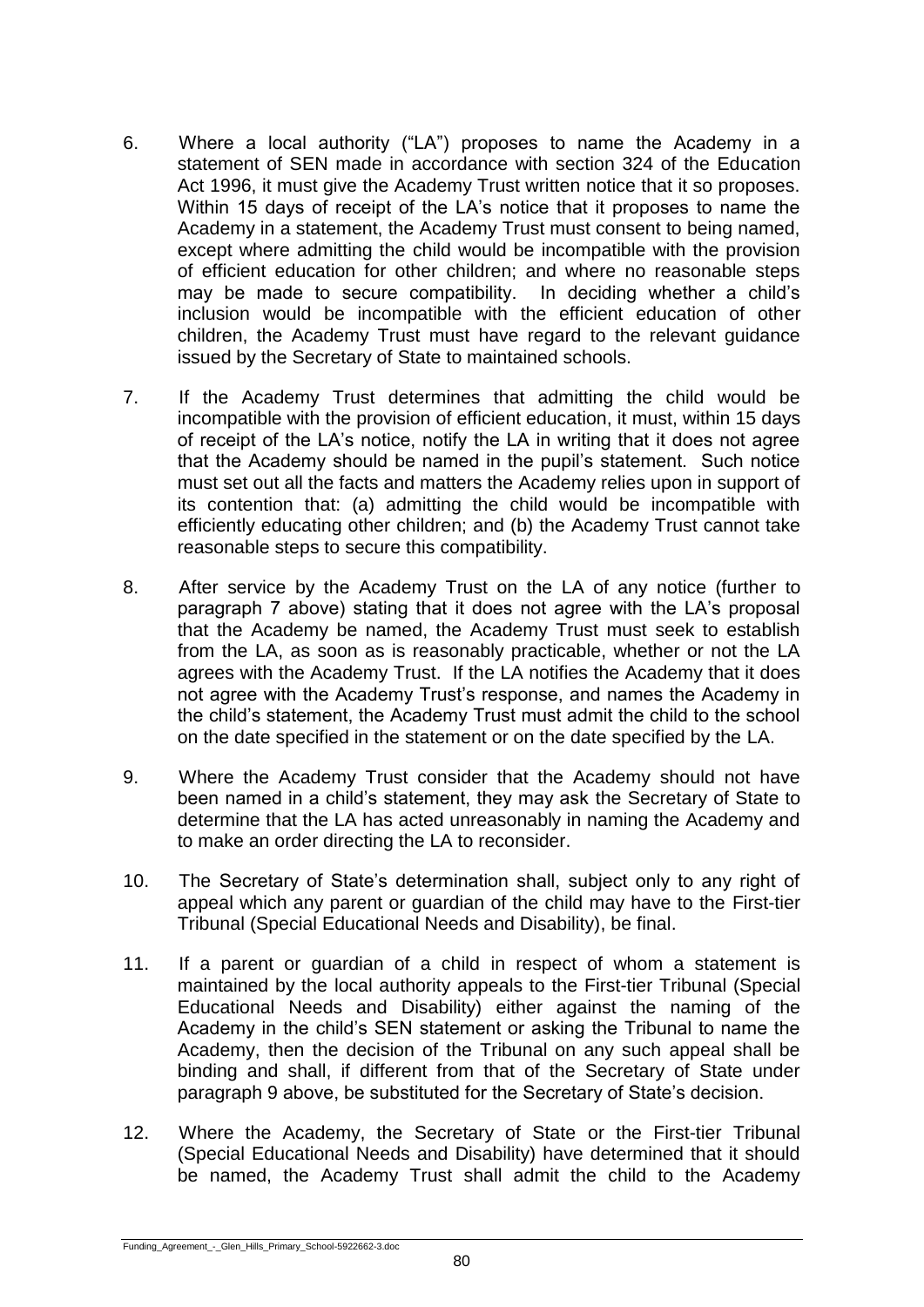6. Where a local authority ("LA") proposes to name the Academy in a statement of SEN made in accordance with section 324 of the Education Act 1996, it must give the Academy Trust written notice that it so proposes. Within 15 days of receipt of the LA's notice that it proposes to name the Academy in a statement, the Academy Trust must consent to being named, except where admitting the child would be incompatible with the provision of efficient education for other children; and where no reasonable steps may be made to secure compatibility. In deciding whether a child's inclusion would be incompatible with the efficient education of other children, the Academy Trust must have regard to the relevant guidance issued by the Secretary of State to maintained schools.

7. If the Academy Trust determines that admitting the child would be incompatible with the provision of efficient education, it must, within 15 days of receipt of the LA's notice, notify the LA in writing that it does not agree that the Academy should be named in the pupil's statement. Such notice must set out all the facts and matters the Academy relies upon in support of its contention that: (a) admitting the child would be incompatible with efficiently educating other children; and (b) the Academy Trust cannot take reasonable steps to secure this compatibility.

8. After service by the Academy Trust on the LA of any notice (further to paragraph 7 above) stating that it does not agree with the LA's proposal that the Academy be named, the Academy Trust must seek to establish from the LA, as soon as is reasonably practicable, whether or not the LA agrees with the Academy Trust. If the LA notifies the Academy that it does not agree with the Academy Trust's response, and names the Academy in the child's statement, the Academy Trust must admit the child to the school on the date specified in the statement or on the date specified by the LA.

9. Where the Academy Trust consider that the Academy should not have been named in a child's statement, they may ask the Secretary of State to determine that the LA has acted unreasonably in naming the Academy and to make an order directing the LA to reconsider.

10. The Secretary of State's determination shall, subject only to any right of appeal which any parent or guardian of the child may have to the First-tier Tribunal (Special Educational Needs and Disability), be final.

11. If a parent or guardian of a child in respect of whom a statement is maintained by the local authority appeals to the First-tier Tribunal (Special Educational Needs and Disability) either against the naming of the Academy in the child's SEN statement or asking the Tribunal to name the Academy, then the decision of the Tribunal on any such appeal shall be binding and shall, if different from that of the Secretary of State under paragraph 9 above, be substituted for the Secretary of State's decision.

12. Where the Academy, the Secretary of State or the First-tier Tribunal (Special Educational Needs and Disability) have determined that it should be named, the Academy Trust shall admit the child to the Academy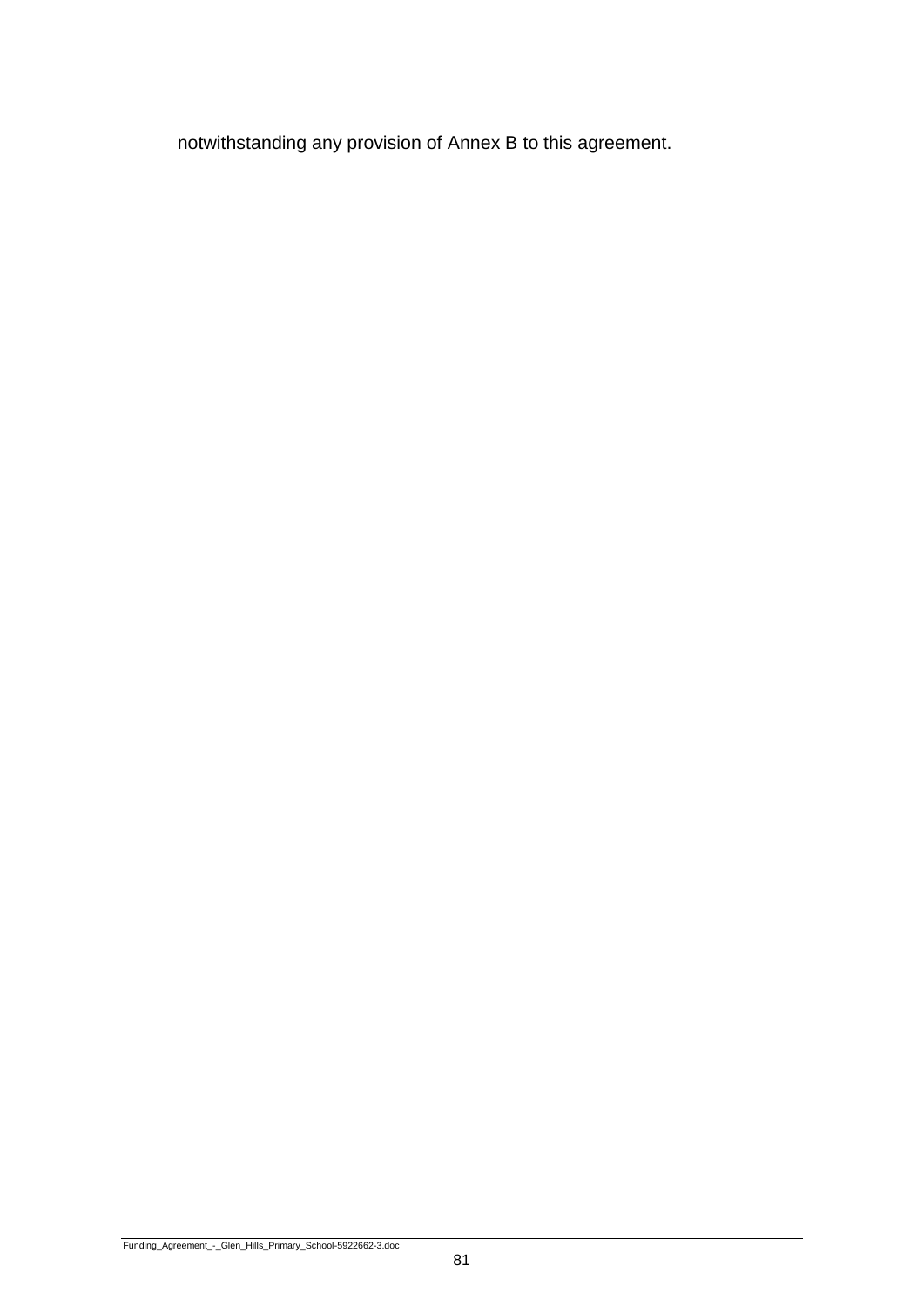notwithstanding any provision of Annex B to this agreement.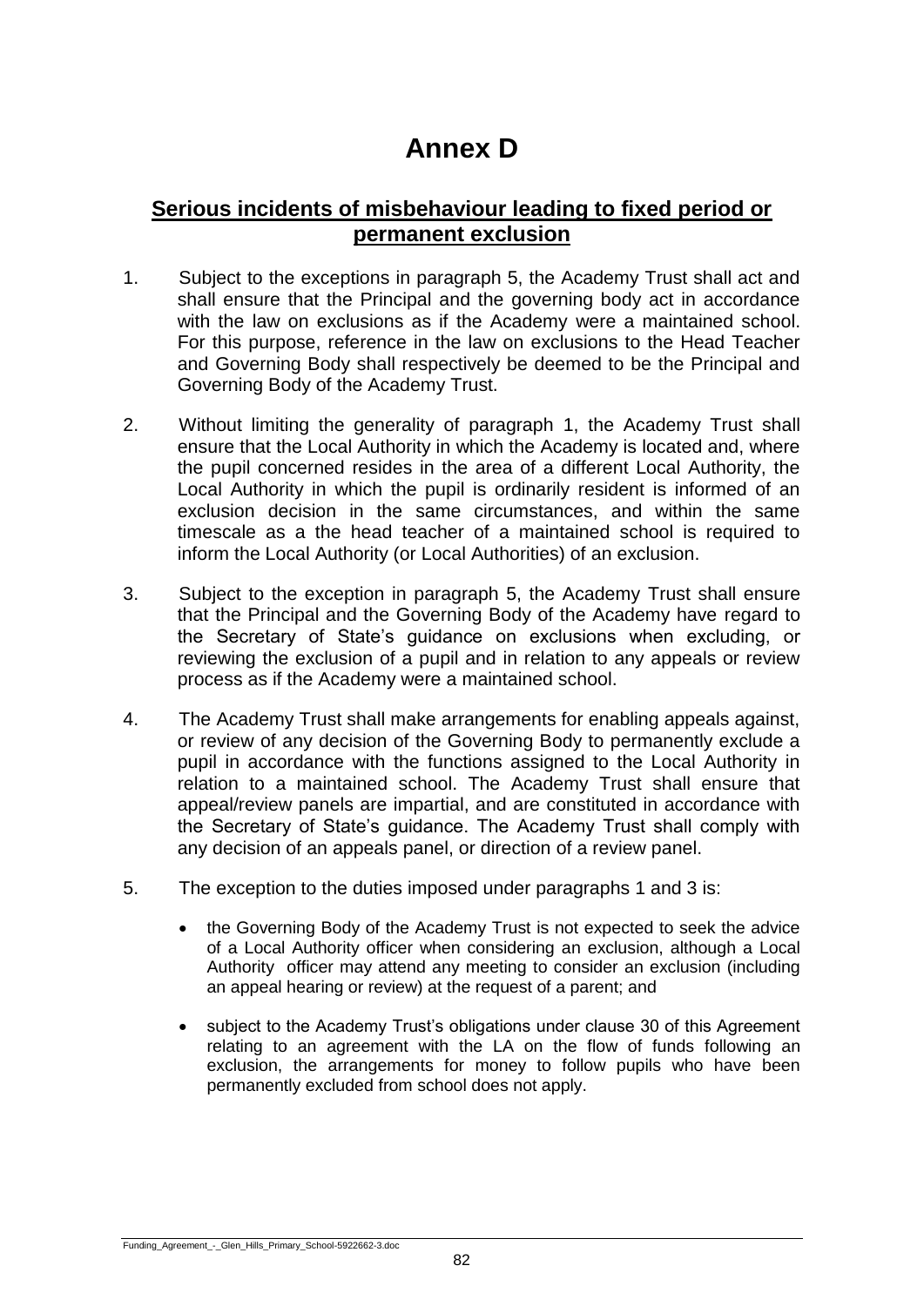# Annex D

## Serious incidents of misbehaviour leading to fixed period or permanent exclusion

1. Subject to the exceptions in paragraph 5, the Academy Trust shall act and shall ensure that the Principal and the governing body act in accordance with the law on exclusions as if the Academy were a maintained school. For this purpose, reference in the law on exclusions to the Head Teacher and Governing Body shall respectively be deemed to be the Principal and Governing Body of the Academy Trust.

2. Without limiting the generality of paragraph 1, the Academy Trust shall ensure that the Local Authority in which the Academy is located and, where the pupil concerned resides in the area of a different Local Authority, the Local Authority in which the pupil is ordinarily resident is informed of an exclusion decision in the same circumstances, and within the same timescale as a the head teacher of a maintained school is required to inform the Local Authority (or Local Authorities) of an exclusion.

3. Subject to the exception in paragraph 5, the Academy Trust shall ensure that the Principal and the Governing Body of the Academy have regard to the Secretary of State's guidance on exclusions when excluding, or reviewing the exclusion of a pupil and in relation to any appeals or review process as if the Academy were a maintained school.

4. The Academy Trust shall make arrangements for enabling appeals against, or review of any decision of the Governing Body to permanently exclude a pupil in accordance with the functions assigned to the Local Authority in relation to a maintained school. The Academy Trust shall ensure that appeal/review panels are impartial, and are constituted in accordance with the Secretary of State's guidance. The Academy Trust shall comply with any decision of an appeals panel, or direction of a review panel.

5. The exception to the duties imposed under paragraphs 1 and 3 is:

   - the Governing Body of the Academy Trust is not expected to seek the advice of a Local Authority officer when considering an exclusion, although a Local Authority officer may attend any meeting to consider an exclusion (including an appeal hearing or review) at the request of a parent; and

   - subject to the Academy Trust's obligations under clause 30 of this Agreement relating to an agreement with the LA on the flow of funds following an exclusion, the arrangements for money to follow pupils who have been permanently excluded from school does not apply.